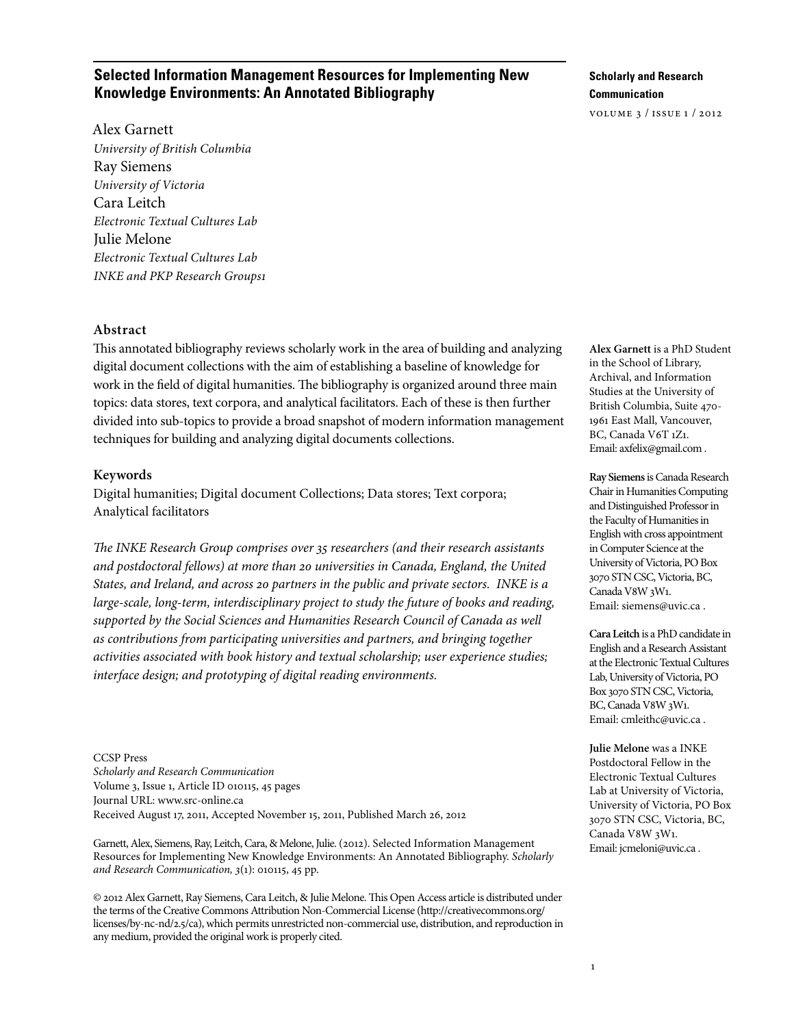# Selected Information Management Resources for Implementing New Knowledge Environments: An Annotated Bibliography

Alex Garnett
*University of British Columbia*
Ray Siemens
*University of Victoria*
Cara Leitch
*Electronic Textual Cultures Lab*
Julie Melone
*Electronic Textual Cultures Lab*
*INKE and PKP Research Groups1*

**Scholarly and Research Communication**
VOLUME 3 / ISSUE 1 / 2012

## Abstract

This annotated bibliography reviews scholarly work in the area of building and analyzing digital document collections with the aim of establishing a baseline of knowledge for work in the field of digital humanities. The bibliography is organized around three main topics: data stores, text corpora, and analytical facilitators. Each of these is then further divided into sub-topics to provide a broad snapshot of modern information management techniques for building and analyzing digital documents collections.

## Keywords

Digital humanities; Digital document Collections; Data stores; Text corpora; Analytical facilitators

*The INKE Research Group comprises over 35 researchers (and their research assistants and postdoctoral fellows) at more than 20 universities in Canada, England, the United States, and Ireland, and across 20 partners in the public and private sectors. INKE is a large-scale, long-term, interdisciplinary project to study the future of books and reading, supported by the Social Sciences and Humanities Research Council of Canada as well as contributions from participating universities and partners, and bringing together activities associated with book history and textual scholarship; user experience studies; interface design; and prototyping of digital reading environments.*

**Alex Garnett** is a PhD Student in the School of Library, Archival, and Information Studies at the University of British Columbia, Suite 470-1961 East Mall, Vancouver, BC, Canada V6T 1Z1. Email: axfelix@gmail.com .

**Ray Siemens** is Canada Research Chair in Humanities Computing and Distinguished Professor in the Faculty of Humanities in English with cross appointment in Computer Science at the University of Victoria, PO Box 3070 STN CSC, Victoria, BC, Canada V8W 3W1. Email: siemens@uvic.ca .

**Cara Leitch** is a PhD candidate in English and a Research Assistant at the Electronic Textual Cultures Lab, University of Victoria, PO Box 3070 STN CSC, Victoria, BC, Canada V8W 3W1. Email: cmleithc@uvic.ca .

**Julie Melone** was a INKE Postdoctoral Fellow in the Electronic Textual Cultures Lab at University of Victoria, University of Victoria, PO Box 3070 STN CSC, Victoria, BC, Canada V8W 3W1. Email: jcmeloni@uvic.ca .

CCSP Press
*Scholarly and Research Communication*
Volume 3, Issue 1, Article ID 010115, 45 pages
Journal URL: www.src-online.ca
Received August 17, 2011, Accepted November 15, 2011, Published March 26, 2012

Garnett, Alex, Siemens, Ray, Leitch, Cara, & Melone, Julie. (2012). Selected Information Management Resources for Implementing New Knowledge Environments: An Annotated Bibliography. *Scholarly and Research Communication, 3*(1): 010115, 45 pp.

© 2012 Alex Garnett, Ray Siemens, Cara Leitch, & Julie Melone. This Open Access article is distributed under the terms of the Creative Commons Attribution Non-Commercial License (http://creativecommons.org/licenses/by-nc-nd/2.5/ca), which permits unrestricted non-commercial use, distribution, and reproduction in any medium, provided the original work is properly cited.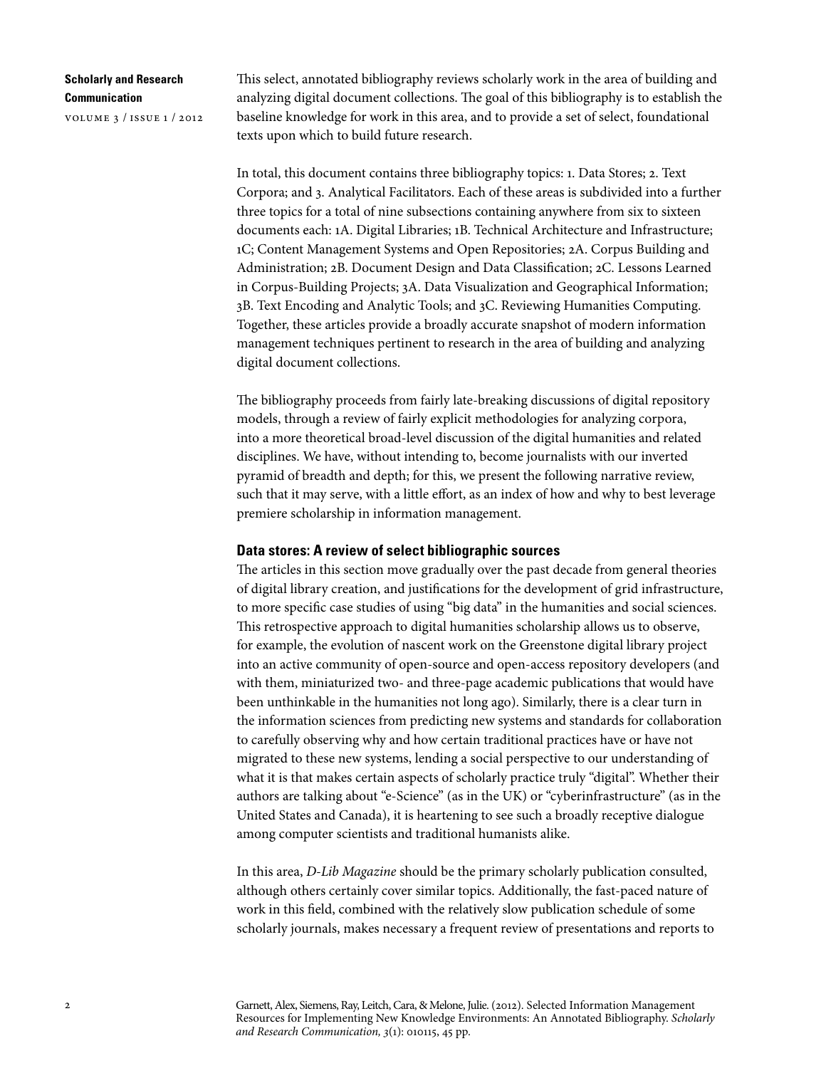This select, annotated bibliography reviews scholarly work in the area of building and analyzing digital document collections. The goal of this bibliography is to establish the baseline knowledge for work in this area, and to provide a set of select, foundational texts upon which to build future research.

In total, this document contains three bibliography topics: 1. Data Stores; 2. Text Corpora; and 3. Analytical Facilitators. Each of these areas is subdivided into a further three topics for a total of nine subsections containing anywhere from six to sixteen documents each: 1A. Digital Libraries; 1B. Technical Architecture and Infrastructure; 1C; Content Management Systems and Open Repositories; 2A. Corpus Building and Administration; 2B. Document Design and Data Classification; 2C. Lessons Learned in Corpus-Building Projects; 3A. Data Visualization and Geographical Information; 3B. Text Encoding and Analytic Tools; and 3C. Reviewing Humanities Computing. Together, these articles provide a broadly accurate snapshot of modern information management techniques pertinent to research in the area of building and analyzing digital document collections.

The bibliography proceeds from fairly late-breaking discussions of digital repository models, through a review of fairly explicit methodologies for analyzing corpora, into a more theoretical broad-level discussion of the digital humanities and related disciplines. We have, without intending to, become journalists with our inverted pyramid of breadth and depth; for this, we present the following narrative review, such that it may serve, with a little effort, as an index of how and why to best leverage premiere scholarship in information management.

## Data stores: A review of select bibliographic sources

The articles in this section move gradually over the past decade from general theories of digital library creation, and justifications for the development of grid infrastructure, to more specific case studies of using "big data" in the humanities and social sciences. This retrospective approach to digital humanities scholarship allows us to observe, for example, the evolution of nascent work on the Greenstone digital library project into an active community of open-source and open-access repository developers (and with them, miniaturized two- and three-page academic publications that would have been unthinkable in the humanities not long ago). Similarly, there is a clear turn in the information sciences from predicting new systems and standards for collaboration to carefully observing why and how certain traditional practices have or have not migrated to these new systems, lending a social perspective to our understanding of what it is that makes certain aspects of scholarly practice truly "digital". Whether their authors are talking about "e-Science" (as in the UK) or "cyberinfrastructure" (as in the United States and Canada), it is heartening to see such a broadly receptive dialogue among computer scientists and traditional humanists alike.

In this area, *D-Lib Magazine* should be the primary scholarly publication consulted, although others certainly cover similar topics. Additionally, the fast-paced nature of work in this field, combined with the relatively slow publication schedule of some scholarly journals, makes necessary a frequent review of presentations and reports to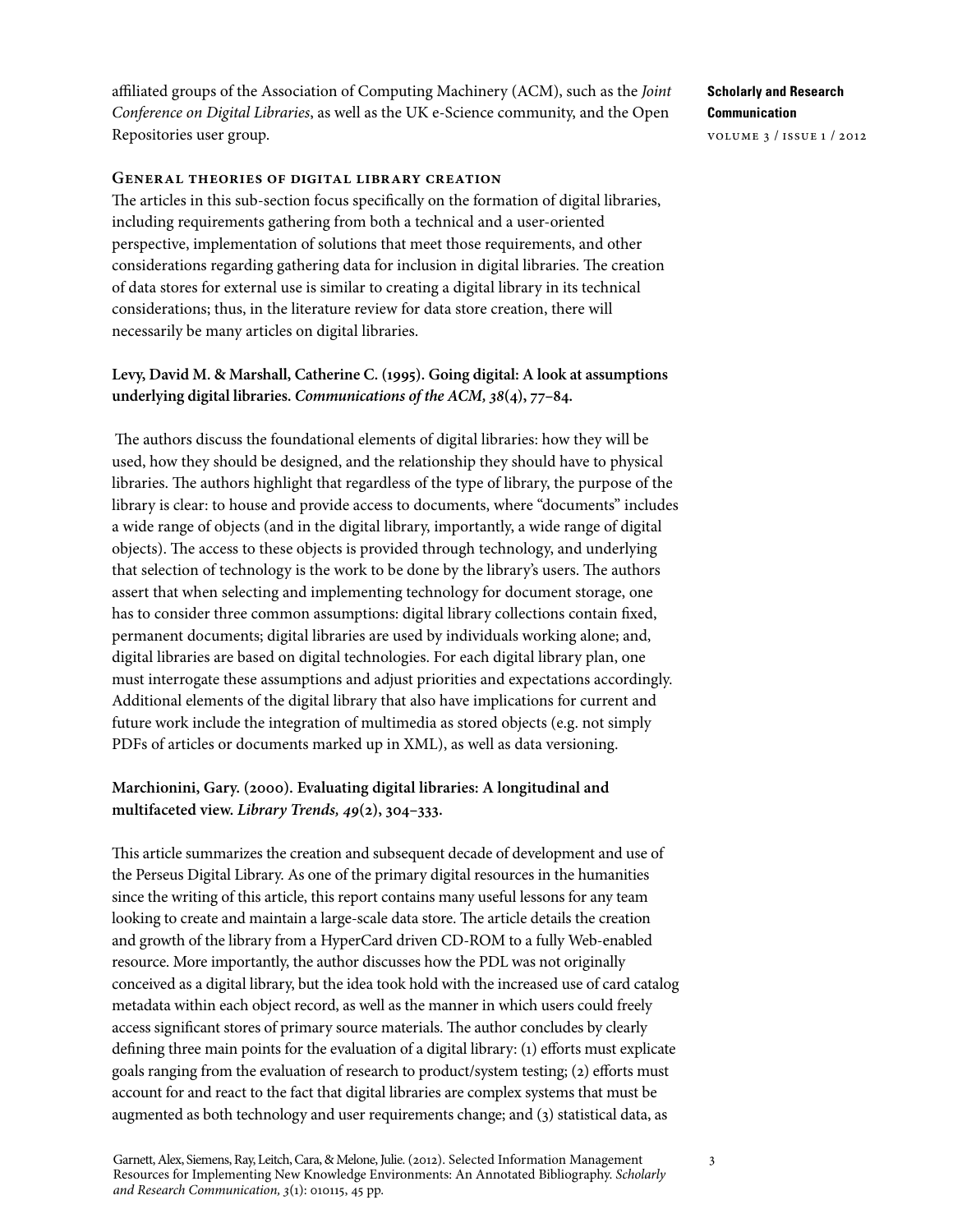affiliated groups of the Association of Computing Machinery (ACM), such as the *Joint Conference on Digital Libraries*, as well as the UK e-Science community, and the Open Repositories user group.

### General theories of digital library creation

The articles in this sub-section focus specifically on the formation of digital libraries, including requirements gathering from both a technical and a user-oriented perspective, implementation of solutions that meet those requirements, and other considerations regarding gathering data for inclusion in digital libraries. The creation of data stores for external use is similar to creating a digital library in its technical considerations; thus, in the literature review for data store creation, there will necessarily be many articles on digital libraries.

**Levy, David M. & Marshall, Catherine C. (1995). Going digital: A look at assumptions underlying digital libraries. *Communications of the ACM, 38*(4), 77–84.**

The authors discuss the foundational elements of digital libraries: how they will be used, how they should be designed, and the relationship they should have to physical libraries. The authors highlight that regardless of the type of library, the purpose of the library is clear: to house and provide access to documents, where "documents" includes a wide range of objects (and in the digital library, importantly, a wide range of digital objects). The access to these objects is provided through technology, and underlying that selection of technology is the work to be done by the library's users. The authors assert that when selecting and implementing technology for document storage, one has to consider three common assumptions: digital library collections contain fixed, permanent documents; digital libraries are used by individuals working alone; and, digital libraries are based on digital technologies. For each digital library plan, one must interrogate these assumptions and adjust priorities and expectations accordingly. Additional elements of the digital library that also have implications for current and future work include the integration of multimedia as stored objects (e.g. not simply PDFs of articles or documents marked up in XML), as well as data versioning.

**Marchionini, Gary. (2000). Evaluating digital libraries: A longitudinal and multifaceted view. *Library Trends, 49*(2), 304–333.**

This article summarizes the creation and subsequent decade of development and use of the Perseus Digital Library. As one of the primary digital resources in the humanities since the writing of this article, this report contains many useful lessons for any team looking to create and maintain a large-scale data store. The article details the creation and growth of the library from a HyperCard driven CD-ROM to a fully Web-enabled resource. More importantly, the author discusses how the PDL was not originally conceived as a digital library, but the idea took hold with the increased use of card catalog metadata within each object record, as well as the manner in which users could freely access significant stores of primary source materials. The author concludes by clearly defining three main points for the evaluation of a digital library: (1) efforts must explicate goals ranging from the evaluation of research to product/system testing; (2) efforts must account for and react to the fact that digital libraries are complex systems that must be augmented as both technology and user requirements change; and (3) statistical data, as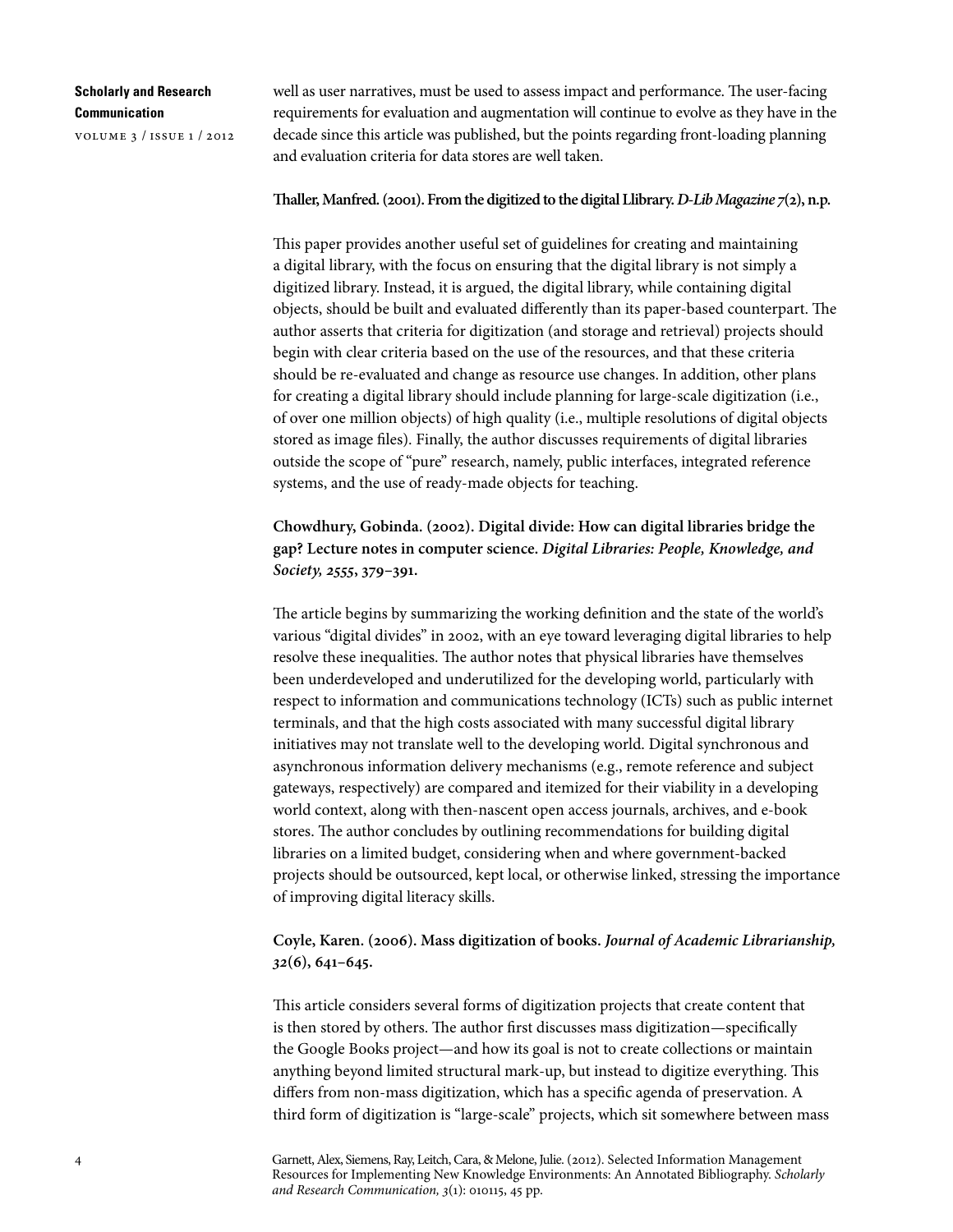well as user narratives, must be used to assess impact and performance. The user-facing requirements for evaluation and augmentation will continue to evolve as they have in the decade since this article was published, but the points regarding front-loading planning and evaluation criteria for data stores are well taken.

**Thaller, Manfred. (2001). From the digitized to the digital Llibrary. *D-Lib Magazine 7*(2), n.p.**

This paper provides another useful set of guidelines for creating and maintaining a digital library, with the focus on ensuring that the digital library is not simply a digitized library. Instead, it is argued, the digital library, while containing digital objects, should be built and evaluated differently than its paper-based counterpart. The author asserts that criteria for digitization (and storage and retrieval) projects should begin with clear criteria based on the use of the resources, and that these criteria should be re-evaluated and change as resource use changes. In addition, other plans for creating a digital library should include planning for large-scale digitization (i.e., of over one million objects) of high quality (i.e., multiple resolutions of digital objects stored as image files). Finally, the author discusses requirements of digital libraries outside the scope of "pure" research, namely, public interfaces, integrated reference systems, and the use of ready-made objects for teaching.

**Chowdhury, Gobinda. (2002). Digital divide: How can digital libraries bridge the gap? Lecture notes in computer science. *Digital Libraries: People, Knowledge, and Society, 2555*, 379–391.**

The article begins by summarizing the working definition and the state of the world's various "digital divides" in 2002, with an eye toward leveraging digital libraries to help resolve these inequalities. The author notes that physical libraries have themselves been underdeveloped and underutilized for the developing world, particularly with respect to information and communications technology (ICTs) such as public internet terminals, and that the high costs associated with many successful digital library initiatives may not translate well to the developing world. Digital synchronous and asynchronous information delivery mechanisms (e.g., remote reference and subject gateways, respectively) are compared and itemized for their viability in a developing world context, along with then-nascent open access journals, archives, and e-book stores. The author concludes by outlining recommendations for building digital libraries on a limited budget, considering when and where government-backed projects should be outsourced, kept local, or otherwise linked, stressing the importance of improving digital literacy skills.

**Coyle, Karen. (2006). Mass digitization of books. *Journal of Academic Librarianship, 32*(6), 641–645.**

This article considers several forms of digitization projects that create content that is then stored by others. The author first discusses mass digitization—specifically the Google Books project—and how its goal is not to create collections or maintain anything beyond limited structural mark-up, but instead to digitize everything. This differs from non-mass digitization, which has a specific agenda of preservation. A third form of digitization is "large-scale" projects, which sit somewhere between mass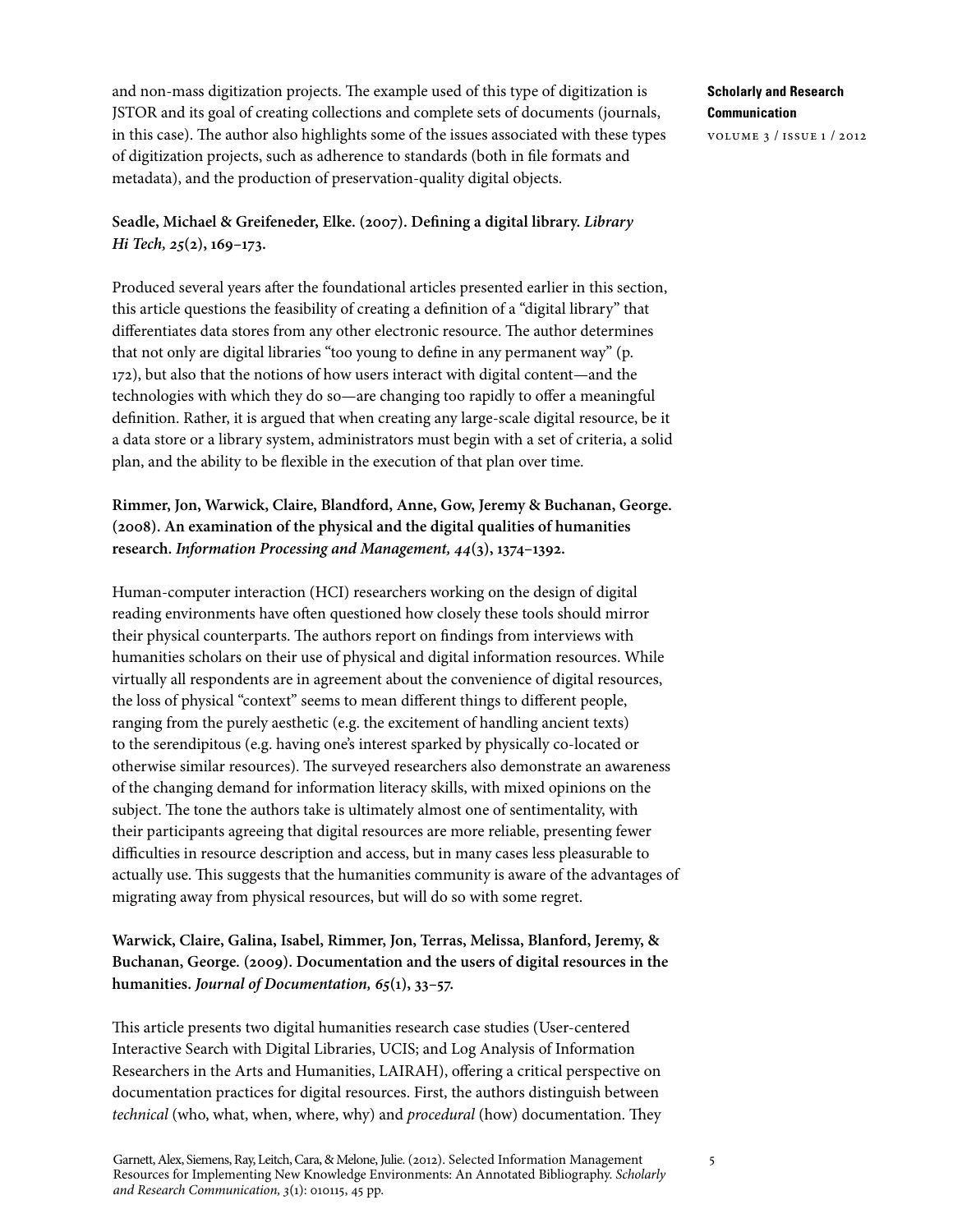and non-mass digitization projects. The example used of this type of digitization is JSTOR and its goal of creating collections and complete sets of documents (journals, in this case). The author also highlights some of the issues associated with these types of digitization projects, such as adherence to standards (both in file formats and metadata), and the production of preservation-quality digital objects.

**Seadle, Michael & Greifeneder, Elke. (2007). Defining a digital library. *Library Hi Tech, 25*(2), 169–173.**

Produced several years after the foundational articles presented earlier in this section, this article questions the feasibility of creating a definition of a "digital library" that differentiates data stores from any other electronic resource. The author determines that not only are digital libraries "too young to define in any permanent way" (p. 172), but also that the notions of how users interact with digital content—and the technologies with which they do so—are changing too rapidly to offer a meaningful definition. Rather, it is argued that when creating any large-scale digital resource, be it a data store or a library system, administrators must begin with a set of criteria, a solid plan, and the ability to be flexible in the execution of that plan over time.

**Rimmer, Jon, Warwick, Claire, Blandford, Anne, Gow, Jeremy & Buchanan, George. (2008). An examination of the physical and the digital qualities of humanities research. *Information Processing and Management, 44*(3), 1374–1392.**

Human-computer interaction (HCI) researchers working on the design of digital reading environments have often questioned how closely these tools should mirror their physical counterparts. The authors report on findings from interviews with humanities scholars on their use of physical and digital information resources. While virtually all respondents are in agreement about the convenience of digital resources, the loss of physical "context" seems to mean different things to different people, ranging from the purely aesthetic (e.g. the excitement of handling ancient texts) to the serendipitous (e.g. having one's interest sparked by physically co-located or otherwise similar resources). The surveyed researchers also demonstrate an awareness of the changing demand for information literacy skills, with mixed opinions on the subject. The tone the authors take is ultimately almost one of sentimentality, with their participants agreeing that digital resources are more reliable, presenting fewer difficulties in resource description and access, but in many cases less pleasurable to actually use. This suggests that the humanities community is aware of the advantages of migrating away from physical resources, but will do so with some regret.

**Warwick, Claire, Galina, Isabel, Rimmer, Jon, Terras, Melissa, Blanford, Jeremy, & Buchanan, George. (2009). Documentation and the users of digital resources in the humanities. *Journal of Documentation, 65*(1), 33–57.**

This article presents two digital humanities research case studies (User-centered Interactive Search with Digital Libraries, UCIS; and Log Analysis of Information Researchers in the Arts and Humanities, LAIRAH), offering a critical perspective on documentation practices for digital resources. First, the authors distinguish between *technical* (who, what, when, where, why) and *procedural* (how) documentation. They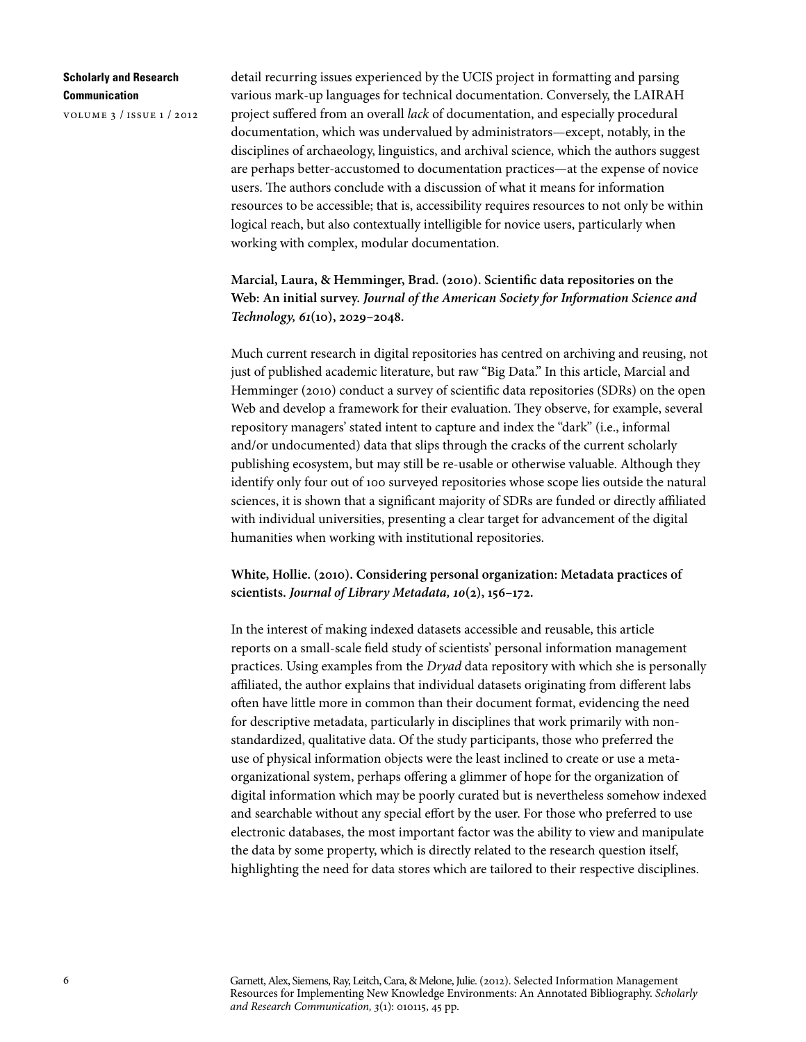detail recurring issues experienced by the UCIS project in formatting and parsing various mark-up languages for technical documentation. Conversely, the LAIRAH project suffered from an overall *lack* of documentation, and especially procedural documentation, which was undervalued by administrators—except, notably, in the disciplines of archaeology, linguistics, and archival science, which the authors suggest are perhaps better-accustomed to documentation practices—at the expense of novice users. The authors conclude with a discussion of what it means for information resources to be accessible; that is, accessibility requires resources to not only be within logical reach, but also contextually intelligible for novice users, particularly when working with complex, modular documentation.

**Marcial, Laura, & Hemminger, Brad. (2010). Scientific data repositories on the Web: An initial survey. *Journal of the American Society for Information Science and Technology, 61*(10), 2029–2048.**

Much current research in digital repositories has centred on archiving and reusing, not just of published academic literature, but raw "Big Data." In this article, Marcial and Hemminger (2010) conduct a survey of scientific data repositories (SDRs) on the open Web and develop a framework for their evaluation. They observe, for example, several repository managers' stated intent to capture and index the "dark" (i.e., informal and/or undocumented) data that slips through the cracks of the current scholarly publishing ecosystem, but may still be re-usable or otherwise valuable. Although they identify only four out of 100 surveyed repositories whose scope lies outside the natural sciences, it is shown that a significant majority of SDRs are funded or directly affiliated with individual universities, presenting a clear target for advancement of the digital humanities when working with institutional repositories.

**White, Hollie. (2010). Considering personal organization: Metadata practices of scientists. *Journal of Library Metadata, 10*(2), 156–172.**

In the interest of making indexed datasets accessible and reusable, this article reports on a small-scale field study of scientists' personal information management practices. Using examples from the *Dryad* data repository with which she is personally affiliated, the author explains that individual datasets originating from different labs often have little more in common than their document format, evidencing the need for descriptive metadata, particularly in disciplines that work primarily with non-standardized, qualitative data. Of the study participants, those who preferred the use of physical information objects were the least inclined to create or use a meta-organizational system, perhaps offering a glimmer of hope for the organization of digital information which may be poorly curated but is nevertheless somehow indexed and searchable without any special effort by the user. For those who preferred to use electronic databases, the most important factor was the ability to view and manipulate the data by some property, which is directly related to the research question itself, highlighting the need for data stores which are tailored to their respective disciplines.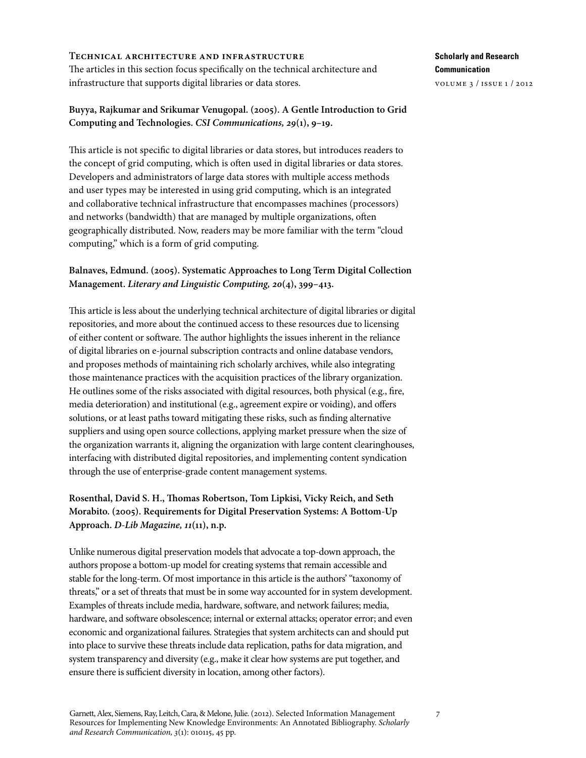### Technical architecture and infrastructure

The articles in this section focus specifically on the technical architecture and infrastructure that supports digital libraries or data stores.

**Buyya, Rajkumar and Srikumar Venugopal. (2005). A Gentle Introduction to Grid Computing and Technologies. *CSI Communications, 29*(1), 9–19.**

This article is not specific to digital libraries or data stores, but introduces readers to the concept of grid computing, which is often used in digital libraries or data stores. Developers and administrators of large data stores with multiple access methods and user types may be interested in using grid computing, which is an integrated and collaborative technical infrastructure that encompasses machines (processors) and networks (bandwidth) that are managed by multiple organizations, often geographically distributed. Now, readers may be more familiar with the term "cloud computing," which is a form of grid computing.

**Balnaves, Edmund. (2005). Systematic Approaches to Long Term Digital Collection Management. *Literary and Linguistic Computing, 20*(4), 399–413.**

This article is less about the underlying technical architecture of digital libraries or digital repositories, and more about the continued access to these resources due to licensing of either content or software. The author highlights the issues inherent in the reliance of digital libraries on e-journal subscription contracts and online database vendors, and proposes methods of maintaining rich scholarly archives, while also integrating those maintenance practices with the acquisition practices of the library organization. He outlines some of the risks associated with digital resources, both physical (e.g., fire, media deterioration) and institutional (e.g., agreement expire or voiding), and offers solutions, or at least paths toward mitigating these risks, such as finding alternative suppliers and using open source collections, applying market pressure when the size of the organization warrants it, aligning the organization with large content clearinghouses, interfacing with distributed digital repositories, and implementing content syndication through the use of enterprise-grade content management systems.

**Rosenthal, David S. H., Thomas Robertson, Tom Lipkisi, Vicky Reich, and Seth Morabito. (2005). Requirements for Digital Preservation Systems: A Bottom-Up Approach. *D-Lib Magazine, 11*(11), n.p.**

Unlike numerous digital preservation models that advocate a top-down approach, the authors propose a bottom-up model for creating systems that remain accessible and stable for the long-term. Of most importance in this article is the authors' "taxonomy of threats," or a set of threats that must be in some way accounted for in system development. Examples of threats include media, hardware, software, and network failures; media, hardware, and software obsolescence; internal or external attacks; operator error; and even economic and organizational failures. Strategies that system architects can and should put into place to survive these threats include data replication, paths for data migration, and system transparency and diversity (e.g., make it clear how systems are put together, and ensure there is sufficient diversity in location, among other factors).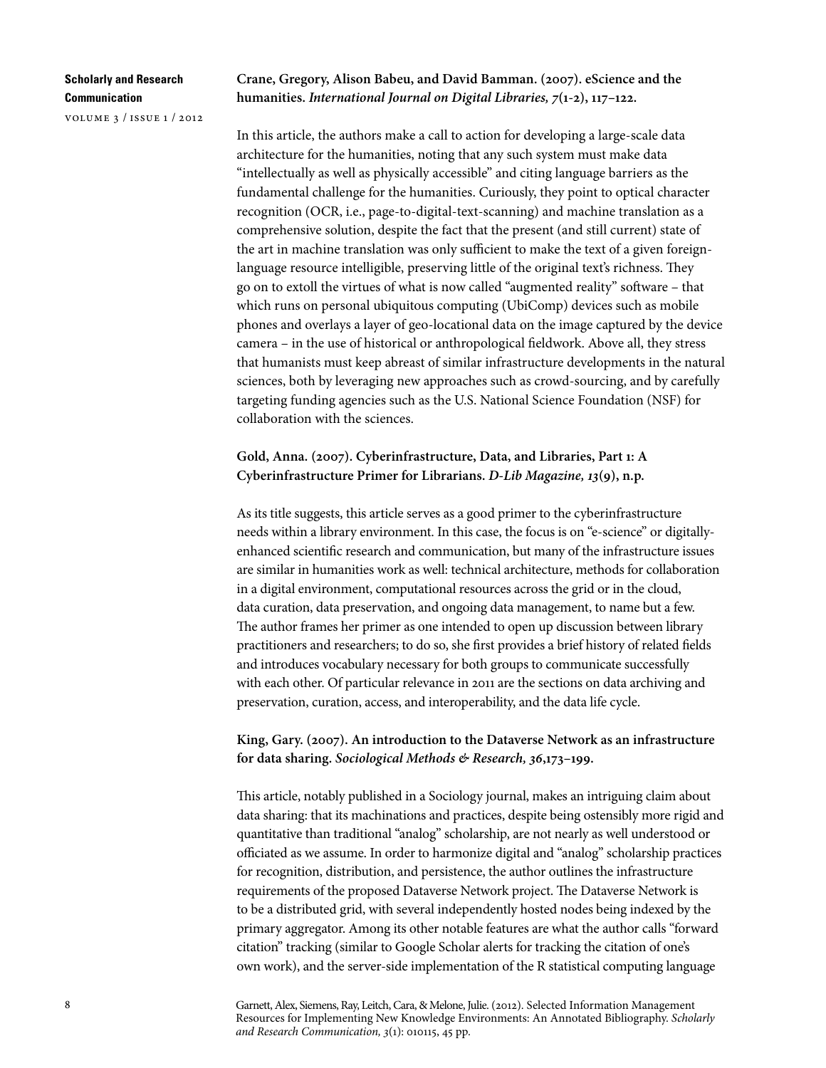**Crane, Gregory, Alison Babeu, and David Bamman. (2007). eScience and the humanities. *International Journal on Digital Libraries, 7*(1-2), 117–122.**

In this article, the authors make a call to action for developing a large-scale data architecture for the humanities, noting that any such system must make data "intellectually as well as physically accessible" and citing language barriers as the fundamental challenge for the humanities. Curiously, they point to optical character recognition (OCR, i.e., page-to-digital-text-scanning) and machine translation as a comprehensive solution, despite the fact that the present (and still current) state of the art in machine translation was only sufficient to make the text of a given foreign-language resource intelligible, preserving little of the original text's richness. They go on to extoll the virtues of what is now called "augmented reality" software – that which runs on personal ubiquitous computing (UbiComp) devices such as mobile phones and overlays a layer of geo-locational data on the image captured by the device camera – in the use of historical or anthropological fieldwork. Above all, they stress that humanists must keep abreast of similar infrastructure developments in the natural sciences, both by leveraging new approaches such as crowd-sourcing, and by carefully targeting funding agencies such as the U.S. National Science Foundation (NSF) for collaboration with the sciences.

**Gold, Anna. (2007). Cyberinfrastructure, Data, and Libraries, Part 1: A Cyberinfrastructure Primer for Librarians. *D-Lib Magazine, 13*(9), n.p.**

As its title suggests, this article serves as a good primer to the cyberinfrastructure needs within a library environment. In this case, the focus is on "e-science" or digitally-enhanced scientific research and communication, but many of the infrastructure issues are similar in humanities work as well: technical architecture, methods for collaboration in a digital environment, computational resources across the grid or in the cloud, data curation, data preservation, and ongoing data management, to name but a few. The author frames her primer as one intended to open up discussion between library practitioners and researchers; to do so, she first provides a brief history of related fields and introduces vocabulary necessary for both groups to communicate successfully with each other. Of particular relevance in 2011 are the sections on data archiving and preservation, curation, access, and interoperability, and the data life cycle.

**King, Gary. (2007). An introduction to the Dataverse Network as an infrastructure for data sharing. *Sociological Methods & Research, 36*,173–199.**

This article, notably published in a Sociology journal, makes an intriguing claim about data sharing: that its machinations and practices, despite being ostensibly more rigid and quantitative than traditional "analog" scholarship, are not nearly as well understood or officiated as we assume. In order to harmonize digital and "analog" scholarship practices for recognition, distribution, and persistence, the author outlines the infrastructure requirements of the proposed Dataverse Network project. The Dataverse Network is to be a distributed grid, with several independently hosted nodes being indexed by the primary aggregator. Among its other notable features are what the author calls "forward citation" tracking (similar to Google Scholar alerts for tracking the citation of one's own work), and the server-side implementation of the R statistical computing language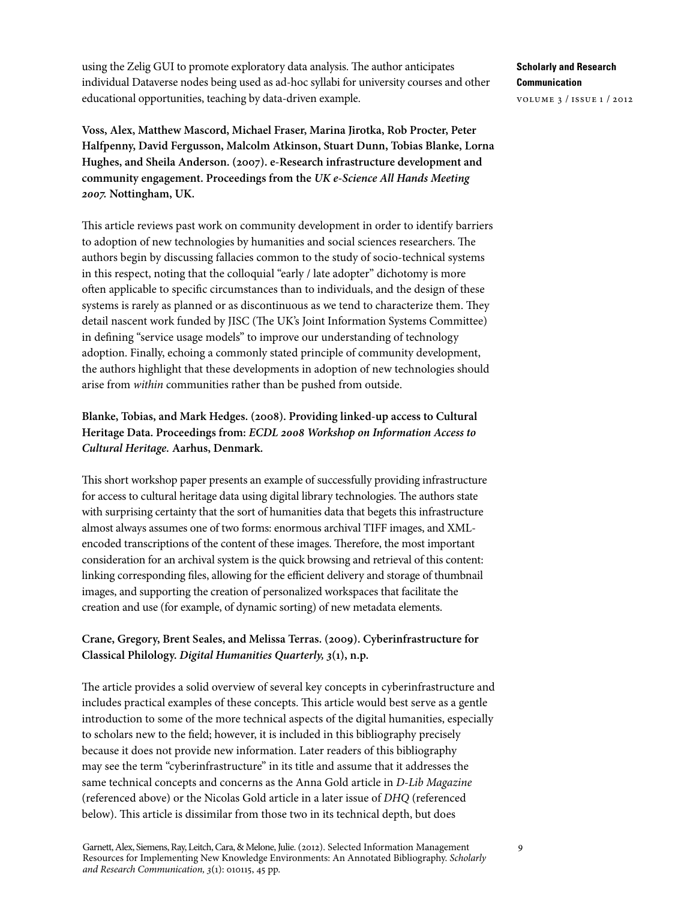using the Zelig GUI to promote exploratory data analysis. The author anticipates individual Dataverse nodes being used as ad-hoc syllabi for university courses and other educational opportunities, teaching by data-driven example.

**Voss, Alex, Matthew Mascord, Michael Fraser, Marina Jirotka, Rob Procter, Peter Halfpenny, David Fergusson, Malcolm Atkinson, Stuart Dunn, Tobias Blanke, Lorna Hughes, and Sheila Anderson. (2007). e-Research infrastructure development and community engagement. Proceedings from the *UK e-Science All Hands Meeting 2007.* Nottingham, UK.**

This article reviews past work on community development in order to identify barriers to adoption of new technologies by humanities and social sciences researchers. The authors begin by discussing fallacies common to the study of socio-technical systems in this respect, noting that the colloquial "early / late adopter" dichotomy is more often applicable to specific circumstances than to individuals, and the design of these systems is rarely as planned or as discontinuous as we tend to characterize them. They detail nascent work funded by JISC (The UK's Joint Information Systems Committee) in defining "service usage models" to improve our understanding of technology adoption. Finally, echoing a commonly stated principle of community development, the authors highlight that these developments in adoption of new technologies should arise from *within* communities rather than be pushed from outside.

**Blanke, Tobias, and Mark Hedges. (2008). Providing linked-up access to Cultural Heritage Data. Proceedings from: *ECDL 2008 Workshop on Information Access to Cultural Heritage.* Aarhus, Denmark.**

This short workshop paper presents an example of successfully providing infrastructure for access to cultural heritage data using digital library technologies. The authors state with surprising certainty that the sort of humanities data that begets this infrastructure almost always assumes one of two forms: enormous archival TIFF images, and XML-encoded transcriptions of the content of these images. Therefore, the most important consideration for an archival system is the quick browsing and retrieval of this content: linking corresponding files, allowing for the efficient delivery and storage of thumbnail images, and supporting the creation of personalized workspaces that facilitate the creation and use (for example, of dynamic sorting) of new metadata elements.

**Crane, Gregory, Brent Seales, and Melissa Terras. (2009). Cyberinfrastructure for Classical Philology. *Digital Humanities Quarterly, 3*(1), n.p.**

The article provides a solid overview of several key concepts in cyberinfrastructure and includes practical examples of these concepts. This article would best serve as a gentle introduction to some of the more technical aspects of the digital humanities, especially to scholars new to the field; however, it is included in this bibliography precisely because it does not provide new information. Later readers of this bibliography may see the term "cyberinfrastructure" in its title and assume that it addresses the same technical concepts and concerns as the Anna Gold article in *D-Lib Magazine* (referenced above) or the Nicolas Gold article in a later issue of *DHQ* (referenced below). This article is dissimilar from those two in its technical depth, but does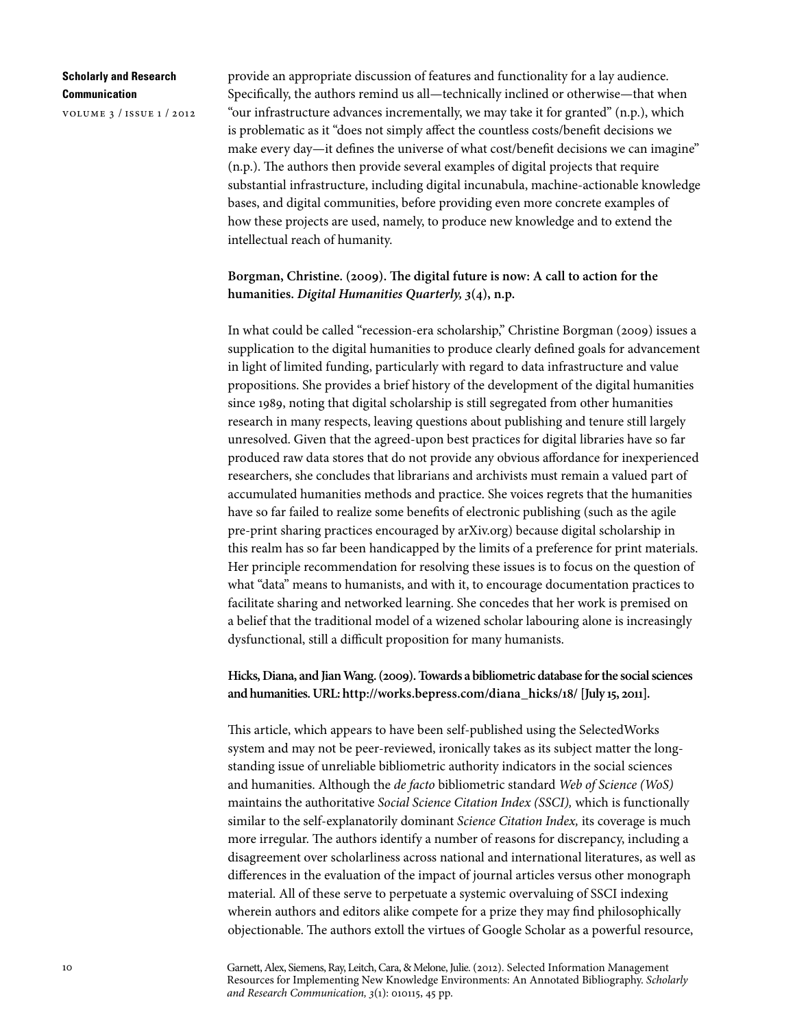provide an appropriate discussion of features and functionality for a lay audience. Specifically, the authors remind us all—technically inclined or otherwise—that when "our infrastructure advances incrementally, we may take it for granted" (n.p.), which is problematic as it "does not simply affect the countless costs/benefit decisions we make every day—it defines the universe of what cost/benefit decisions we can imagine" (n.p.). The authors then provide several examples of digital projects that require substantial infrastructure, including digital incunabula, machine-actionable knowledge bases, and digital communities, before providing even more concrete examples of how these projects are used, namely, to produce new knowledge and to extend the intellectual reach of humanity.

**Borgman, Christine. (2009). The digital future is now: A call to action for the humanities. *Digital Humanities Quarterly, 3*(4), n.p.**

In what could be called "recession-era scholarship," Christine Borgman (2009) issues a supplication to the digital humanities to produce clearly defined goals for advancement in light of limited funding, particularly with regard to data infrastructure and value propositions. She provides a brief history of the development of the digital humanities since 1989, noting that digital scholarship is still segregated from other humanities research in many respects, leaving questions about publishing and tenure still largely unresolved. Given that the agreed-upon best practices for digital libraries have so far produced raw data stores that do not provide any obvious affordance for inexperienced researchers, she concludes that librarians and archivists must remain a valued part of accumulated humanities methods and practice. She voices regrets that the humanities have so far failed to realize some benefits of electronic publishing (such as the agile pre-print sharing practices encouraged by arXiv.org) because digital scholarship in this realm has so far been handicapped by the limits of a preference for print materials. Her principle recommendation for resolving these issues is to focus on the question of what "data" means to humanists, and with it, to encourage documentation practices to facilitate sharing and networked learning. She concedes that her work is premised on a belief that the traditional model of a wizened scholar labouring alone is increasingly dysfunctional, still a difficult proposition for many humanists.

**Hicks, Diana, and Jian Wang. (2009). Towards a bibliometric database for the social sciences and humanities. URL: http://works.bepress.com/diana_hicks/18/ [July 15, 2011].**

This article, which appears to have been self-published using the SelectedWorks system and may not be peer-reviewed, ironically takes as its subject matter the long-standing issue of unreliable bibliometric authority indicators in the social sciences and humanities. Although the *de facto* bibliometric standard *Web of Science (WoS)* maintains the authoritative *Social Science Citation Index (SSCI),* which is functionally similar to the self-explanatorily dominant *Science Citation Index,* its coverage is much more irregular. The authors identify a number of reasons for discrepancy, including a disagreement over scholarliness across national and international literatures, as well as differences in the evaluation of the impact of journal articles versus other monograph material. All of these serve to perpetuate a systemic overvaluing of SSCI indexing wherein authors and editors alike compete for a prize they may find philosophically objectionable. The authors extoll the virtues of Google Scholar as a powerful resource,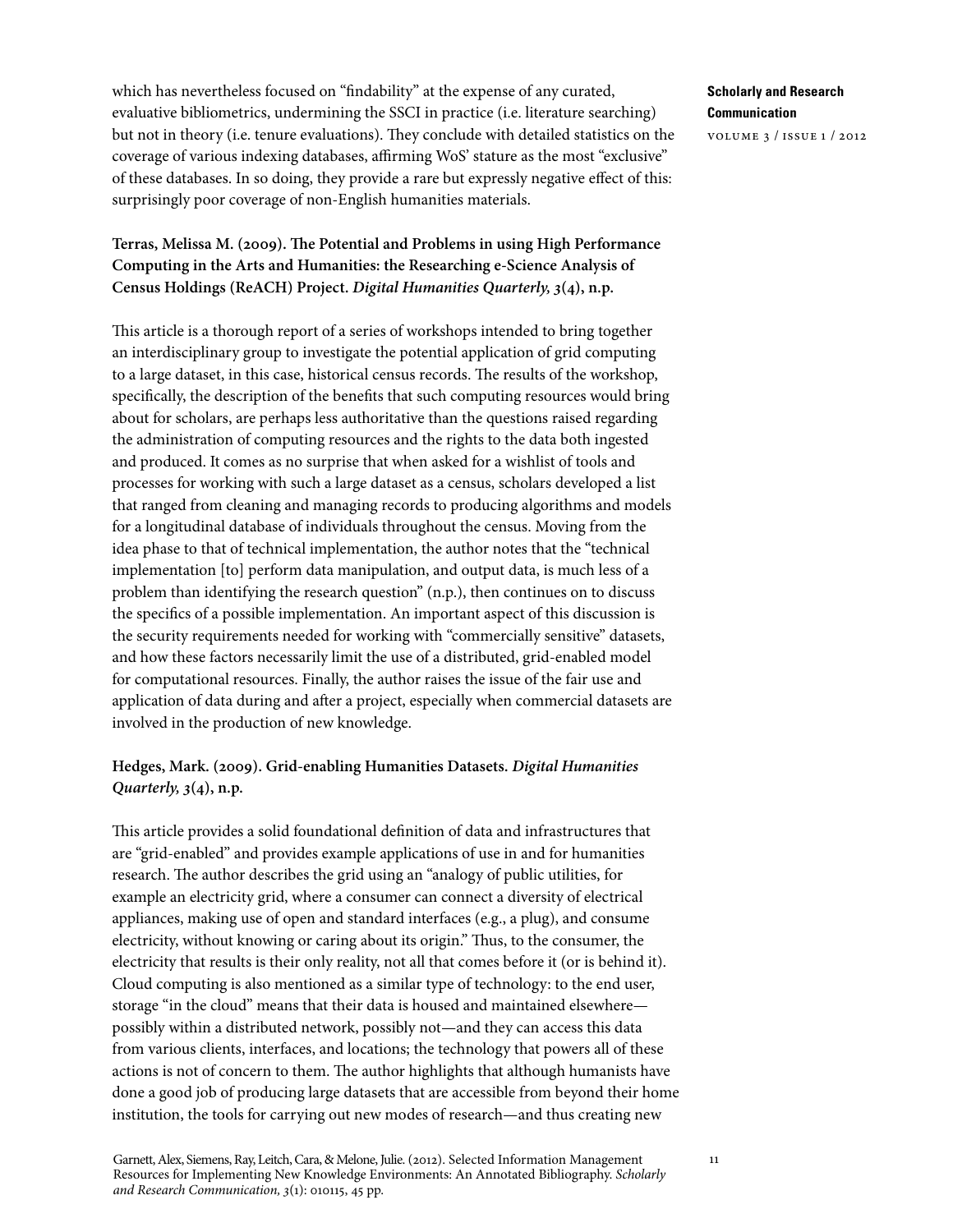which has nevertheless focused on "findability" at the expense of any curated, evaluative bibliometrics, undermining the SSCI in practice (i.e. literature searching) but not in theory (i.e. tenure evaluations). They conclude with detailed statistics on the coverage of various indexing databases, affirming WoS' stature as the most "exclusive" of these databases. In so doing, they provide a rare but expressly negative effect of this: surprisingly poor coverage of non-English humanities materials.

**Terras, Melissa M. (2009). The Potential and Problems in using High Performance Computing in the Arts and Humanities: the Researching e-Science Analysis of Census Holdings (ReACH) Project. *Digital Humanities Quarterly, 3*(4), n.p.**

This article is a thorough report of a series of workshops intended to bring together an interdisciplinary group to investigate the potential application of grid computing to a large dataset, in this case, historical census records. The results of the workshop, specifically, the description of the benefits that such computing resources would bring about for scholars, are perhaps less authoritative than the questions raised regarding the administration of computing resources and the rights to the data both ingested and produced. It comes as no surprise that when asked for a wishlist of tools and processes for working with such a large dataset as a census, scholars developed a list that ranged from cleaning and managing records to producing algorithms and models for a longitudinal database of individuals throughout the census. Moving from the idea phase to that of technical implementation, the author notes that the "technical implementation [to] perform data manipulation, and output data, is much less of a problem than identifying the research question" (n.p.), then continues on to discuss the specifics of a possible implementation. An important aspect of this discussion is the security requirements needed for working with "commercially sensitive" datasets, and how these factors necessarily limit the use of a distributed, grid-enabled model for computational resources. Finally, the author raises the issue of the fair use and application of data during and after a project, especially when commercial datasets are involved in the production of new knowledge.

**Hedges, Mark. (2009). Grid-enabling Humanities Datasets. *Digital Humanities Quarterly, 3*(4), n.p.**

This article provides a solid foundational definition of data and infrastructures that are "grid-enabled" and provides example applications of use in and for humanities research. The author describes the grid using an "analogy of public utilities, for example an electricity grid, where a consumer can connect a diversity of electrical appliances, making use of open and standard interfaces (e.g., a plug), and consume electricity, without knowing or caring about its origin." Thus, to the consumer, the electricity that results is their only reality, not all that comes before it (or is behind it). Cloud computing is also mentioned as a similar type of technology: to the end user, storage "in the cloud" means that their data is housed and maintained elsewhere—possibly within a distributed network, possibly not—and they can access this data from various clients, interfaces, and locations; the technology that powers all of these actions is not of concern to them. The author highlights that although humanists have done a good job of producing large datasets that are accessible from beyond their home institution, the tools for carrying out new modes of research—and thus creating new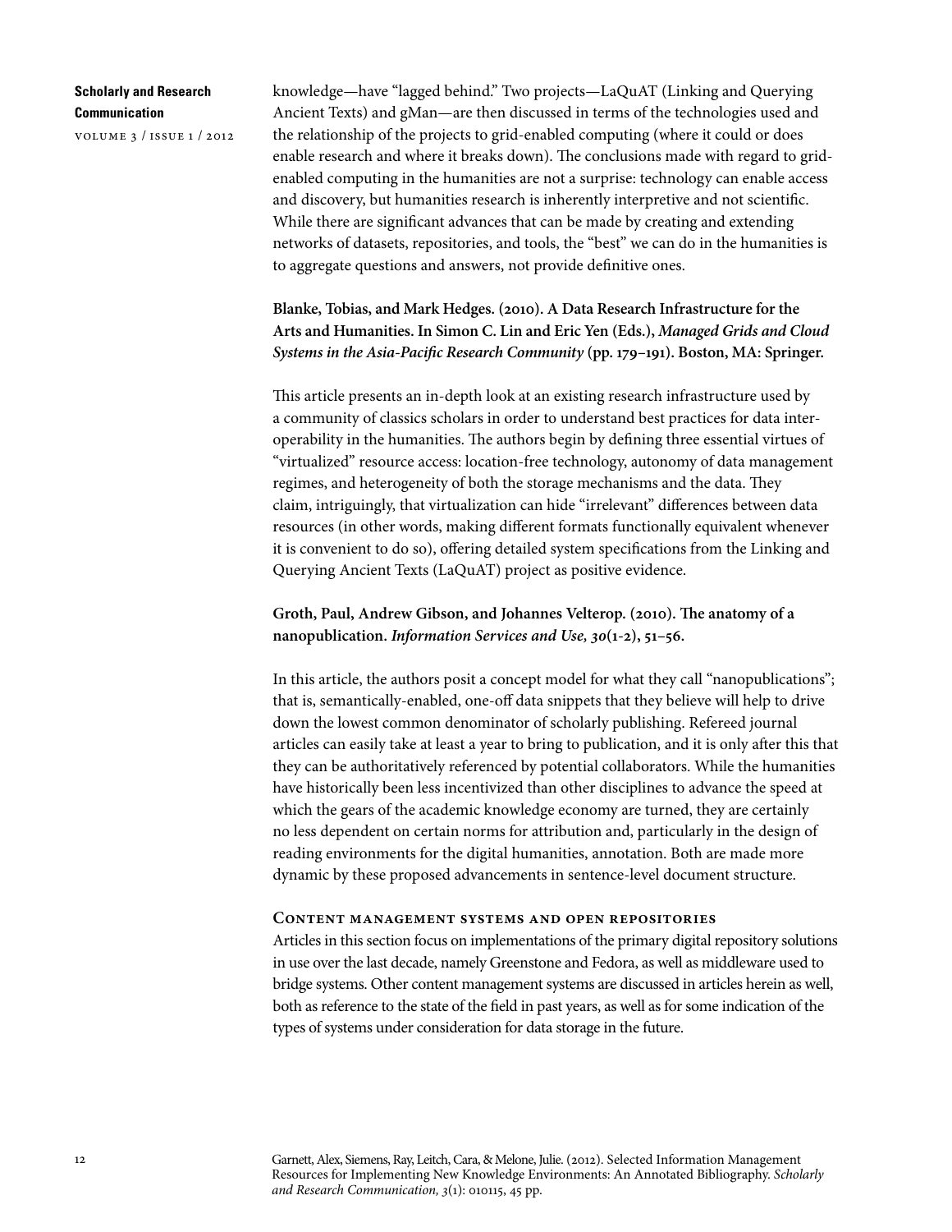knowledge—have "lagged behind." Two projects—LaQuAT (Linking and Querying Ancient Texts) and gMan—are then discussed in terms of the technologies used and the relationship of the projects to grid-enabled computing (where it could or does enable research and where it breaks down). The conclusions made with regard to grid-enabled computing in the humanities are not a surprise: technology can enable access and discovery, but humanities research is inherently interpretive and not scientific. While there are significant advances that can be made by creating and extending networks of datasets, repositories, and tools, the "best" we can do in the humanities is to aggregate questions and answers, not provide definitive ones.

**Blanke, Tobias, and Mark Hedges. (2010). A Data Research Infrastructure for the Arts and Humanities. In Simon C. Lin and Eric Yen (Eds.), *Managed Grids and Cloud Systems in the Asia-Pacific Research Community* (pp. 179–191). Boston, MA: Springer.**

This article presents an in-depth look at an existing research infrastructure used by a community of classics scholars in order to understand best practices for data interoperability in the humanities. The authors begin by defining three essential virtues of "virtualized" resource access: location-free technology, autonomy of data management regimes, and heterogeneity of both the storage mechanisms and the data. They claim, intriguingly, that virtualization can hide "irrelevant" differences between data resources (in other words, making different formats functionally equivalent whenever it is convenient to do so), offering detailed system specifications from the Linking and Querying Ancient Texts (LaQuAT) project as positive evidence.

**Groth, Paul, Andrew Gibson, and Johannes Velterop. (2010). The anatomy of a nanopublication. *Information Services and Use, 30*(1-2), 51–56.**

In this article, the authors posit a concept model for what they call "nanopublications"; that is, semantically-enabled, one-off data snippets that they believe will help to drive down the lowest common denominator of scholarly publishing. Refereed journal articles can easily take at least a year to bring to publication, and it is only after this that they can be authoritatively referenced by potential collaborators. While the humanities have historically been less incentivized than other disciplines to advance the speed at which the gears of the academic knowledge economy are turned, they are certainly no less dependent on certain norms for attribution and, particularly in the design of reading environments for the digital humanities, annotation. Both are made more dynamic by these proposed advancements in sentence-level document structure.

### Content management systems and open repositories

Articles in this section focus on implementations of the primary digital repository solutions in use over the last decade, namely Greenstone and Fedora, as well as middleware used to bridge systems. Other content management systems are discussed in articles herein as well, both as reference to the state of the field in past years, as well as for some indication of the types of systems under consideration for data storage in the future.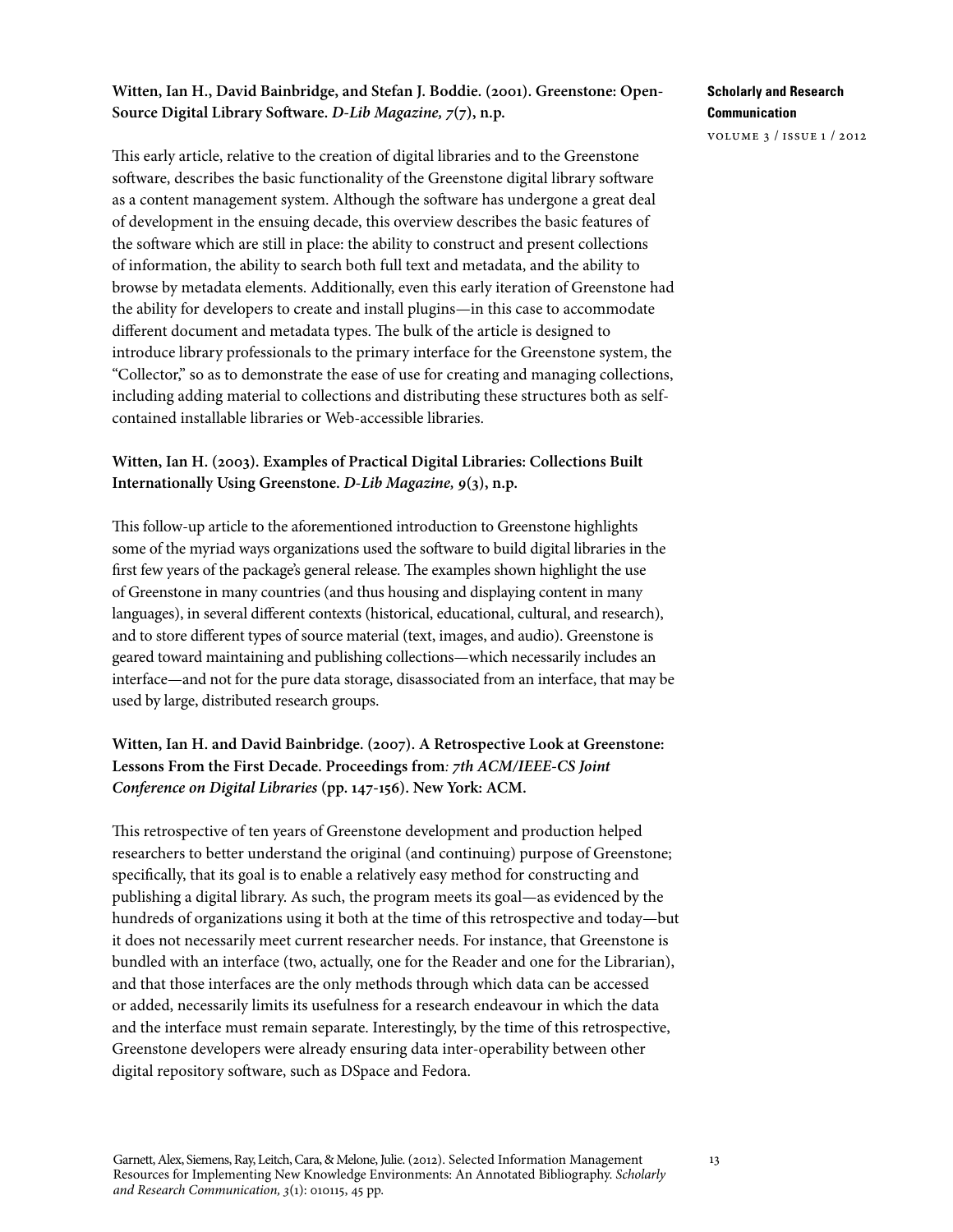**Witten, Ian H., David Bainbridge, and Stefan J. Boddie. (2001). Greenstone: Open-Source Digital Library Software. *D-Lib Magazine, 7*(7), n.p.**

This early article, relative to the creation of digital libraries and to the Greenstone software, describes the basic functionality of the Greenstone digital library software as a content management system. Although the software has undergone a great deal of development in the ensuing decade, this overview describes the basic features of the software which are still in place: the ability to construct and present collections of information, the ability to search both full text and metadata, and the ability to browse by metadata elements. Additionally, even this early iteration of Greenstone had the ability for developers to create and install plugins—in this case to accommodate different document and metadata types. The bulk of the article is designed to introduce library professionals to the primary interface for the Greenstone system, the "Collector," so as to demonstrate the ease of use for creating and managing collections, including adding material to collections and distributing these structures both as self-contained installable libraries or Web-accessible libraries.

**Witten, Ian H. (2003). Examples of Practical Digital Libraries: Collections Built Internationally Using Greenstone. *D-Lib Magazine, 9*(3), n.p.**

This follow-up article to the aforementioned introduction to Greenstone highlights some of the myriad ways organizations used the software to build digital libraries in the first few years of the package's general release. The examples shown highlight the use of Greenstone in many countries (and thus housing and displaying content in many languages), in several different contexts (historical, educational, cultural, and research), and to store different types of source material (text, images, and audio). Greenstone is geared toward maintaining and publishing collections—which necessarily includes an interface—and not for the pure data storage, disassociated from an interface, that may be used by large, distributed research groups.

**Witten, Ian H. and David Bainbridge. (2007). A Retrospective Look at Greenstone: Lessons From the First Decade. Proceedings from*: 7th ACM/IEEE-CS Joint Conference on Digital Libraries* (pp. 147-156). New York: ACM.**

This retrospective of ten years of Greenstone development and production helped researchers to better understand the original (and continuing) purpose of Greenstone; specifically, that its goal is to enable a relatively easy method for constructing and publishing a digital library. As such, the program meets its goal—as evidenced by the hundreds of organizations using it both at the time of this retrospective and today—but it does not necessarily meet current researcher needs. For instance, that Greenstone is bundled with an interface (two, actually, one for the Reader and one for the Librarian), and that those interfaces are the only methods through which data can be accessed or added, necessarily limits its usefulness for a research endeavour in which the data and the interface must remain separate. Interestingly, by the time of this retrospective, Greenstone developers were already ensuring data inter-operability between other digital repository software, such as DSpace and Fedora.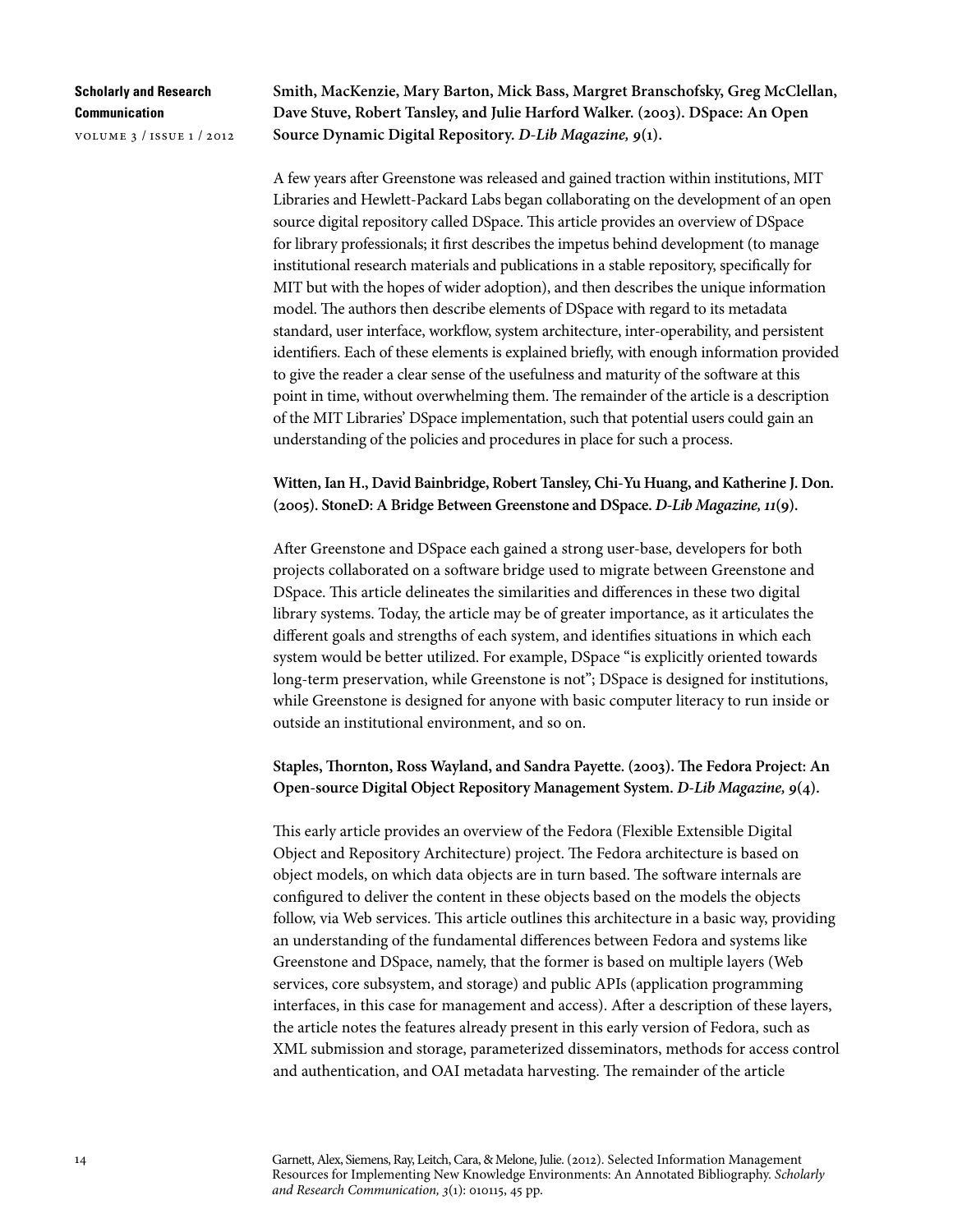**Smith, MacKenzie, Mary Barton, Mick Bass, Margret Branschofsky, Greg McClellan, Dave Stuve, Robert Tansley, and Julie Harford Walker. (2003). DSpace: An Open Source Dynamic Digital Repository. *D-Lib Magazine, 9*(1).**

A few years after Greenstone was released and gained traction within institutions, MIT Libraries and Hewlett-Packard Labs began collaborating on the development of an open source digital repository called DSpace. This article provides an overview of DSpace for library professionals; it first describes the impetus behind development (to manage institutional research materials and publications in a stable repository, specifically for MIT but with the hopes of wider adoption), and then describes the unique information model. The authors then describe elements of DSpace with regard to its metadata standard, user interface, workflow, system architecture, inter-operability, and persistent identifiers. Each of these elements is explained briefly, with enough information provided to give the reader a clear sense of the usefulness and maturity of the software at this point in time, without overwhelming them. The remainder of the article is a description of the MIT Libraries' DSpace implementation, such that potential users could gain an understanding of the policies and procedures in place for such a process.

**Witten, Ian H., David Bainbridge, Robert Tansley, Chi-Yu Huang, and Katherine J. Don. (2005). StoneD: A Bridge Between Greenstone and DSpace. *D-Lib Magazine, 11*(9).**

After Greenstone and DSpace each gained a strong user-base, developers for both projects collaborated on a software bridge used to migrate between Greenstone and DSpace. This article delineates the similarities and differences in these two digital library systems. Today, the article may be of greater importance, as it articulates the different goals and strengths of each system, and identifies situations in which each system would be better utilized. For example, DSpace "is explicitly oriented towards long-term preservation, while Greenstone is not"; DSpace is designed for institutions, while Greenstone is designed for anyone with basic computer literacy to run inside or outside an institutional environment, and so on.

**Staples, Thornton, Ross Wayland, and Sandra Payette. (2003). The Fedora Project: An Open-source Digital Object Repository Management System. *D-Lib Magazine, 9*(4).**

This early article provides an overview of the Fedora (Flexible Extensible Digital Object and Repository Architecture) project. The Fedora architecture is based on object models, on which data objects are in turn based. The software internals are configured to deliver the content in these objects based on the models the objects follow, via Web services. This article outlines this architecture in a basic way, providing an understanding of the fundamental differences between Fedora and systems like Greenstone and DSpace, namely, that the former is based on multiple layers (Web services, core subsystem, and storage) and public APIs (application programming interfaces, in this case for management and access). After a description of these layers, the article notes the features already present in this early version of Fedora, such as XML submission and storage, parameterized disseminators, methods for access control and authentication, and OAI metadata harvesting. The remainder of the article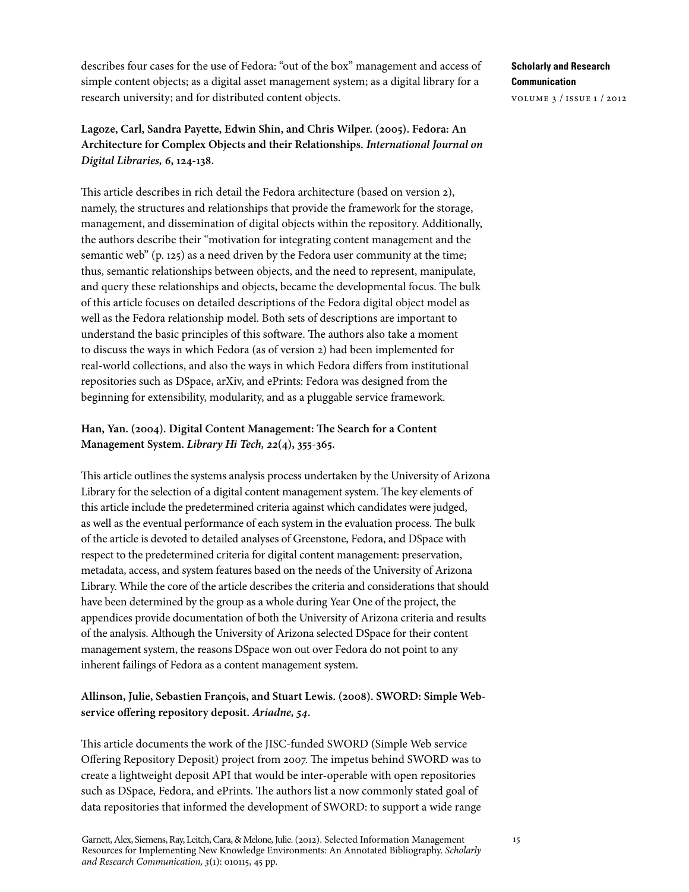describes four cases for the use of Fedora: "out of the box" management and access of simple content objects; as a digital asset management system; as a digital library for a research university; and for distributed content objects.

**Lagoze, Carl, Sandra Payette, Edwin Shin, and Chris Wilper. (2005). Fedora: An Architecture for Complex Objects and their Relationships. *International Journal on Digital Libraries, 6*, 124-138.**

This article describes in rich detail the Fedora architecture (based on version 2), namely, the structures and relationships that provide the framework for the storage, management, and dissemination of digital objects within the repository. Additionally, the authors describe their "motivation for integrating content management and the semantic web" (p. 125) as a need driven by the Fedora user community at the time; thus, semantic relationships between objects, and the need to represent, manipulate, and query these relationships and objects, became the developmental focus. The bulk of this article focuses on detailed descriptions of the Fedora digital object model as well as the Fedora relationship model. Both sets of descriptions are important to understand the basic principles of this software. The authors also take a moment to discuss the ways in which Fedora (as of version 2) had been implemented for real-world collections, and also the ways in which Fedora differs from institutional repositories such as DSpace, arXiv, and ePrints: Fedora was designed from the beginning for extensibility, modularity, and as a pluggable service framework.

**Han, Yan. (2004). Digital Content Management: The Search for a Content Management System. *Library Hi Tech, 22*(4), 355-365.**

This article outlines the systems analysis process undertaken by the University of Arizona Library for the selection of a digital content management system. The key elements of this article include the predetermined criteria against which candidates were judged, as well as the eventual performance of each system in the evaluation process. The bulk of the article is devoted to detailed analyses of Greenstone, Fedora, and DSpace with respect to the predetermined criteria for digital content management: preservation, metadata, access, and system features based on the needs of the University of Arizona Library. While the core of the article describes the criteria and considerations that should have been determined by the group as a whole during Year One of the project, the appendices provide documentation of both the University of Arizona criteria and results of the analysis. Although the University of Arizona selected DSpace for their content management system, the reasons DSpace won out over Fedora do not point to any inherent failings of Fedora as a content management system.

**Allinson, Julie, Sebastien François, and Stuart Lewis. (2008). SWORD: Simple Web-service offering repository deposit. *Ariadne, 54*.**

This article documents the work of the JISC-funded SWORD (Simple Web service Offering Repository Deposit) project from 2007. The impetus behind SWORD was to create a lightweight deposit API that would be inter-operable with open repositories such as DSpace, Fedora, and ePrints. The authors list a now commonly stated goal of data repositories that informed the development of SWORD: to support a wide range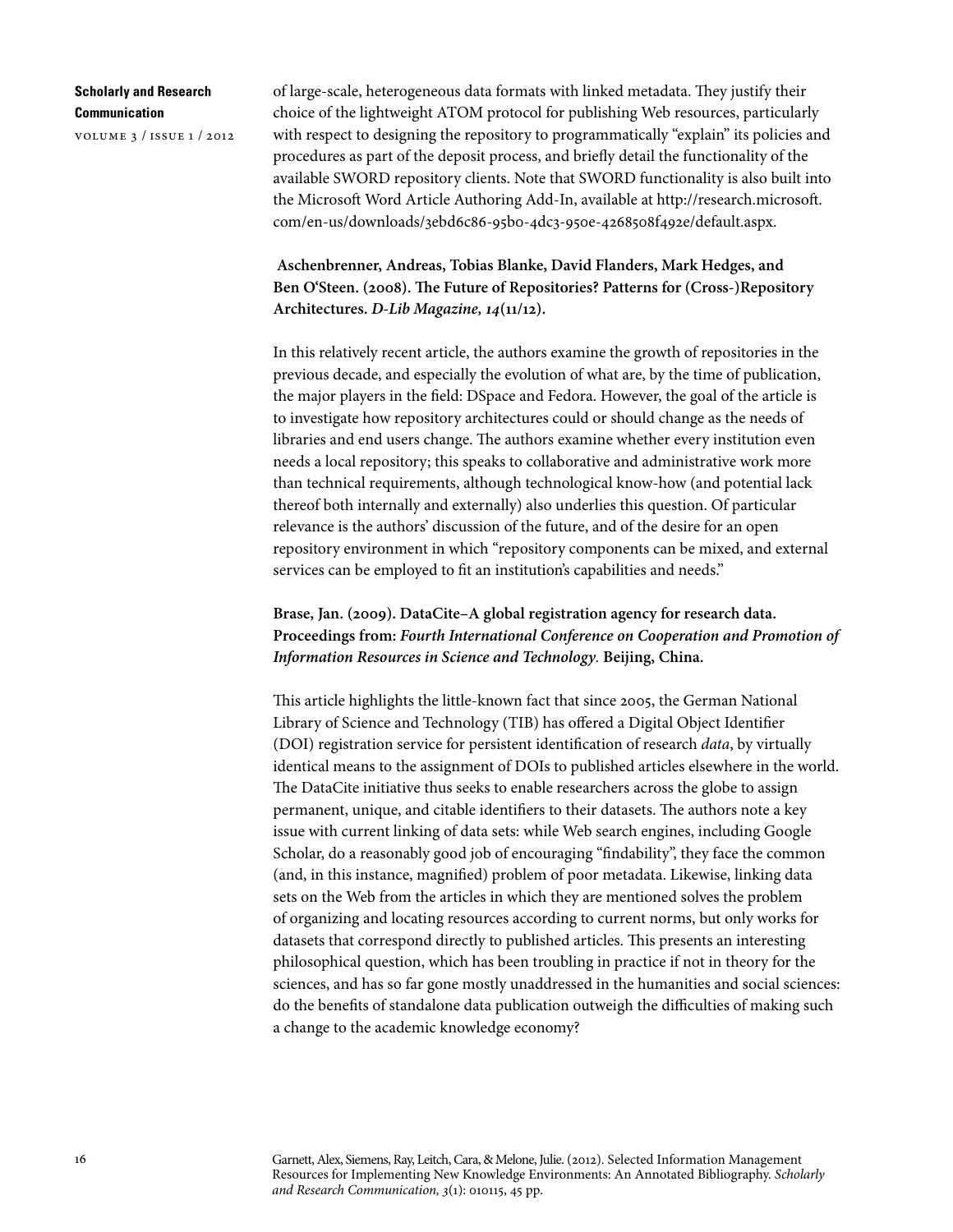of large-scale, heterogeneous data formats with linked metadata. They justify their choice of the lightweight ATOM protocol for publishing Web resources, particularly with respect to designing the repository to programmatically "explain" its policies and procedures as part of the deposit process, and briefly detail the functionality of the available SWORD repository clients. Note that SWORD functionality is also built into the Microsoft Word Article Authoring Add-In, available at http://research.microsoft.com/en-us/downloads/3ebd6c86-95b0-4dc3-950e-4268508f492e/default.aspx.

**Aschenbrenner, Andreas, Tobias Blanke, David Flanders, Mark Hedges, and Ben O'Steen. (2008). The Future of Repositories? Patterns for (Cross-)Repository Architectures. *D-Lib Magazine, 14*(11/12).**

In this relatively recent article, the authors examine the growth of repositories in the previous decade, and especially the evolution of what are, by the time of publication, the major players in the field: DSpace and Fedora. However, the goal of the article is to investigate how repository architectures could or should change as the needs of libraries and end users change. The authors examine whether every institution even needs a local repository; this speaks to collaborative and administrative work more than technical requirements, although technological know-how (and potential lack thereof both internally and externally) also underlies this question. Of particular relevance is the authors' discussion of the future, and of the desire for an open repository environment in which "repository components can be mixed, and external services can be employed to fit an institution's capabilities and needs."

**Brase, Jan. (2009). DataCite–A global registration agency for research data. Proceedings from: *Fourth International Conference on Cooperation and Promotion of Information Resources in Science and Technology*. Beijing, China.**

This article highlights the little-known fact that since 2005, the German National Library of Science and Technology (TIB) has offered a Digital Object Identifier (DOI) registration service for persistent identification of research *data*, by virtually identical means to the assignment of DOIs to published articles elsewhere in the world. The DataCite initiative thus seeks to enable researchers across the globe to assign permanent, unique, and citable identifiers to their datasets. The authors note a key issue with current linking of data sets: while Web search engines, including Google Scholar, do a reasonably good job of encouraging "findability", they face the common (and, in this instance, magnified) problem of poor metadata. Likewise, linking data sets on the Web from the articles in which they are mentioned solves the problem of organizing and locating resources according to current norms, but only works for datasets that correspond directly to published articles. This presents an interesting philosophical question, which has been troubling in practice if not in theory for the sciences, and has so far gone mostly unaddressed in the humanities and social sciences: do the benefits of standalone data publication outweigh the difficulties of making such a change to the academic knowledge economy?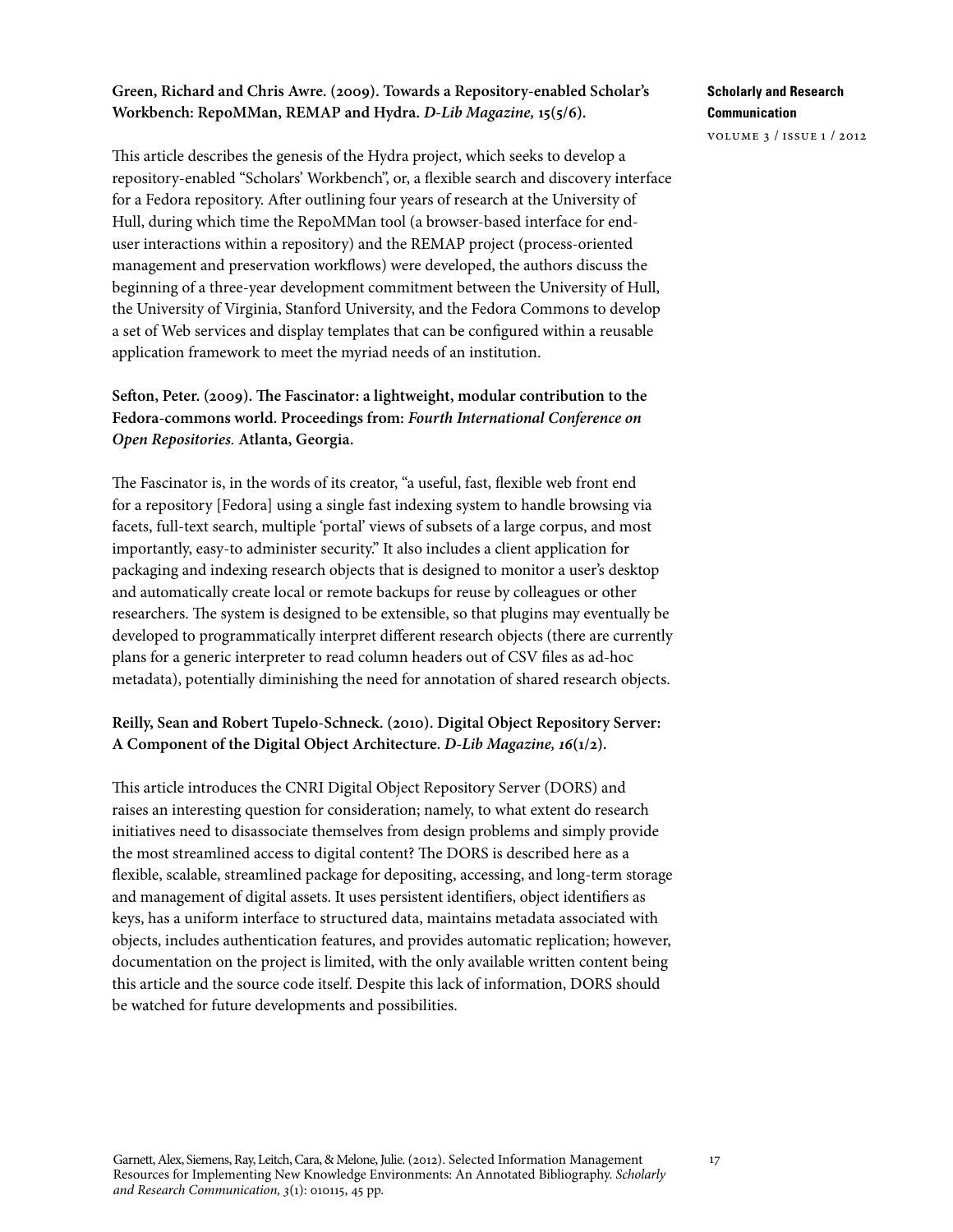**Green, Richard and Chris Awre. (2009). Towards a Repository-enabled Scholar's Workbench: RepoMMan, REMAP and Hydra. *D-Lib Magazine,* 15(5/6).**

This article describes the genesis of the Hydra project, which seeks to develop a repository-enabled "Scholars' Workbench", or, a flexible search and discovery interface for a Fedora repository. After outlining four years of research at the University of Hull, during which time the RepoMMan tool (a browser-based interface for end-user interactions within a repository) and the REMAP project (process-oriented management and preservation workflows) were developed, the authors discuss the beginning of a three-year development commitment between the University of Hull, the University of Virginia, Stanford University, and the Fedora Commons to develop a set of Web services and display templates that can be configured within a reusable application framework to meet the myriad needs of an institution.

**Sefton, Peter. (2009). The Fascinator: a lightweight, modular contribution to the Fedora-commons world. Proceedings from: *Fourth International Conference on Open Repositories.* Atlanta, Georgia.**

The Fascinator is, in the words of its creator, "a useful, fast, flexible web front end for a repository [Fedora] using a single fast indexing system to handle browsing via facets, full-text search, multiple 'portal' views of subsets of a large corpus, and most importantly, easy-to administer security." It also includes a client application for packaging and indexing research objects that is designed to monitor a user's desktop and automatically create local or remote backups for reuse by colleagues or other researchers. The system is designed to be extensible, so that plugins may eventually be developed to programmatically interpret different research objects (there are currently plans for a generic interpreter to read column headers out of CSV files as ad-hoc metadata), potentially diminishing the need for annotation of shared research objects.

**Reilly, Sean and Robert Tupelo-Schneck. (2010). Digital Object Repository Server: A Component of the Digital Object Architecture. *D-Lib Magazine, 16*(1/2).**

This article introduces the CNRI Digital Object Repository Server (DORS) and raises an interesting question for consideration; namely, to what extent do research initiatives need to disassociate themselves from design problems and simply provide the most streamlined access to digital content? The DORS is described here as a flexible, scalable, streamlined package for depositing, accessing, and long-term storage and management of digital assets. It uses persistent identifiers, object identifiers as keys, has a uniform interface to structured data, maintains metadata associated with objects, includes authentication features, and provides automatic replication; however, documentation on the project is limited, with the only available written content being this article and the source code itself. Despite this lack of information, DORS should be watched for future developments and possibilities.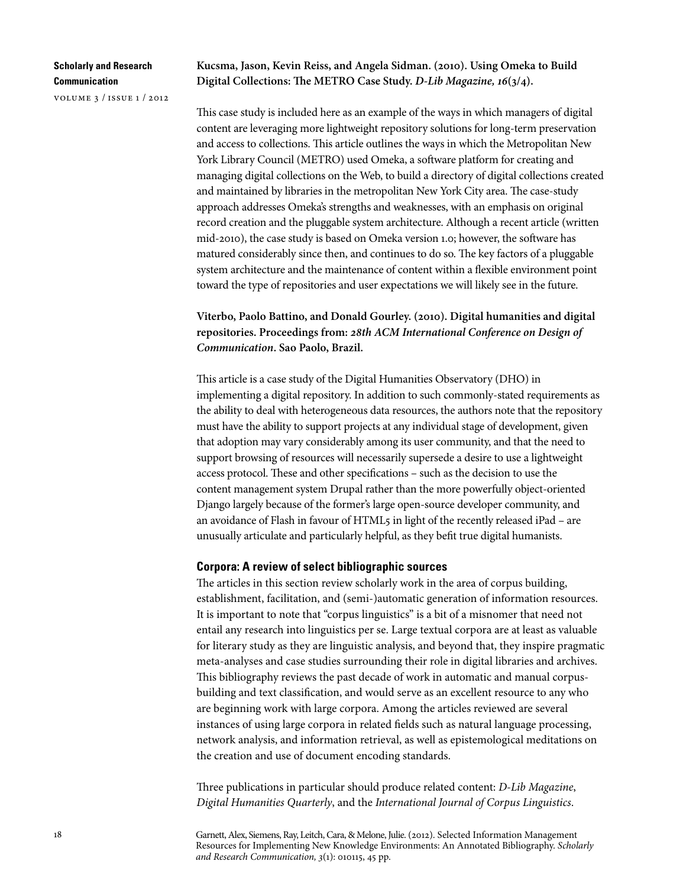**Kucsma, Jason, Kevin Reiss, and Angela Sidman. (2010). Using Omeka to Build Digital Collections: The METRO Case Study. *D-Lib Magazine, 16*(3/4).**

This case study is included here as an example of the ways in which managers of digital content are leveraging more lightweight repository solutions for long-term preservation and access to collections. This article outlines the ways in which the Metropolitan New York Library Council (METRO) used Omeka, a software platform for creating and managing digital collections on the Web, to build a directory of digital collections created and maintained by libraries in the metropolitan New York City area. The case-study approach addresses Omeka's strengths and weaknesses, with an emphasis on original record creation and the pluggable system architecture. Although a recent article (written mid-2010), the case study is based on Omeka version 1.0; however, the software has matured considerably since then, and continues to do so. The key factors of a pluggable system architecture and the maintenance of content within a flexible environment point toward the type of repositories and user expectations we will likely see in the future.

**Viterbo, Paolo Battino, and Donald Gourley. (2010). Digital humanities and digital repositories. Proceedings from: *28th ACM International Conference on Design of Communication*. Sao Paolo, Brazil.**

This article is a case study of the Digital Humanities Observatory (DHO) in implementing a digital repository. In addition to such commonly-stated requirements as the ability to deal with heterogeneous data resources, the authors note that the repository must have the ability to support projects at any individual stage of development, given that adoption may vary considerably among its user community, and that the need to support browsing of resources will necessarily supersede a desire to use a lightweight access protocol. These and other specifications – such as the decision to use the content management system Drupal rather than the more powerfully object-oriented Django largely because of the former's large open-source developer community, and an avoidance of Flash in favour of HTML5 in light of the recently released iPad – are unusually articulate and particularly helpful, as they befit true digital humanists.

## Corpora: A review of select bibliographic sources

The articles in this section review scholarly work in the area of corpus building, establishment, facilitation, and (semi-)automatic generation of information resources. It is important to note that "corpus linguistics" is a bit of a misnomer that need not entail any research into linguistics per se. Large textual corpora are at least as valuable for literary study as they are linguistic analysis, and beyond that, they inspire pragmatic meta-analyses and case studies surrounding their role in digital libraries and archives. This bibliography reviews the past decade of work in automatic and manual corpus-building and text classification, and would serve as an excellent resource to any who are beginning work with large corpora. Among the articles reviewed are several instances of using large corpora in related fields such as natural language processing, network analysis, and information retrieval, as well as epistemological meditations on the creation and use of document encoding standards.

Three publications in particular should produce related content: *D-Lib Magazine*, *Digital Humanities Quarterly*, and the *International Journal of Corpus Linguistics*.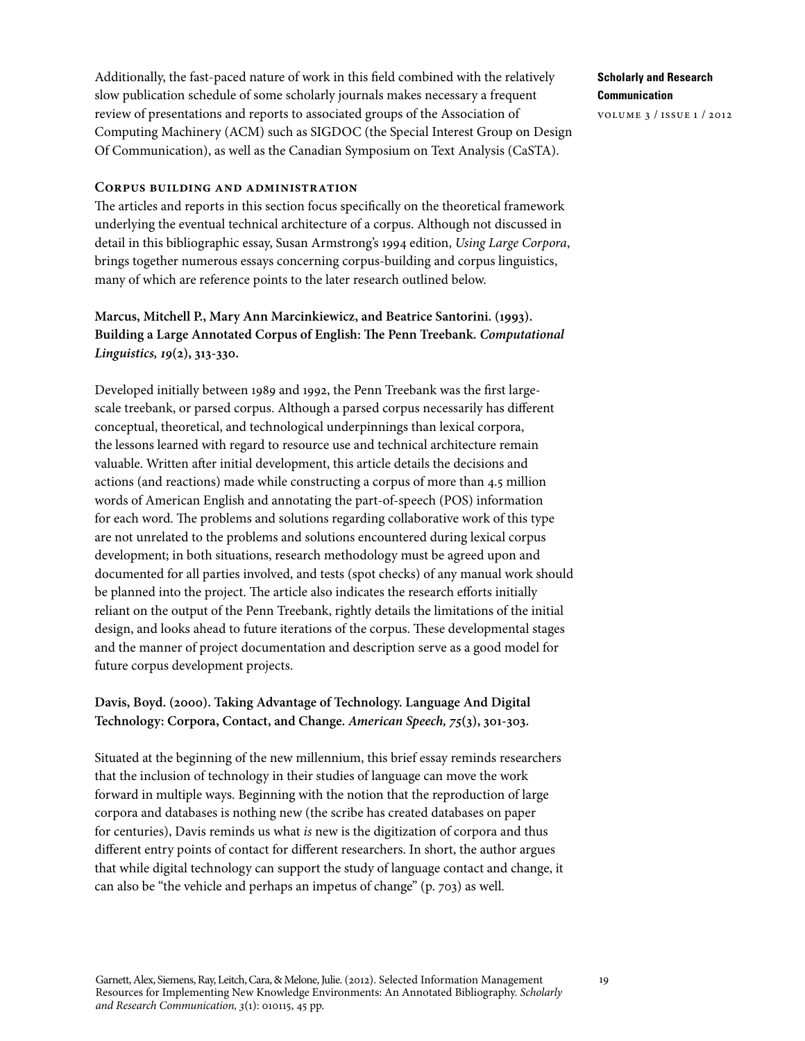Additionally, the fast-paced nature of work in this field combined with the relatively slow publication schedule of some scholarly journals makes necessary a frequent review of presentations and reports to associated groups of the Association of Computing Machinery (ACM) such as SIGDOC (the Special Interest Group on Design Of Communication), as well as the Canadian Symposium on Text Analysis (CaSTA).

## Corpus building and administration

The articles and reports in this section focus specifically on the theoretical framework underlying the eventual technical architecture of a corpus. Although not discussed in detail in this bibliographic essay, Susan Armstrong's 1994 edition, *Using Large Corpora*, brings together numerous essays concerning corpus-building and corpus linguistics, many of which are reference points to the later research outlined below.

**Marcus, Mitchell P., Mary Ann Marcinkiewicz, and Beatrice Santorini. (1993). Building a Large Annotated Corpus of English: The Penn Treebank. *Computational Linguistics, 19*(2), 313-330.**

Developed initially between 1989 and 1992, the Penn Treebank was the first large-scale treebank, or parsed corpus. Although a parsed corpus necessarily has different conceptual, theoretical, and technological underpinnings than lexical corpora, the lessons learned with regard to resource use and technical architecture remain valuable. Written after initial development, this article details the decisions and actions (and reactions) made while constructing a corpus of more than 4.5 million words of American English and annotating the part-of-speech (POS) information for each word. The problems and solutions regarding collaborative work of this type are not unrelated to the problems and solutions encountered during lexical corpus development; in both situations, research methodology must be agreed upon and documented for all parties involved, and tests (spot checks) of any manual work should be planned into the project. The article also indicates the research efforts initially reliant on the output of the Penn Treebank, rightly details the limitations of the initial design, and looks ahead to future iterations of the corpus. These developmental stages and the manner of project documentation and description serve as a good model for future corpus development projects.

**Davis, Boyd. (2000). Taking Advantage of Technology. Language And Digital Technology: Corpora, Contact, and Change. *American Speech, 75*(3), 301-303.**

Situated at the beginning of the new millennium, this brief essay reminds researchers that the inclusion of technology in their studies of language can move the work forward in multiple ways. Beginning with the notion that the reproduction of large corpora and databases is nothing new (the scribe has created databases on paper for centuries), Davis reminds us what *is* new is the digitization of corpora and thus different entry points of contact for different researchers. In short, the author argues that while digital technology can support the study of language contact and change, it can also be "the vehicle and perhaps an impetus of change" (p. 703) as well.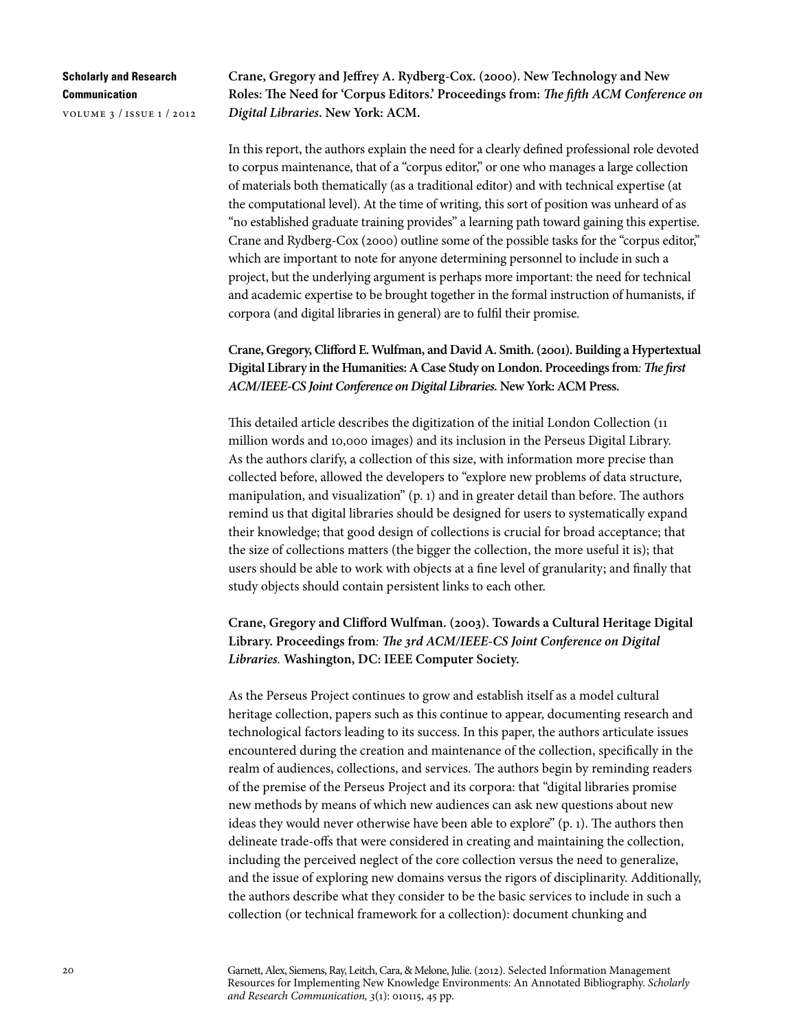**Crane, Gregory and Jeffrey A. Rydberg-Cox. (2000). New Technology and New Roles: The Need for 'Corpus Editors.' Proceedings from: *The fifth ACM Conference on Digital Libraries*. New York: ACM.**

In this report, the authors explain the need for a clearly defined professional role devoted to corpus maintenance, that of a "corpus editor," or one who manages a large collection of materials both thematically (as a traditional editor) and with technical expertise (at the computational level). At the time of writing, this sort of position was unheard of as "no established graduate training provides" a learning path toward gaining this expertise. Crane and Rydberg-Cox (2000) outline some of the possible tasks for the "corpus editor," which are important to note for anyone determining personnel to include in such a project, but the underlying argument is perhaps more important: the need for technical and academic expertise to be brought together in the formal instruction of humanists, if corpora (and digital libraries in general) are to fulfil their promise.

**Crane, Gregory, Clifford E. Wulfman, and David A. Smith. (2001). Building a Hypertextual Digital Library in the Humanities: A Case Study on London. Proceedings from*: The first ACM/IEEE-CS Joint Conference on Digital Libraries.* New York: ACM Press.**

This detailed article describes the digitization of the initial London Collection (11 million words and 10,000 images) and its inclusion in the Perseus Digital Library. As the authors clarify, a collection of this size, with information more precise than collected before, allowed the developers to "explore new problems of data structure, manipulation, and visualization" (p. 1) and in greater detail than before. The authors remind us that digital libraries should be designed for users to systematically expand their knowledge; that good design of collections is crucial for broad acceptance; that the size of collections matters (the bigger the collection, the more useful it is); that users should be able to work with objects at a fine level of granularity; and finally that study objects should contain persistent links to each other.

**Crane, Gregory and Clifford Wulfman. (2003). Towards a Cultural Heritage Digital Library. Proceedings from*: The 3rd ACM/IEEE-CS Joint Conference on Digital Libraries.* Washington, DC: IEEE Computer Society.**

As the Perseus Project continues to grow and establish itself as a model cultural heritage collection, papers such as this continue to appear, documenting research and technological factors leading to its success. In this paper, the authors articulate issues encountered during the creation and maintenance of the collection, specifically in the realm of audiences, collections, and services. The authors begin by reminding readers of the premise of the Perseus Project and its corpora: that "digital libraries promise new methods by means of which new audiences can ask new questions about new ideas they would never otherwise have been able to explore" (p. 1). The authors then delineate trade-offs that were considered in creating and maintaining the collection, including the perceived neglect of the core collection versus the need to generalize, and the issue of exploring new domains versus the rigors of disciplinarity. Additionally, the authors describe what they consider to be the basic services to include in such a collection (or technical framework for a collection): document chunking and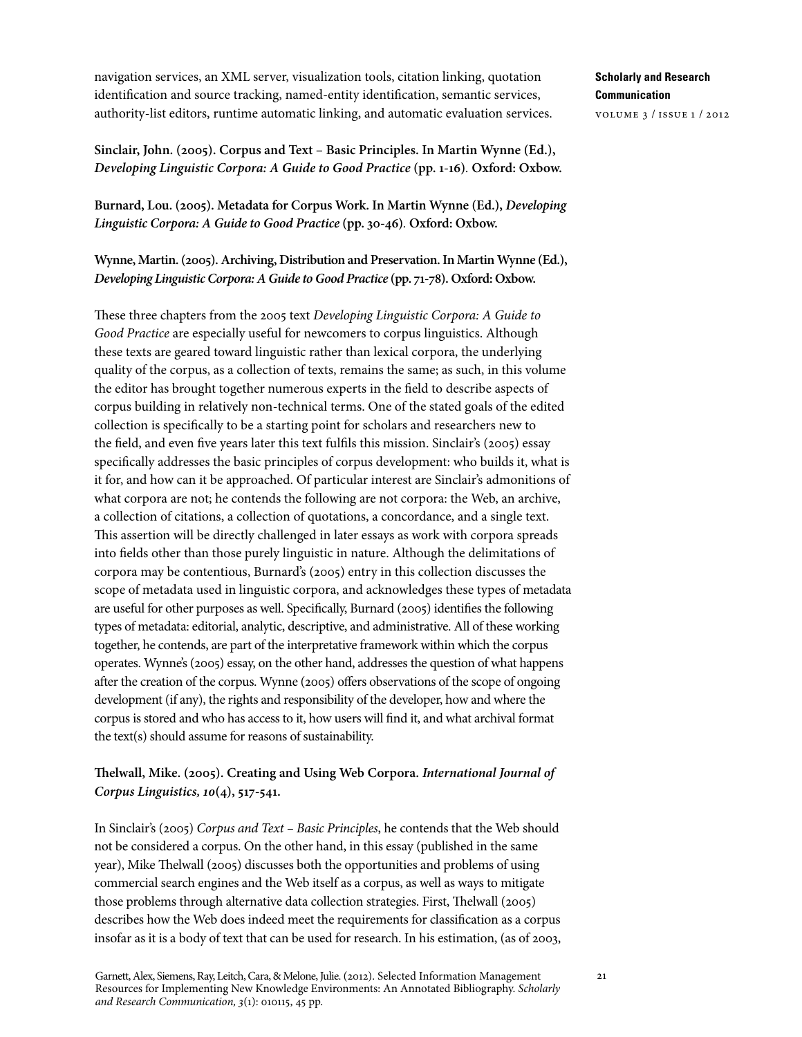navigation services, an XML server, visualization tools, citation linking, quotation identification and source tracking, named-entity identification, semantic services, authority-list editors, runtime automatic linking, and automatic evaluation services.

**Sinclair, John. (2005). Corpus and Text – Basic Principles. In Martin Wynne (Ed.), *Developing Linguistic Corpora: A Guide to Good Practice* (pp. 1-16). Oxford: Oxbow.**

**Burnard, Lou. (2005). Metadata for Corpus Work. In Martin Wynne (Ed.), *Developing Linguistic Corpora: A Guide to Good Practice* (pp. 30-46). Oxford: Oxbow.**

**Wynne, Martin. (2005). Archiving, Distribution and Preservation. In Martin Wynne (Ed.), *Developing Linguistic Corpora: A Guide to Good Practice* (pp. 71-78). Oxford: Oxbow.**

These three chapters from the 2005 text *Developing Linguistic Corpora: A Guide to Good Practice* are especially useful for newcomers to corpus linguistics. Although these texts are geared toward linguistic rather than lexical corpora, the underlying quality of the corpus, as a collection of texts, remains the same; as such, in this volume the editor has brought together numerous experts in the field to describe aspects of corpus building in relatively non-technical terms. One of the stated goals of the edited collection is specifically to be a starting point for scholars and researchers new to the field, and even five years later this text fulfils this mission. Sinclair's (2005) essay specifically addresses the basic principles of corpus development: who builds it, what is it for, and how can it be approached. Of particular interest are Sinclair's admonitions of what corpora are not; he contends the following are not corpora: the Web, an archive, a collection of citations, a collection of quotations, a concordance, and a single text. This assertion will be directly challenged in later essays as work with corpora spreads into fields other than those purely linguistic in nature. Although the delimitations of corpora may be contentious, Burnard's (2005) entry in this collection discusses the scope of metadata used in linguistic corpora, and acknowledges these types of metadata are useful for other purposes as well. Specifically, Burnard (2005) identifies the following types of metadata: editorial, analytic, descriptive, and administrative. All of these working together, he contends, are part of the interpretative framework within which the corpus operates. Wynne's (2005) essay, on the other hand, addresses the question of what happens after the creation of the corpus. Wynne (2005) offers observations of the scope of ongoing development (if any), the rights and responsibility of the developer, how and where the corpus is stored and who has access to it, how users will find it, and what archival format the text(s) should assume for reasons of sustainability.

**Thelwall, Mike. (2005). Creating and Using Web Corpora. *International Journal of Corpus Linguistics, 10*(4), 517-541.**

In Sinclair's (2005) *Corpus and Text – Basic Principles*, he contends that the Web should not be considered a corpus. On the other hand, in this essay (published in the same year), Mike Thelwall (2005) discusses both the opportunities and problems of using commercial search engines and the Web itself as a corpus, as well as ways to mitigate those problems through alternative data collection strategies. First, Thelwall (2005) describes how the Web does indeed meet the requirements for classification as a corpus insofar as it is a body of text that can be used for research. In his estimation, (as of 2003,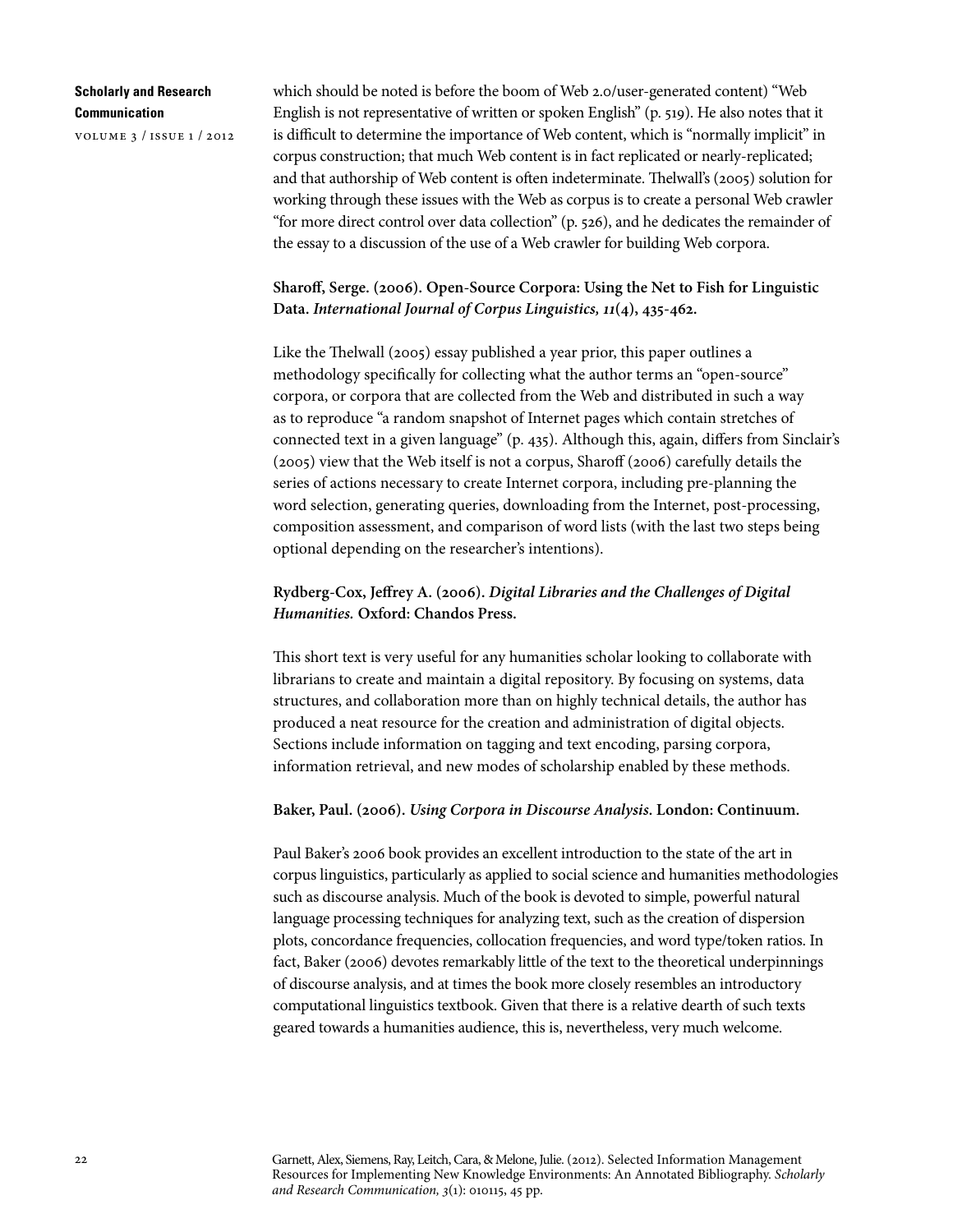which should be noted is before the boom of Web 2.0/user-generated content) "Web English is not representative of written or spoken English" (p. 519). He also notes that it is difficult to determine the importance of Web content, which is "normally implicit" in corpus construction; that much Web content is in fact replicated or nearly-replicated; and that authorship of Web content is often indeterminate. Thelwall's (2005) solution for working through these issues with the Web as corpus is to create a personal Web crawler "for more direct control over data collection" (p. 526), and he dedicates the remainder of the essay to a discussion of the use of a Web crawler for building Web corpora.

**Sharoff, Serge. (2006). Open-Source Corpora: Using the Net to Fish for Linguistic Data. *International Journal of Corpus Linguistics, 11*(4), 435-462.**

Like the Thelwall (2005) essay published a year prior, this paper outlines a methodology specifically for collecting what the author terms an "open-source" corpora, or corpora that are collected from the Web and distributed in such a way as to reproduce "a random snapshot of Internet pages which contain stretches of connected text in a given language" (p. 435). Although this, again, differs from Sinclair's (2005) view that the Web itself is not a corpus, Sharoff (2006) carefully details the series of actions necessary to create Internet corpora, including pre-planning the word selection, generating queries, downloading from the Internet, post-processing, composition assessment, and comparison of word lists (with the last two steps being optional depending on the researcher's intentions).

**Rydberg-Cox, Jeffrey A. (2006). *Digital Libraries and the Challenges of Digital Humanities.* Oxford: Chandos Press.**

This short text is very useful for any humanities scholar looking to collaborate with librarians to create and maintain a digital repository. By focusing on systems, data structures, and collaboration more than on highly technical details, the author has produced a neat resource for the creation and administration of digital objects. Sections include information on tagging and text encoding, parsing corpora, information retrieval, and new modes of scholarship enabled by these methods.

**Baker, Paul. (2006). *Using Corpora in Discourse Analysis.* London: Continuum.**

Paul Baker's 2006 book provides an excellent introduction to the state of the art in corpus linguistics, particularly as applied to social science and humanities methodologies such as discourse analysis. Much of the book is devoted to simple, powerful natural language processing techniques for analyzing text, such as the creation of dispersion plots, concordance frequencies, collocation frequencies, and word type/token ratios. In fact, Baker (2006) devotes remarkably little of the text to the theoretical underpinnings of discourse analysis, and at times the book more closely resembles an introductory computational linguistics textbook. Given that there is a relative dearth of such texts geared towards a humanities audience, this is, nevertheless, very much welcome.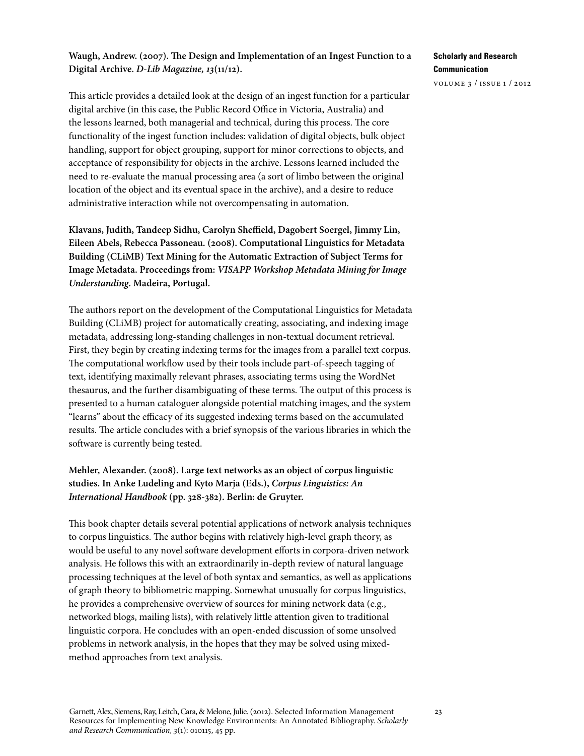**Waugh, Andrew. (2007). The Design and Implementation of an Ingest Function to a Digital Archive. *D-Lib Magazine, 13*(11/12).**

This article provides a detailed look at the design of an ingest function for a particular digital archive (in this case, the Public Record Office in Victoria, Australia) and the lessons learned, both managerial and technical, during this process. The core functionality of the ingest function includes: validation of digital objects, bulk object handling, support for object grouping, support for minor corrections to objects, and acceptance of responsibility for objects in the archive. Lessons learned included the need to re-evaluate the manual processing area (a sort of limbo between the original location of the object and its eventual space in the archive), and a desire to reduce administrative interaction while not overcompensating in automation.

**Klavans, Judith, Tandeep Sidhu, Carolyn Sheffield, Dagobert Soergel, Jimmy Lin, Eileen Abels, Rebecca Passoneau. (2008). Computational Linguistics for Metadata Building (CLiMB) Text Mining for the Automatic Extraction of Subject Terms for Image Metadata. Proceedings from: *VISAPP Workshop Metadata Mining for Image Understanding*. Madeira, Portugal.**

The authors report on the development of the Computational Linguistics for Metadata Building (CLiMB) project for automatically creating, associating, and indexing image metadata, addressing long-standing challenges in non-textual document retrieval. First, they begin by creating indexing terms for the images from a parallel text corpus. The computational workflow used by their tools include part-of-speech tagging of text, identifying maximally relevant phrases, associating terms using the WordNet thesaurus, and the further disambiguating of these terms. The output of this process is presented to a human cataloguer alongside potential matching images, and the system "learns" about the efficacy of its suggested indexing terms based on the accumulated results. The article concludes with a brief synopsis of the various libraries in which the software is currently being tested.

**Mehler, Alexander. (2008). Large text networks as an object of corpus linguistic studies. In Anke Ludeling and Kyto Marja (Eds.), *Corpus Linguistics: An International Handbook* (pp. 328-382). Berlin: de Gruyter.**

This book chapter details several potential applications of network analysis techniques to corpus linguistics. The author begins with relatively high-level graph theory, as would be useful to any novel software development efforts in corpora-driven network analysis. He follows this with an extraordinarily in-depth review of natural language processing techniques at the level of both syntax and semantics, as well as applications of graph theory to bibliometric mapping. Somewhat unusually for corpus linguistics, he provides a comprehensive overview of sources for mining network data (e.g., networked blogs, mailing lists), with relatively little attention given to traditional linguistic corpora. He concludes with an open-ended discussion of some unsolved problems in network analysis, in the hopes that they may be solved using mixed-method approaches from text analysis.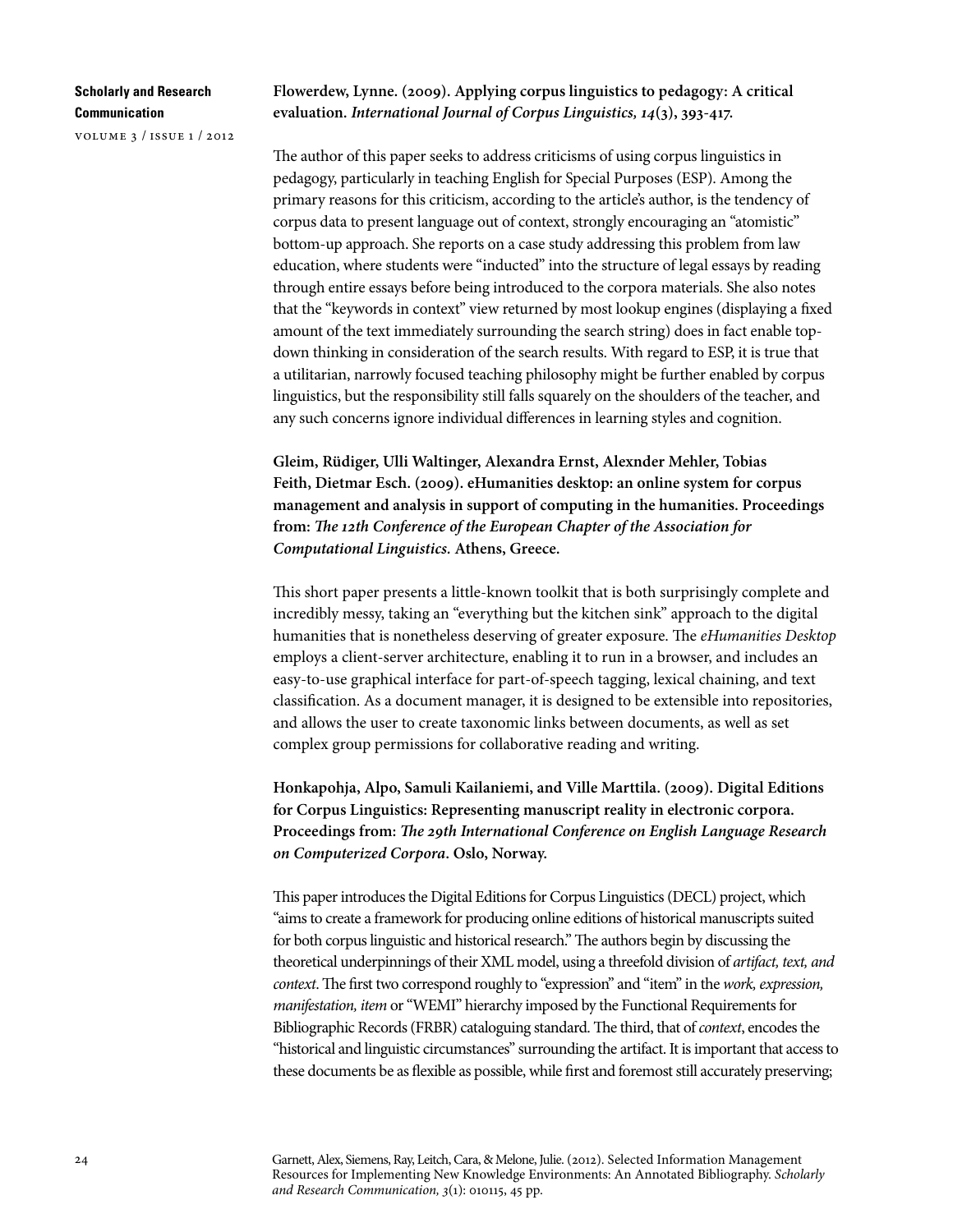**Flowerdew, Lynne. (2009). Applying corpus linguistics to pedagogy: A critical evaluation. *International Journal of Corpus Linguistics, 14*(3), 393-417.**

The author of this paper seeks to address criticisms of using corpus linguistics in pedagogy, particularly in teaching English for Special Purposes (ESP). Among the primary reasons for this criticism, according to the article's author, is the tendency of corpus data to present language out of context, strongly encouraging an "atomistic" bottom-up approach. She reports on a case study addressing this problem from law education, where students were "inducted" into the structure of legal essays by reading through entire essays before being introduced to the corpora materials. She also notes that the "keywords in context" view returned by most lookup engines (displaying a fixed amount of the text immediately surrounding the search string) does in fact enable top-down thinking in consideration of the search results. With regard to ESP, it is true that a utilitarian, narrowly focused teaching philosophy might be further enabled by corpus linguistics, but the responsibility still falls squarely on the shoulders of the teacher, and any such concerns ignore individual differences in learning styles and cognition.

**Gleim, Rüdiger, Ulli Waltinger, Alexandra Ernst, Alexnder Mehler, Tobias Feith, Dietmar Esch. (2009). eHumanities desktop: an online system for corpus management and analysis in support of computing in the humanities. Proceedings from: *The 12th Conference of the European Chapter of the Association for Computational Linguistics.* Athens, Greece.**

This short paper presents a little-known toolkit that is both surprisingly complete and incredibly messy, taking an "everything but the kitchen sink" approach to the digital humanities that is nonetheless deserving of greater exposure. The *eHumanities Desktop* employs a client-server architecture, enabling it to run in a browser, and includes an easy-to-use graphical interface for part-of-speech tagging, lexical chaining, and text classification. As a document manager, it is designed to be extensible into repositories, and allows the user to create taxonomic links between documents, as well as set complex group permissions for collaborative reading and writing.

**Honkapohja, Alpo, Samuli Kailaniemi, and Ville Marttila. (2009). Digital Editions for Corpus Linguistics: Representing manuscript reality in electronic corpora. Proceedings from: *The 29th International Conference on English Language Research on Computerized Corpora*. Oslo, Norway.**

This paper introduces the Digital Editions for Corpus Linguistics (DECL) project, which "aims to create a framework for producing online editions of historical manuscripts suited for both corpus linguistic and historical research." The authors begin by discussing the theoretical underpinnings of their XML model, using a threefold division of *artifact, text, and context*. The first two correspond roughly to "expression" and "item" in the *work, expression, manifestation, item* or "WEMI" hierarchy imposed by the Functional Requirements for Bibliographic Records (FRBR) cataloguing standard. The third, that of *context*, encodes the "historical and linguistic circumstances" surrounding the artifact. It is important that access to these documents be as flexible as possible, while first and foremost still accurately preserving;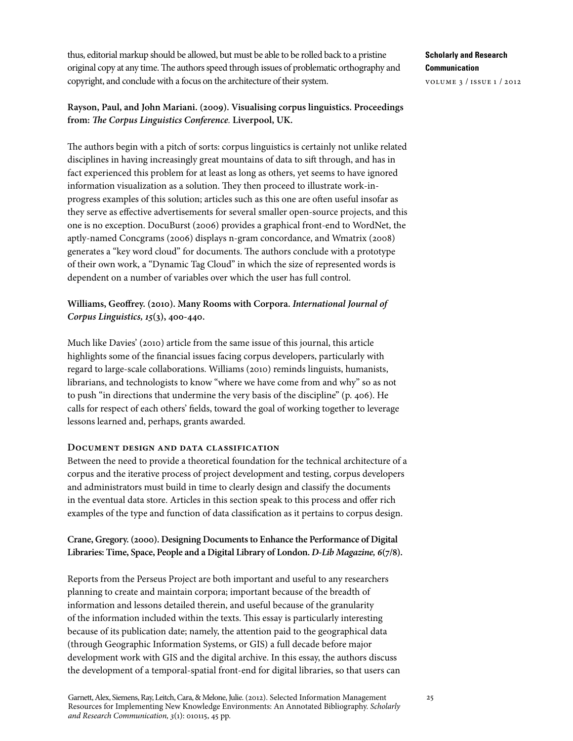thus, editorial markup should be allowed, but must be able to be rolled back to a pristine original copy at any time. The authors speed through issues of problematic orthography and copyright, and conclude with a focus on the architecture of their system.

**Rayson, Paul, and John Mariani. (2009). Visualising corpus linguistics. Proceedings from: *The Corpus Linguistics Conference.* Liverpool, UK.**

The authors begin with a pitch of sorts: corpus linguistics is certainly not unlike related disciplines in having increasingly great mountains of data to sift through, and has in fact experienced this problem for at least as long as others, yet seems to have ignored information visualization as a solution. They then proceed to illustrate work-in-progress examples of this solution; articles such as this one are often useful insofar as they serve as effective advertisements for several smaller open-source projects, and this one is no exception. DocuBurst (2006) provides a graphical front-end to WordNet, the aptly-named Concgrams (2006) displays n-gram concordance, and Wmatrix (2008) generates a "key word cloud" for documents. The authors conclude with a prototype of their own work, a "Dynamic Tag Cloud" in which the size of represented words is dependent on a number of variables over which the user has full control.

**Williams, Geoffrey. (2010). Many Rooms with Corpora. *International Journal of Corpus Linguistics, 15*(3), 400-440.**

Much like Davies' (2010) article from the same issue of this journal, this article highlights some of the financial issues facing corpus developers, particularly with regard to large-scale collaborations. Williams (2010) reminds linguists, humanists, librarians, and technologists to know "where we have come from and why" so as not to push "in directions that undermine the very basis of the discipline" (p. 406). He calls for respect of each others' fields, toward the goal of working together to leverage lessons learned and, perhaps, grants awarded.

## Document design and data classification

Between the need to provide a theoretical foundation for the technical architecture of a corpus and the iterative process of project development and testing, corpus developers and administrators must build in time to clearly design and classify the documents in the eventual data store. Articles in this section speak to this process and offer rich examples of the type and function of data classification as it pertains to corpus design.

**Crane, Gregory. (2000). Designing Documents to Enhance the Performance of Digital Libraries: Time, Space, People and a Digital Library of London. *D-Lib Magazine, 6*(7/8).**

Reports from the Perseus Project are both important and useful to any researchers planning to create and maintain corpora; important because of the breadth of information and lessons detailed therein, and useful because of the granularity of the information included within the texts. This essay is particularly interesting because of its publication date; namely, the attention paid to the geographical data (through Geographic Information Systems, or GIS) a full decade before major development work with GIS and the digital archive. In this essay, the authors discuss the development of a temporal-spatial front-end for digital libraries, so that users can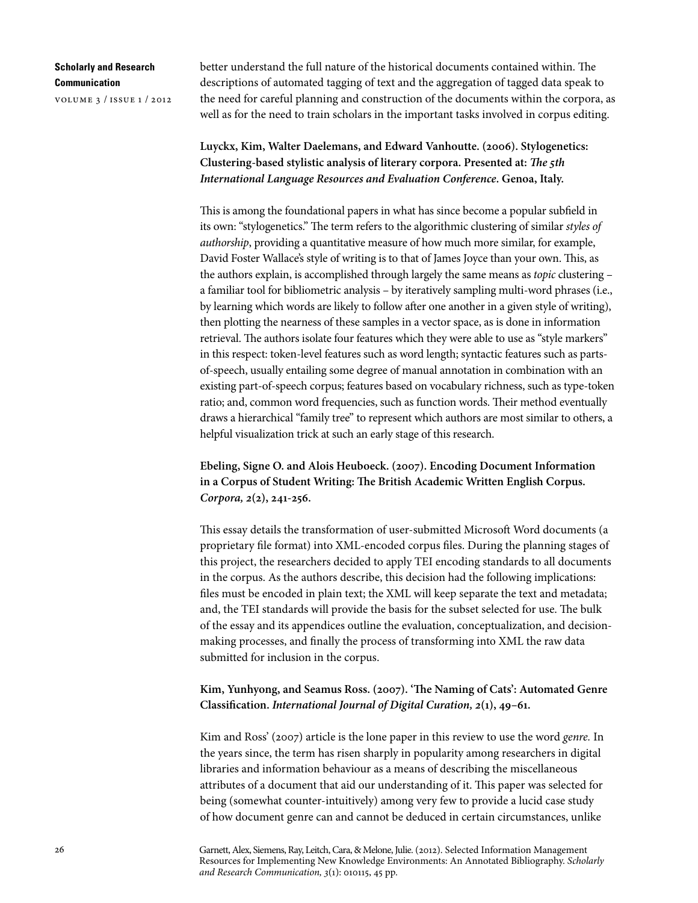better understand the full nature of the historical documents contained within. The descriptions of automated tagging of text and the aggregation of tagged data speak to the need for careful planning and construction of the documents within the corpora, as well as for the need to train scholars in the important tasks involved in corpus editing.

**Luyckx, Kim, Walter Daelemans, and Edward Vanhoutte. (2006). Stylogenetics: Clustering-based stylistic analysis of literary corpora. Presented at: *The 5th International Language Resources and Evaluation Conference*. Genoa, Italy.**

This is among the foundational papers in what has since become a popular subfield in its own: "stylogenetics." The term refers to the algorithmic clustering of similar *styles of authorship*, providing a quantitative measure of how much more similar, for example, David Foster Wallace's style of writing is to that of James Joyce than your own. This, as the authors explain, is accomplished through largely the same means as *topic* clustering – a familiar tool for bibliometric analysis – by iteratively sampling multi-word phrases (i.e., by learning which words are likely to follow after one another in a given style of writing), then plotting the nearness of these samples in a vector space, as is done in information retrieval. The authors isolate four features which they were able to use as "style markers" in this respect: token-level features such as word length; syntactic features such as parts-of-speech, usually entailing some degree of manual annotation in combination with an existing part-of-speech corpus; features based on vocabulary richness, such as type-token ratio; and, common word frequencies, such as function words. Their method eventually draws a hierarchical "family tree" to represent which authors are most similar to others, a helpful visualization trick at such an early stage of this research.

**Ebeling, Signe O. and Alois Heuboeck. (2007). Encoding Document Information in a Corpus of Student Writing: The British Academic Written English Corpus. *Corpora, 2*(2), 241-256.**

This essay details the transformation of user-submitted Microsoft Word documents (a proprietary file format) into XML-encoded corpus files. During the planning stages of this project, the researchers decided to apply TEI encoding standards to all documents in the corpus. As the authors describe, this decision had the following implications: files must be encoded in plain text; the XML will keep separate the text and metadata; and, the TEI standards will provide the basis for the subset selected for use. The bulk of the essay and its appendices outline the evaluation, conceptualization, and decision-making processes, and finally the process of transforming into XML the raw data submitted for inclusion in the corpus.

**Kim, Yunhyong, and Seamus Ross. (2007). 'The Naming of Cats': Automated Genre Classification. *International Journal of Digital Curation, 2*(1), 49–61.**

Kim and Ross' (2007) article is the lone paper in this review to use the word *genre.* In the years since, the term has risen sharply in popularity among researchers in digital libraries and information behaviour as a means of describing the miscellaneous attributes of a document that aid our understanding of it. This paper was selected for being (somewhat counter-intuitively) among very few to provide a lucid case study of how document genre can and cannot be deduced in certain circumstances, unlike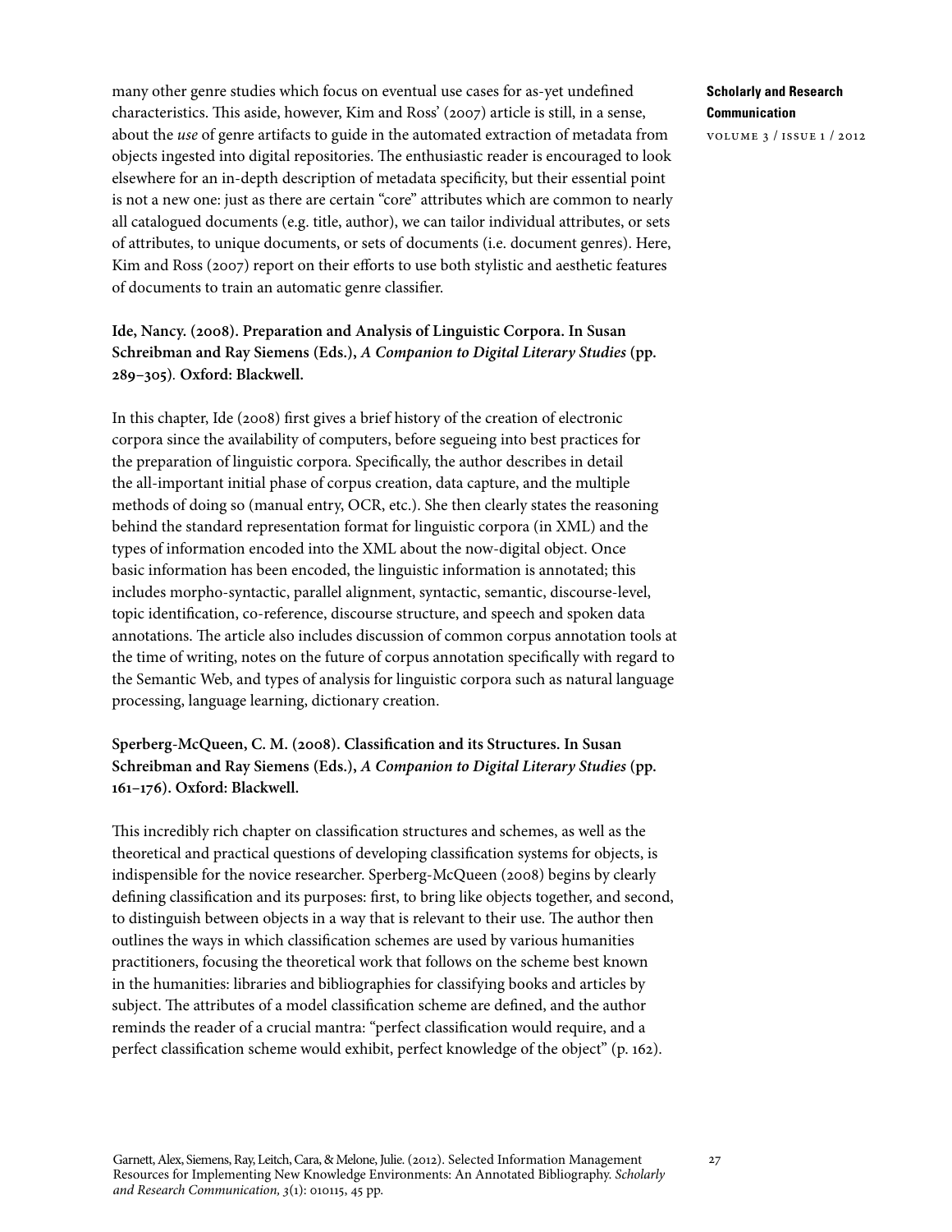many other genre studies which focus on eventual use cases for as-yet undefined characteristics. This aside, however, Kim and Ross' (2007) article is still, in a sense, about the *use* of genre artifacts to guide in the automated extraction of metadata from objects ingested into digital repositories. The enthusiastic reader is encouraged to look elsewhere for an in-depth description of metadata specificity, but their essential point is not a new one: just as there are certain "core" attributes which are common to nearly all catalogued documents (e.g. title, author), we can tailor individual attributes, or sets of attributes, to unique documents, or sets of documents (i.e. document genres). Here, Kim and Ross (2007) report on their efforts to use both stylistic and aesthetic features of documents to train an automatic genre classifier.

**Ide, Nancy. (2008). Preparation and Analysis of Linguistic Corpora. In Susan Schreibman and Ray Siemens (Eds.), *A Companion to Digital Literary Studies* (pp. 289–305). Oxford: Blackwell.**

In this chapter, Ide (2008) first gives a brief history of the creation of electronic corpora since the availability of computers, before segueing into best practices for the preparation of linguistic corpora. Specifically, the author describes in detail the all-important initial phase of corpus creation, data capture, and the multiple methods of doing so (manual entry, OCR, etc.). She then clearly states the reasoning behind the standard representation format for linguistic corpora (in XML) and the types of information encoded into the XML about the now-digital object. Once basic information has been encoded, the linguistic information is annotated; this includes morpho-syntactic, parallel alignment, syntactic, semantic, discourse-level, topic identification, co-reference, discourse structure, and speech and spoken data annotations. The article also includes discussion of common corpus annotation tools at the time of writing, notes on the future of corpus annotation specifically with regard to the Semantic Web, and types of analysis for linguistic corpora such as natural language processing, language learning, dictionary creation.

**Sperberg-McQueen, C. M. (2008). Classification and its Structures. In Susan Schreibman and Ray Siemens (Eds.), *A Companion to Digital Literary Studies* (pp. 161–176). Oxford: Blackwell.**

This incredibly rich chapter on classification structures and schemes, as well as the theoretical and practical questions of developing classification systems for objects, is indispensible for the novice researcher. Sperberg-McQueen (2008) begins by clearly defining classification and its purposes: first, to bring like objects together, and second, to distinguish between objects in a way that is relevant to their use. The author then outlines the ways in which classification schemes are used by various humanities practitioners, focusing the theoretical work that follows on the scheme best known in the humanities: libraries and bibliographies for classifying books and articles by subject. The attributes of a model classification scheme are defined, and the author reminds the reader of a crucial mantra: "perfect classification would require, and a perfect classification scheme would exhibit, perfect knowledge of the object" (p. 162).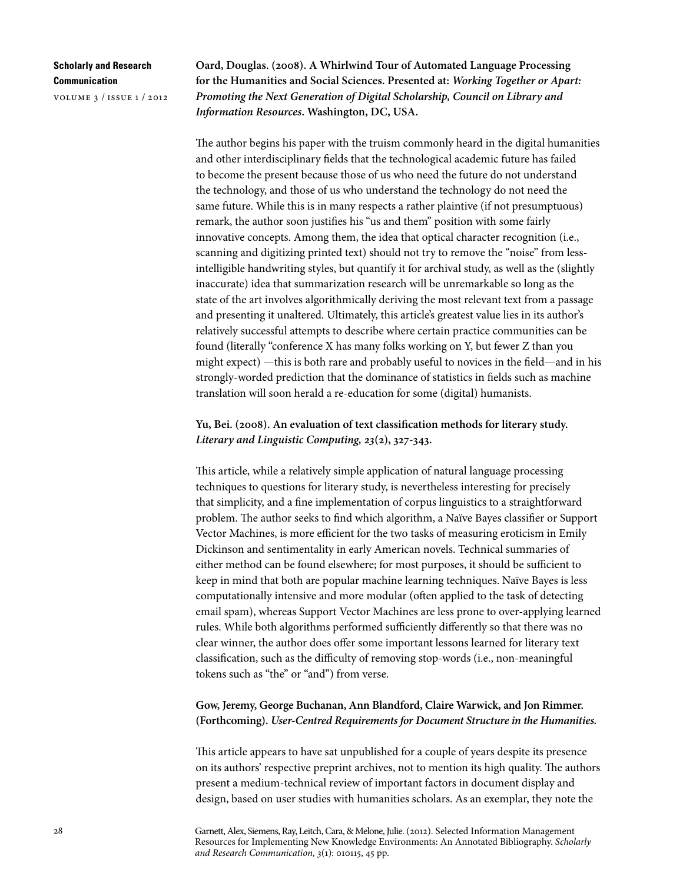**Oard, Douglas. (2008). A Whirlwind Tour of Automated Language Processing for the Humanities and Social Sciences. Presented at: *Working Together or Apart: Promoting the Next Generation of Digital Scholarship, Council on Library and Information Resources*. Washington, DC, USA.**

The author begins his paper with the truism commonly heard in the digital humanities and other interdisciplinary fields that the technological academic future has failed to become the present because those of us who need the future do not understand the technology, and those of us who understand the technology do not need the same future. While this is in many respects a rather plaintive (if not presumptuous) remark, the author soon justifies his "us and them" position with some fairly innovative concepts. Among them, the idea that optical character recognition (i.e., scanning and digitizing printed text) should not try to remove the "noise" from less-intelligible handwriting styles, but quantify it for archival study, as well as the (slightly inaccurate) idea that summarization research will be unremarkable so long as the state of the art involves algorithmically deriving the most relevant text from a passage and presenting it unaltered. Ultimately, this article's greatest value lies in its author's relatively successful attempts to describe where certain practice communities can be found (literally "conference X has many folks working on Y, but fewer Z than you might expect) —this is both rare and probably useful to novices in the field—and in his strongly-worded prediction that the dominance of statistics in fields such as machine translation will soon herald a re-education for some (digital) humanists.

**Yu, Bei. (2008). An evaluation of text classification methods for literary study. *Literary and Linguistic Computing, 23*(2), 327-343.**

This article, while a relatively simple application of natural language processing techniques to questions for literary study, is nevertheless interesting for precisely that simplicity, and a fine implementation of corpus linguistics to a straightforward problem. The author seeks to find which algorithm, a Naïve Bayes classifier or Support Vector Machines, is more efficient for the two tasks of measuring eroticism in Emily Dickinson and sentimentality in early American novels. Technical summaries of either method can be found elsewhere; for most purposes, it should be sufficient to keep in mind that both are popular machine learning techniques. Naïve Bayes is less computationally intensive and more modular (often applied to the task of detecting email spam), whereas Support Vector Machines are less prone to over-applying learned rules. While both algorithms performed sufficiently differently so that there was no clear winner, the author does offer some important lessons learned for literary text classification, such as the difficulty of removing stop-words (i.e., non-meaningful tokens such as "the" or "and") from verse.

**Gow, Jeremy, George Buchanan, Ann Blandford, Claire Warwick, and Jon Rimmer. (Forthcoming). *User-Centred Requirements for Document Structure in the Humanities.***

This article appears to have sat unpublished for a couple of years despite its presence on its authors' respective preprint archives, not to mention its high quality. The authors present a medium-technical review of important factors in document display and design, based on user studies with humanities scholars. As an exemplar, they note the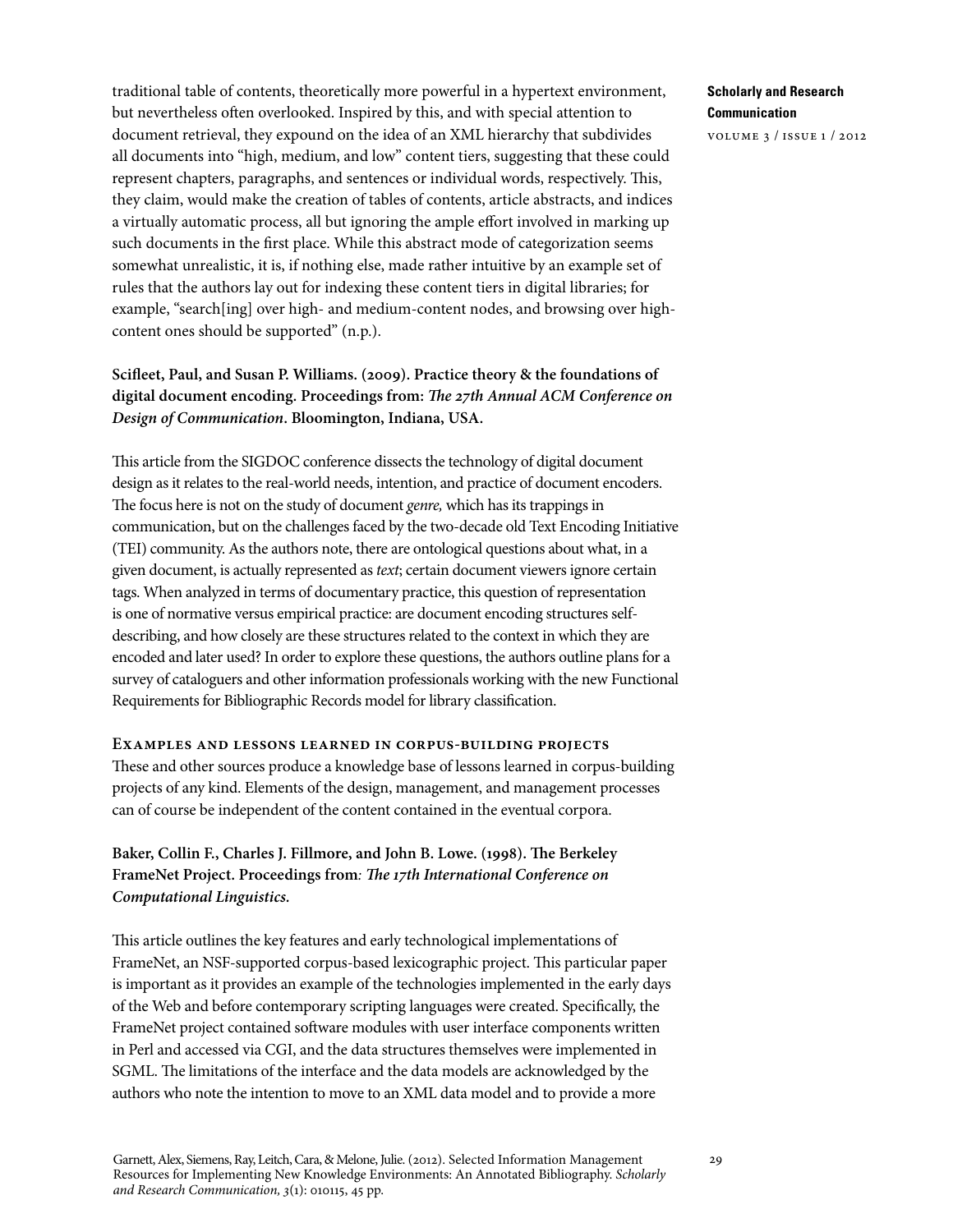traditional table of contents, theoretically more powerful in a hypertext environment, but nevertheless often overlooked. Inspired by this, and with special attention to document retrieval, they expound on the idea of an XML hierarchy that subdivides all documents into "high, medium, and low" content tiers, suggesting that these could represent chapters, paragraphs, and sentences or individual words, respectively. This, they claim, would make the creation of tables of contents, article abstracts, and indices a virtually automatic process, all but ignoring the ample effort involved in marking up such documents in the first place. While this abstract mode of categorization seems somewhat unrealistic, it is, if nothing else, made rather intuitive by an example set of rules that the authors lay out for indexing these content tiers in digital libraries; for example, "search[ing] over high- and medium-content nodes, and browsing over high-content ones should be supported" (n.p.).

**Scifleet, Paul, and Susan P. Williams. (2009). Practice theory & the foundations of digital document encoding. Proceedings from: *The 27th Annual ACM Conference on Design of Communication*. Bloomington, Indiana, USA.**

This article from the SIGDOC conference dissects the technology of digital document design as it relates to the real-world needs, intention, and practice of document encoders. The focus here is not on the study of document *genre,* which has its trappings in communication, but on the challenges faced by the two-decade old Text Encoding Initiative (TEI) community. As the authors note, there are ontological questions about what, in a given document, is actually represented as *text*; certain document viewers ignore certain tags. When analyzed in terms of documentary practice, this question of representation is one of normative versus empirical practice: are document encoding structures self-describing, and how closely are these structures related to the context in which they are encoded and later used? In order to explore these questions, the authors outline plans for a survey of cataloguers and other information professionals working with the new Functional Requirements for Bibliographic Records model for library classification.

### Examples and lessons learned in corpus-building projects

These and other sources produce a knowledge base of lessons learned in corpus-building projects of any kind. Elements of the design, management, and management processes can of course be independent of the content contained in the eventual corpora.

**Baker, Collin F., Charles J. Fillmore, and John B. Lowe. (1998). The Berkeley FrameNet Project. Proceedings from*: The 17th International Conference on Computational Linguistics.***

This article outlines the key features and early technological implementations of FrameNet, an NSF-supported corpus-based lexicographic project. This particular paper is important as it provides an example of the technologies implemented in the early days of the Web and before contemporary scripting languages were created. Specifically, the FrameNet project contained software modules with user interface components written in Perl and accessed via CGI, and the data structures themselves were implemented in SGML. The limitations of the interface and the data models are acknowledged by the authors who note the intention to move to an XML data model and to provide a more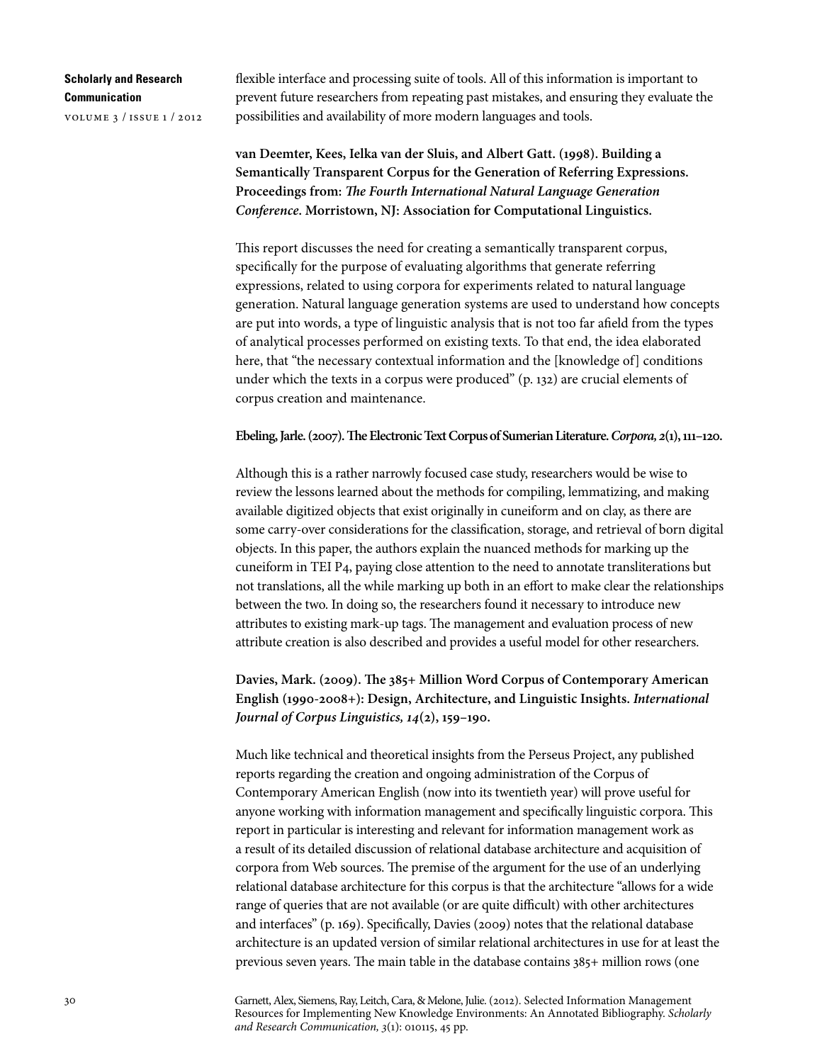flexible interface and processing suite of tools. All of this information is important to prevent future researchers from repeating past mistakes, and ensuring they evaluate the possibilities and availability of more modern languages and tools.

**van Deemter, Kees, Ielka van der Sluis, and Albert Gatt. (1998). Building a Semantically Transparent Corpus for the Generation of Referring Expressions. Proceedings from:** ***The Fourth International Natural Language Generation Conference*****. Morristown, NJ: Association for Computational Linguistics.**

This report discusses the need for creating a semantically transparent corpus, specifically for the purpose of evaluating algorithms that generate referring expressions, related to using corpora for experiments related to natural language generation. Natural language generation systems are used to understand how concepts are put into words, a type of linguistic analysis that is not too far afield from the types of analytical processes performed on existing texts. To that end, the idea elaborated here, that "the necessary contextual information and the [knowledge of] conditions under which the texts in a corpus were produced" (p. 132) are crucial elements of corpus creation and maintenance.

**Ebeling, Jarle. (2007). The Electronic Text Corpus of Sumerian Literature.** ***Corpora, 2*****(1), 111–120.**

Although this is a rather narrowly focused case study, researchers would be wise to review the lessons learned about the methods for compiling, lemmatizing, and making available digitized objects that exist originally in cuneiform and on clay, as there are some carry-over considerations for the classification, storage, and retrieval of born digital objects. In this paper, the authors explain the nuanced methods for marking up the cuneiform in TEI P4, paying close attention to the need to annotate transliterations but not translations, all the while marking up both in an effort to make clear the relationships between the two. In doing so, the researchers found it necessary to introduce new attributes to existing mark-up tags. The management and evaluation process of new attribute creation is also described and provides a useful model for other researchers.

**Davies, Mark. (2009). The 385+ Million Word Corpus of Contemporary American English (1990-2008+): Design, Architecture, and Linguistic Insights.** ***International Journal of Corpus Linguistics, 14*****(2), 159–190.**

Much like technical and theoretical insights from the Perseus Project, any published reports regarding the creation and ongoing administration of the Corpus of Contemporary American English (now into its twentieth year) will prove useful for anyone working with information management and specifically linguistic corpora. This report in particular is interesting and relevant for information management work as a result of its detailed discussion of relational database architecture and acquisition of corpora from Web sources. The premise of the argument for the use of an underlying relational database architecture for this corpus is that the architecture "allows for a wide range of queries that are not available (or are quite difficult) with other architectures and interfaces" (p. 169). Specifically, Davies (2009) notes that the relational database architecture is an updated version of similar relational architectures in use for at least the previous seven years. The main table in the database contains 385+ million rows (one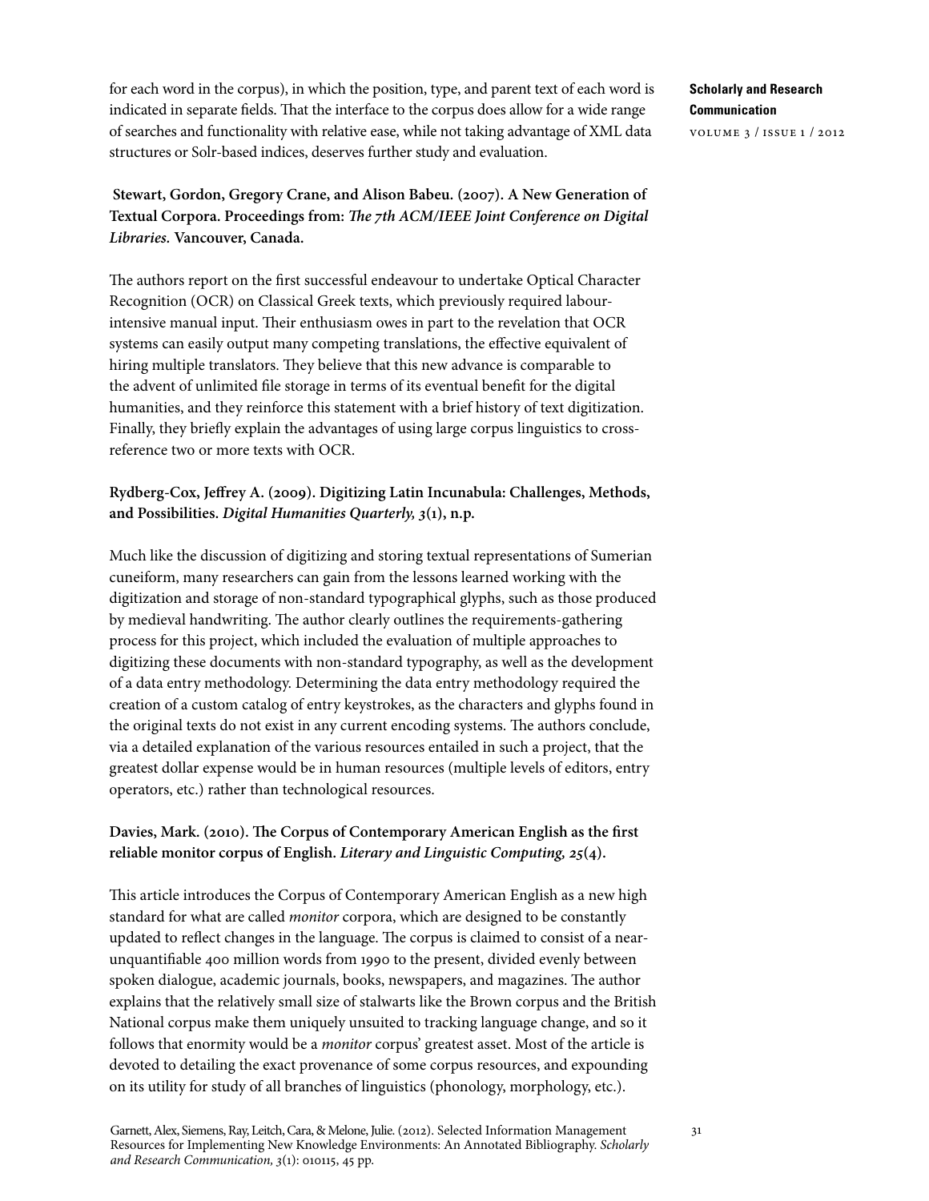for each word in the corpus), in which the position, type, and parent text of each word is indicated in separate fields. That the interface to the corpus does allow for a wide range of searches and functionality with relative ease, while not taking advantage of XML data structures or Solr-based indices, deserves further study and evaluation.

**Stewart, Gordon, Gregory Crane, and Alison Babeu. (2007). A New Generation of Textual Corpora. Proceedings from: *The 7th ACM/IEEE Joint Conference on Digital Libraries.* Vancouver, Canada.**

The authors report on the first successful endeavour to undertake Optical Character Recognition (OCR) on Classical Greek texts, which previously required labour-intensive manual input. Their enthusiasm owes in part to the revelation that OCR systems can easily output many competing translations, the effective equivalent of hiring multiple translators. They believe that this new advance is comparable to the advent of unlimited file storage in terms of its eventual benefit for the digital humanities, and they reinforce this statement with a brief history of text digitization. Finally, they briefly explain the advantages of using large corpus linguistics to cross-reference two or more texts with OCR.

**Rydberg-Cox, Jeffrey A. (2009). Digitizing Latin Incunabula: Challenges, Methods, and Possibilities. *Digital Humanities Quarterly, 3*(1), n.p.**

Much like the discussion of digitizing and storing textual representations of Sumerian cuneiform, many researchers can gain from the lessons learned working with the digitization and storage of non-standard typographical glyphs, such as those produced by medieval handwriting. The author clearly outlines the requirements-gathering process for this project, which included the evaluation of multiple approaches to digitizing these documents with non-standard typography, as well as the development of a data entry methodology. Determining the data entry methodology required the creation of a custom catalog of entry keystrokes, as the characters and glyphs found in the original texts do not exist in any current encoding systems. The authors conclude, via a detailed explanation of the various resources entailed in such a project, that the greatest dollar expense would be in human resources (multiple levels of editors, entry operators, etc.) rather than technological resources.

**Davies, Mark. (2010). The Corpus of Contemporary American English as the first reliable monitor corpus of English. *Literary and Linguistic Computing, 25*(4).**

This article introduces the Corpus of Contemporary American English as a new high standard for what are called *monitor* corpora, which are designed to be constantly updated to reflect changes in the language. The corpus is claimed to consist of a near-unquantifiable 400 million words from 1990 to the present, divided evenly between spoken dialogue, academic journals, books, newspapers, and magazines. The author explains that the relatively small size of stalwarts like the Brown corpus and the British National corpus make them uniquely unsuited to tracking language change, and so it follows that enormity would be a *monitor* corpus' greatest asset. Most of the article is devoted to detailing the exact provenance of some corpus resources, and expounding on its utility for study of all branches of linguistics (phonology, morphology, etc.).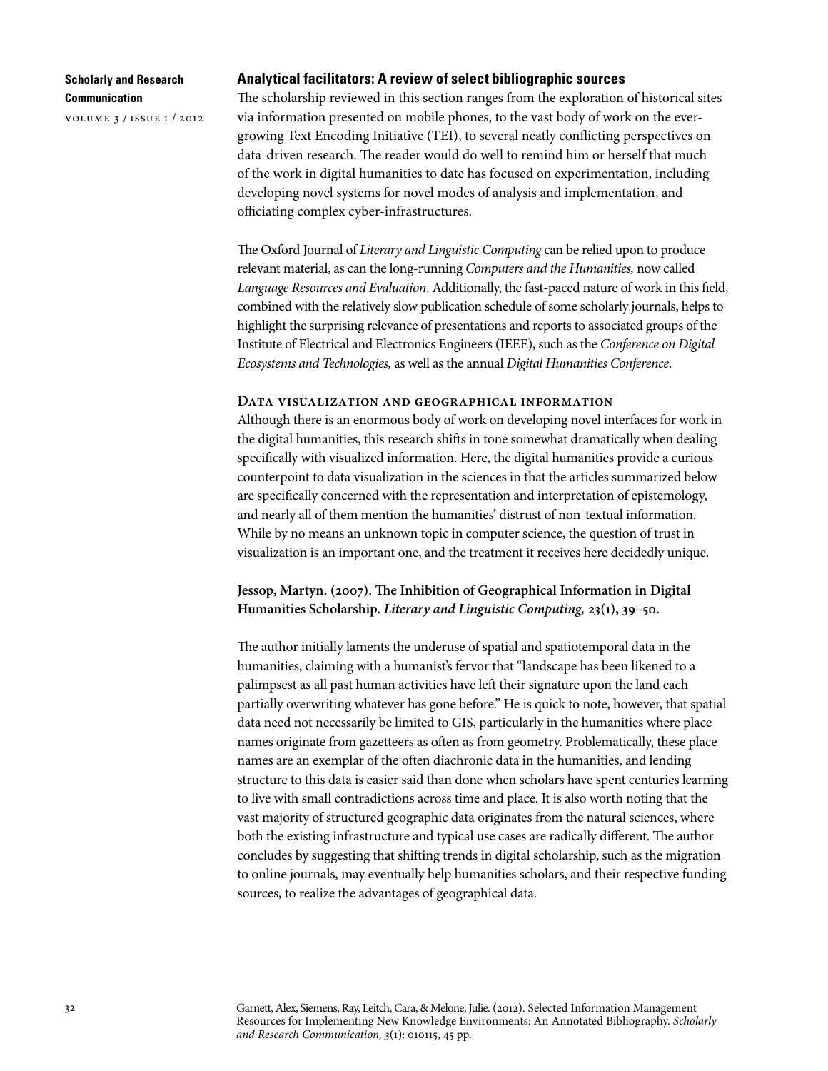## Analytical facilitators: A review of select bibliographic sources

The scholarship reviewed in this section ranges from the exploration of historical sites via information presented on mobile phones, to the vast body of work on the ever-growing Text Encoding Initiative (TEI), to several neatly conflicting perspectives on data-driven research. The reader would do well to remind him or herself that much of the work in digital humanities to date has focused on experimentation, including developing novel systems for novel modes of analysis and implementation, and officiating complex cyber-infrastructures.

The Oxford Journal of *Literary and Linguistic Computing* can be relied upon to produce relevant material, as can the long-running *Computers and the Humanities,* now called *Language Resources and Evaluation*. Additionally, the fast-paced nature of work in this field, combined with the relatively slow publication schedule of some scholarly journals, helps to highlight the surprising relevance of presentations and reports to associated groups of the Institute of Electrical and Electronics Engineers (IEEE), such as the *Conference on Digital Ecosystems and Technologies,* as well as the annual *Digital Humanities Conference*.

### Data visualization and geographical information

Although there is an enormous body of work on developing novel interfaces for work in the digital humanities, this research shifts in tone somewhat dramatically when dealing specifically with visualized information. Here, the digital humanities provide a curious counterpoint to data visualization in the sciences in that the articles summarized below are specifically concerned with the representation and interpretation of epistemology, and nearly all of them mention the humanities' distrust of non-textual information. While by no means an unknown topic in computer science, the question of trust in visualization is an important one, and the treatment it receives here decidedly unique.

**Jessop, Martyn. (2007). The Inhibition of Geographical Information in Digital Humanities Scholarship. *Literary and Linguistic Computing, 23*(1), 39–50.**

The author initially laments the underuse of spatial and spatiotemporal data in the humanities, claiming with a humanist's fervor that "landscape has been likened to a palimpsest as all past human activities have left their signature upon the land each partially overwriting whatever has gone before." He is quick to note, however, that spatial data need not necessarily be limited to GIS, particularly in the humanities where place names originate from gazetteers as often as from geometry. Problematically, these place names are an exemplar of the often diachronic data in the humanities, and lending structure to this data is easier said than done when scholars have spent centuries learning to live with small contradictions across time and place. It is also worth noting that the vast majority of structured geographic data originates from the natural sciences, where both the existing infrastructure and typical use cases are radically different. The author concludes by suggesting that shifting trends in digital scholarship, such as the migration to online journals, may eventually help humanities scholars, and their respective funding sources, to realize the advantages of geographical data.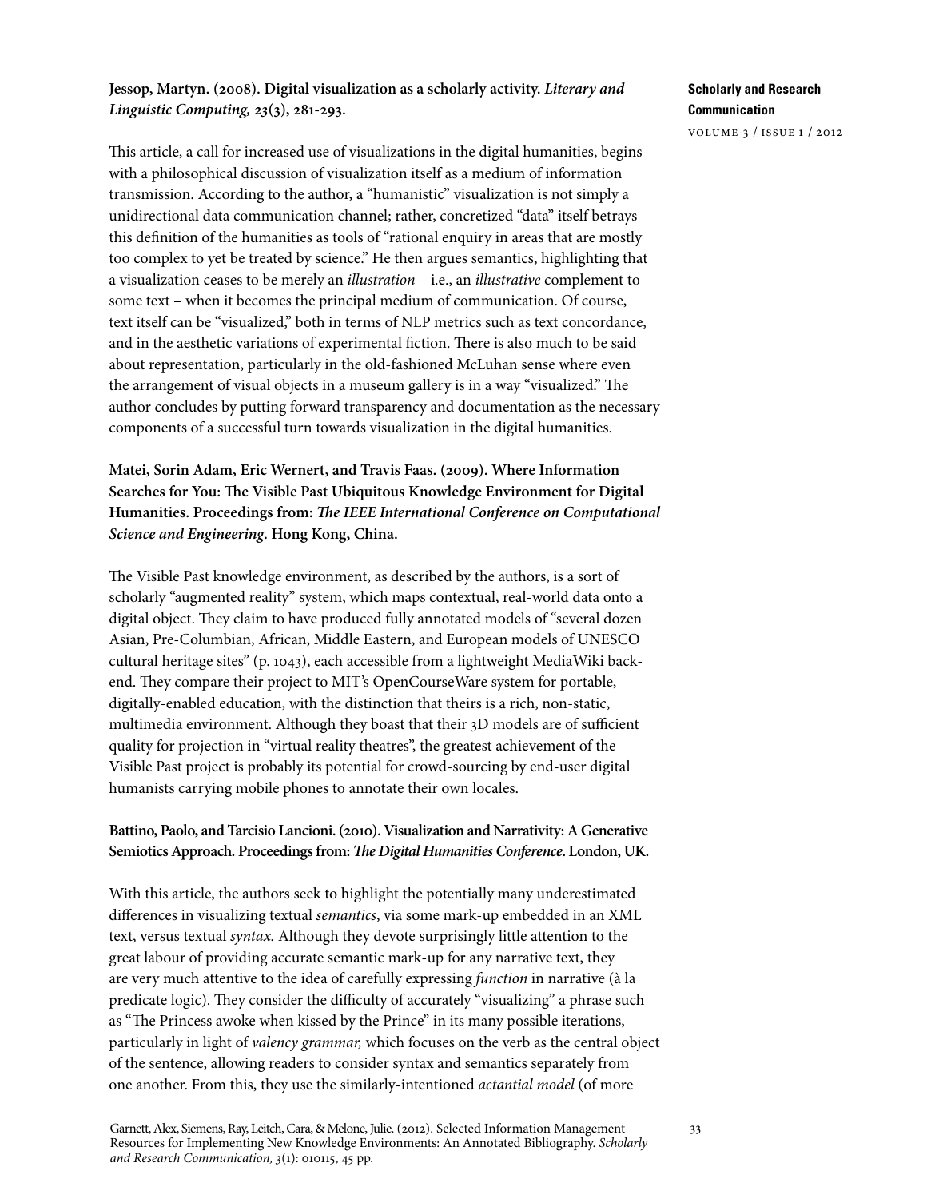**Jessop, Martyn. (2008). Digital visualization as a scholarly activity. *Literary and Linguistic Computing, 23*(3), 281-293.**

This article, a call for increased use of visualizations in the digital humanities, begins with a philosophical discussion of visualization itself as a medium of information transmission. According to the author, a "humanistic" visualization is not simply a unidirectional data communication channel; rather, concretized "data" itself betrays this definition of the humanities as tools of "rational enquiry in areas that are mostly too complex to yet be treated by science." He then argues semantics, highlighting that a visualization ceases to be merely an *illustration* – i.e., an *illustrative* complement to some text – when it becomes the principal medium of communication. Of course, text itself can be "visualized," both in terms of NLP metrics such as text concordance, and in the aesthetic variations of experimental fiction. There is also much to be said about representation, particularly in the old-fashioned McLuhan sense where even the arrangement of visual objects in a museum gallery is in a way "visualized." The author concludes by putting forward transparency and documentation as the necessary components of a successful turn towards visualization in the digital humanities.

**Matei, Sorin Adam, Eric Wernert, and Travis Faas. (2009). Where Information Searches for You: The Visible Past Ubiquitous Knowledge Environment for Digital Humanities. Proceedings from: *The IEEE International Conference on Computational Science and Engineering*. Hong Kong, China.**

The Visible Past knowledge environment, as described by the authors, is a sort of scholarly "augmented reality" system, which maps contextual, real-world data onto a digital object. They claim to have produced fully annotated models of "several dozen Asian, Pre-Columbian, African, Middle Eastern, and European models of UNESCO cultural heritage sites" (p. 1043), each accessible from a lightweight MediaWiki back-end. They compare their project to MIT's OpenCourseWare system for portable, digitally-enabled education, with the distinction that theirs is a rich, non-static, multimedia environment. Although they boast that their 3D models are of sufficient quality for projection in "virtual reality theatres", the greatest achievement of the Visible Past project is probably its potential for crowd-sourcing by end-user digital humanists carrying mobile phones to annotate their own locales.

**Battino, Paolo, and Tarcisio Lancioni. (2010). Visualization and Narrativity: A Generative Semiotics Approach. Proceedings from: *The Digital Humanities Conference*. London, UK.**

With this article, the authors seek to highlight the potentially many underestimated differences in visualizing textual *semantics*, via some mark-up embedded in an XML text, versus textual *syntax.* Although they devote surprisingly little attention to the great labour of providing accurate semantic mark-up for any narrative text, they are very much attentive to the idea of carefully expressing *function* in narrative (à la predicate logic). They consider the difficulty of accurately "visualizing" a phrase such as "The Princess awoke when kissed by the Prince" in its many possible iterations, particularly in light of *valency grammar,* which focuses on the verb as the central object of the sentence, allowing readers to consider syntax and semantics separately from one another. From this, they use the similarly-intentioned *actantial model* (of more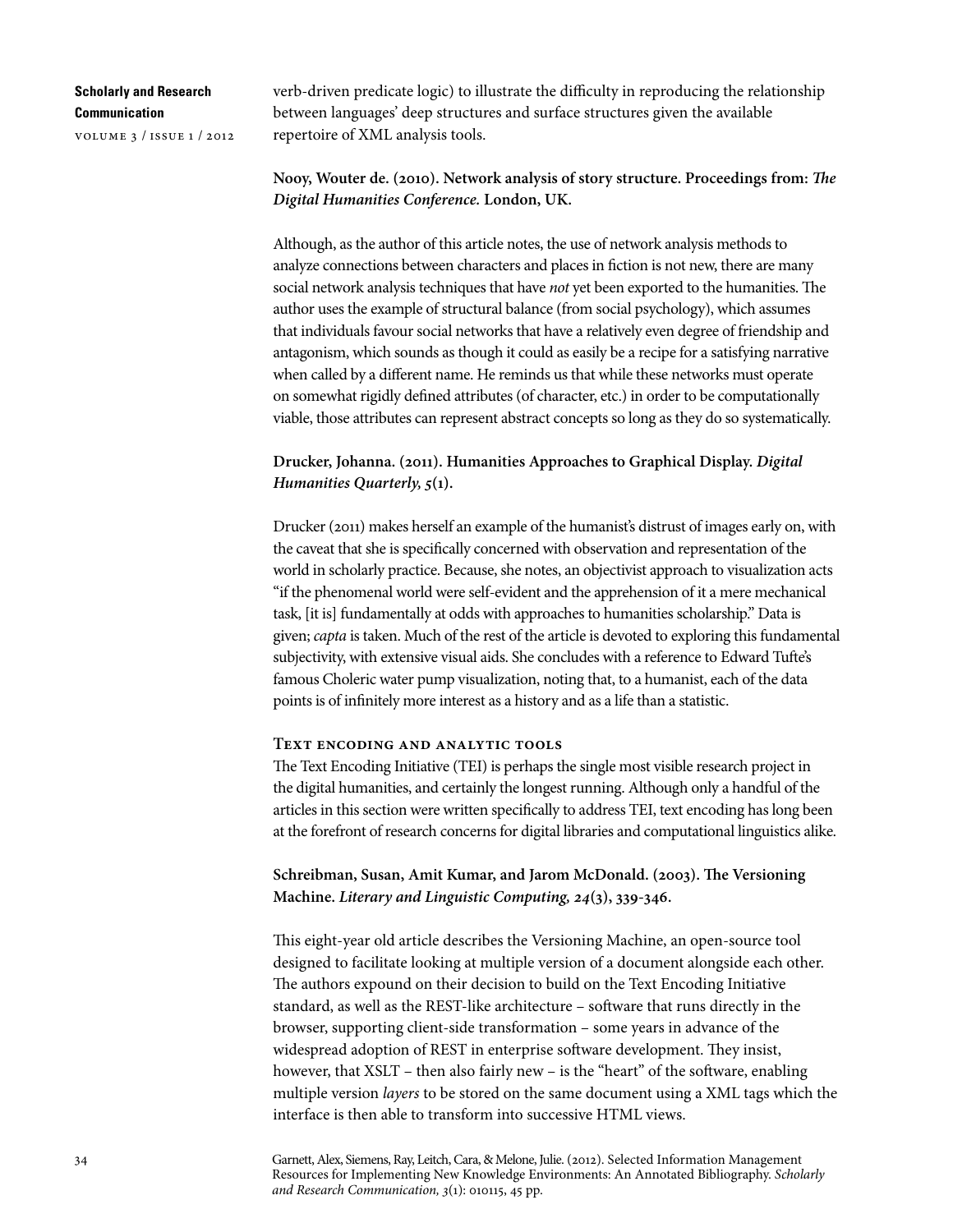verb-driven predicate logic) to illustrate the difficulty in reproducing the relationship between languages' deep structures and surface structures given the available repertoire of XML analysis tools.

**Nooy, Wouter de. (2010). Network analysis of story structure. Proceedings from: *The Digital Humanities Conference.* London, UK.**

Although, as the author of this article notes, the use of network analysis methods to analyze connections between characters and places in fiction is not new, there are many social network analysis techniques that have *not* yet been exported to the humanities. The author uses the example of structural balance (from social psychology), which assumes that individuals favour social networks that have a relatively even degree of friendship and antagonism, which sounds as though it could as easily be a recipe for a satisfying narrative when called by a different name. He reminds us that while these networks must operate on somewhat rigidly defined attributes (of character, etc.) in order to be computationally viable, those attributes can represent abstract concepts so long as they do so systematically.

**Drucker, Johanna. (2011). Humanities Approaches to Graphical Display. *Digital Humanities Quarterly, 5*(1).**

Drucker (2011) makes herself an example of the humanist's distrust of images early on, with the caveat that she is specifically concerned with observation and representation of the world in scholarly practice. Because, she notes, an objectivist approach to visualization acts "if the phenomenal world were self-evident and the apprehension of it a mere mechanical task, [it is] fundamentally at odds with approaches to humanities scholarship." Data is given; *capta* is taken. Much of the rest of the article is devoted to exploring this fundamental subjectivity, with extensive visual aids. She concludes with a reference to Edward Tufte's famous Choleric water pump visualization, noting that, to a humanist, each of the data points is of infinitely more interest as a history and as a life than a statistic.

### Text encoding and analytic tools

The Text Encoding Initiative (TEI) is perhaps the single most visible research project in the digital humanities, and certainly the longest running. Although only a handful of the articles in this section were written specifically to address TEI, text encoding has long been at the forefront of research concerns for digital libraries and computational linguistics alike.

**Schreibman, Susan, Amit Kumar, and Jarom McDonald. (2003). The Versioning Machine. *Literary and Linguistic Computing, 24*(3), 339-346.**

This eight-year old article describes the Versioning Machine, an open-source tool designed to facilitate looking at multiple version of a document alongside each other. The authors expound on their decision to build on the Text Encoding Initiative standard, as well as the REST-like architecture – software that runs directly in the browser, supporting client-side transformation – some years in advance of the widespread adoption of REST in enterprise software development. They insist, however, that XSLT – then also fairly new – is the "heart" of the software, enabling multiple version *layers* to be stored on the same document using a XML tags which the interface is then able to transform into successive HTML views.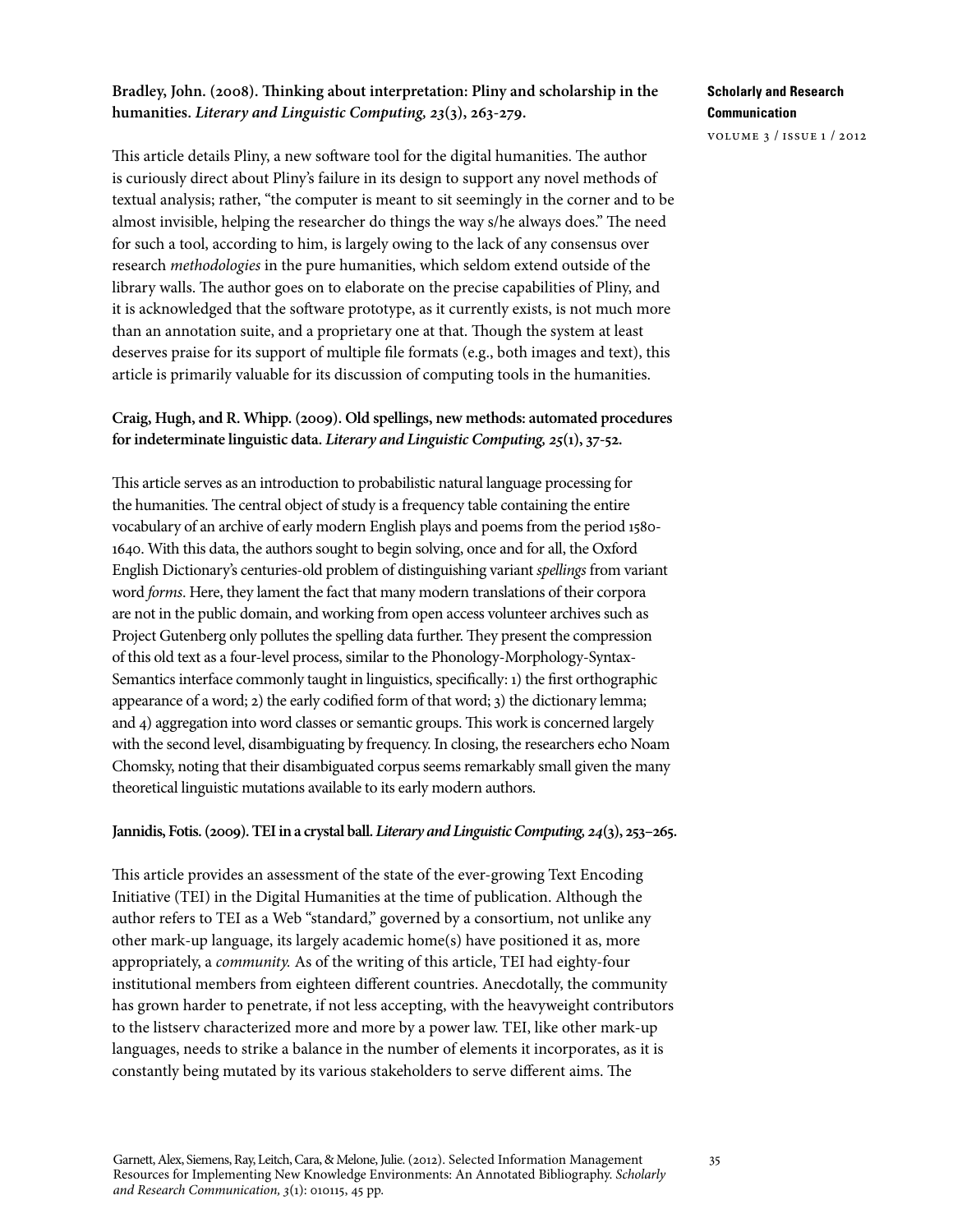**Bradley, John. (2008). Thinking about interpretation: Pliny and scholarship in the humanities. *Literary and Linguistic Computing, 23*(3), 263-279.**

This article details Pliny, a new software tool for the digital humanities. The author is curiously direct about Pliny's failure in its design to support any novel methods of textual analysis; rather, "the computer is meant to sit seemingly in the corner and to be almost invisible, helping the researcher do things the way s/he always does." The need for such a tool, according to him, is largely owing to the lack of any consensus over research *methodologies* in the pure humanities, which seldom extend outside of the library walls. The author goes on to elaborate on the precise capabilities of Pliny, and it is acknowledged that the software prototype, as it currently exists, is not much more than an annotation suite, and a proprietary one at that. Though the system at least deserves praise for its support of multiple file formats (e.g., both images and text), this article is primarily valuable for its discussion of computing tools in the humanities.

**Craig, Hugh, and R. Whipp. (2009). Old spellings, new methods: automated procedures for indeterminate linguistic data. *Literary and Linguistic Computing, 25*(1), 37-52.**

This article serves as an introduction to probabilistic natural language processing for the humanities. The central object of study is a frequency table containing the entire vocabulary of an archive of early modern English plays and poems from the period 1580-1640. With this data, the authors sought to begin solving, once and for all, the Oxford English Dictionary's centuries-old problem of distinguishing variant *spellings* from variant word *forms*. Here, they lament the fact that many modern translations of their corpora are not in the public domain, and working from open access volunteer archives such as Project Gutenberg only pollutes the spelling data further. They present the compression of this old text as a four-level process, similar to the Phonology-Morphology-Syntax-Semantics interface commonly taught in linguistics, specifically: 1) the first orthographic appearance of a word; 2) the early codified form of that word; 3) the dictionary lemma; and 4) aggregation into word classes or semantic groups. This work is concerned largely with the second level, disambiguating by frequency. In closing, the researchers echo Noam Chomsky, noting that their disambiguated corpus seems remarkably small given the many theoretical linguistic mutations available to its early modern authors.

**Jannidis, Fotis. (2009). TEI in a crystal ball. *Literary and Linguistic Computing, 24*(3), 253–265.**

This article provides an assessment of the state of the ever-growing Text Encoding Initiative (TEI) in the Digital Humanities at the time of publication. Although the author refers to TEI as a Web "standard," governed by a consortium, not unlike any other mark-up language, its largely academic home(s) have positioned it as, more appropriately, a *community.* As of the writing of this article, TEI had eighty-four institutional members from eighteen different countries. Anecdotally, the community has grown harder to penetrate, if not less accepting, with the heavyweight contributors to the listserv characterized more and more by a power law. TEI, like other mark-up languages, needs to strike a balance in the number of elements it incorporates, as it is constantly being mutated by its various stakeholders to serve different aims. The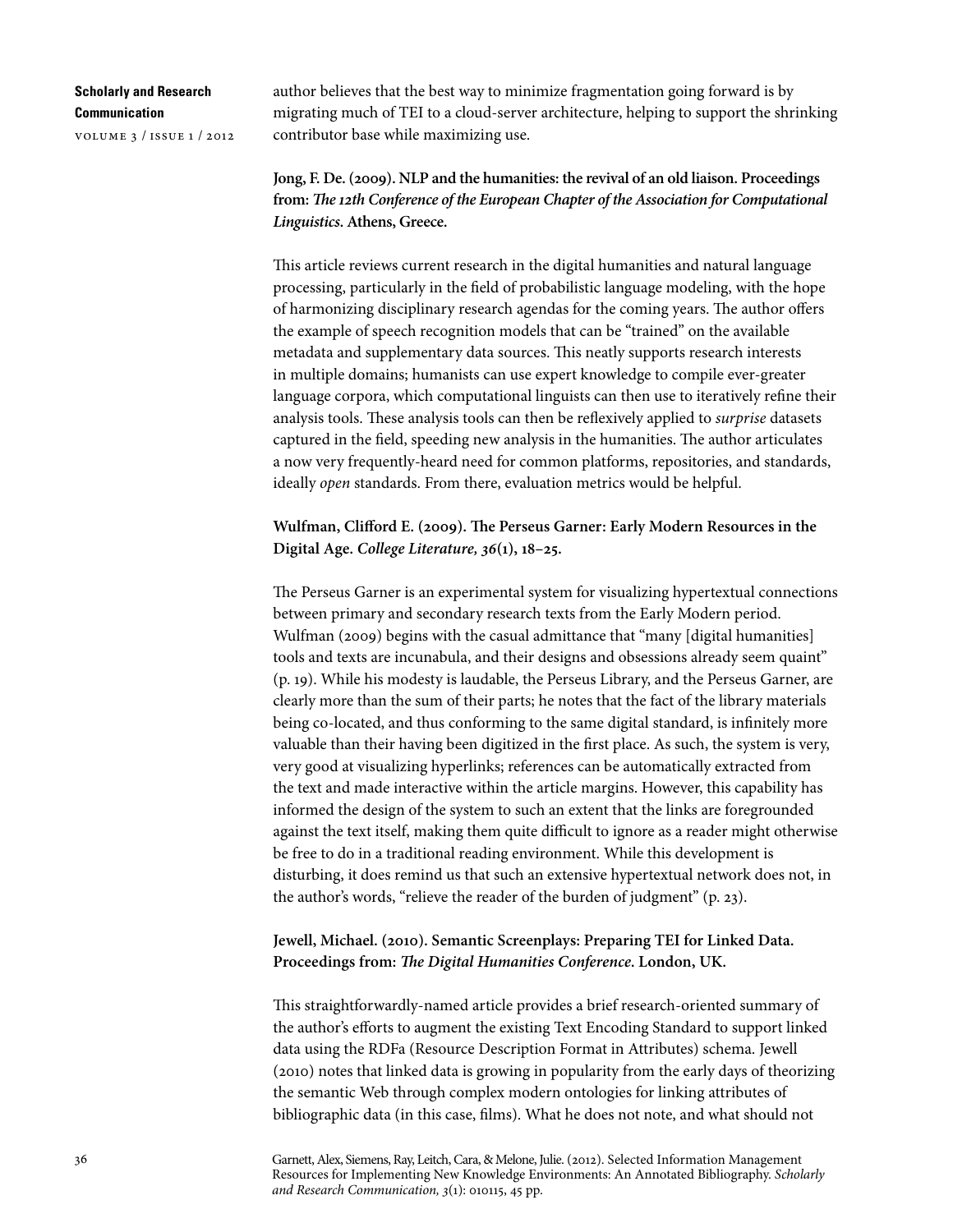author believes that the best way to minimize fragmentation going forward is by migrating much of TEI to a cloud-server architecture, helping to support the shrinking contributor base while maximizing use.

**Jong, F. De. (2009). NLP and the humanities: the revival of an old liaison. Proceedings from: *The 12th Conference of the European Chapter of the Association for Computational Linguistics*. Athens, Greece.**

This article reviews current research in the digital humanities and natural language processing, particularly in the field of probabilistic language modeling, with the hope of harmonizing disciplinary research agendas for the coming years. The author offers the example of speech recognition models that can be "trained" on the available metadata and supplementary data sources. This neatly supports research interests in multiple domains; humanists can use expert knowledge to compile ever-greater language corpora, which computational linguists can then use to iteratively refine their analysis tools. These analysis tools can then be reflexively applied to *surprise* datasets captured in the field, speeding new analysis in the humanities. The author articulates a now very frequently-heard need for common platforms, repositories, and standards, ideally *open* standards. From there, evaluation metrics would be helpful.

**Wulfman, Clifford E. (2009). The Perseus Garner: Early Modern Resources in the Digital Age. *College Literature, 36*(1), 18–25.**

The Perseus Garner is an experimental system for visualizing hypertextual connections between primary and secondary research texts from the Early Modern period. Wulfman (2009) begins with the casual admittance that "many [digital humanities] tools and texts are incunabula, and their designs and obsessions already seem quaint" (p. 19). While his modesty is laudable, the Perseus Library, and the Perseus Garner, are clearly more than the sum of their parts; he notes that the fact of the library materials being co-located, and thus conforming to the same digital standard, is infinitely more valuable than their having been digitized in the first place. As such, the system is very, very good at visualizing hyperlinks; references can be automatically extracted from the text and made interactive within the article margins. However, this capability has informed the design of the system to such an extent that the links are foregrounded against the text itself, making them quite difficult to ignore as a reader might otherwise be free to do in a traditional reading environment. While this development is disturbing, it does remind us that such an extensive hypertextual network does not, in the author's words, "relieve the reader of the burden of judgment" (p. 23).

**Jewell, Michael. (2010). Semantic Screenplays: Preparing TEI for Linked Data. Proceedings from: *The Digital Humanities Conference*. London, UK.**

This straightforwardly-named article provides a brief research-oriented summary of the author's efforts to augment the existing Text Encoding Standard to support linked data using the RDFa (Resource Description Format in Attributes) schema. Jewell (2010) notes that linked data is growing in popularity from the early days of theorizing the semantic Web through complex modern ontologies for linking attributes of bibliographic data (in this case, films). What he does not note, and what should not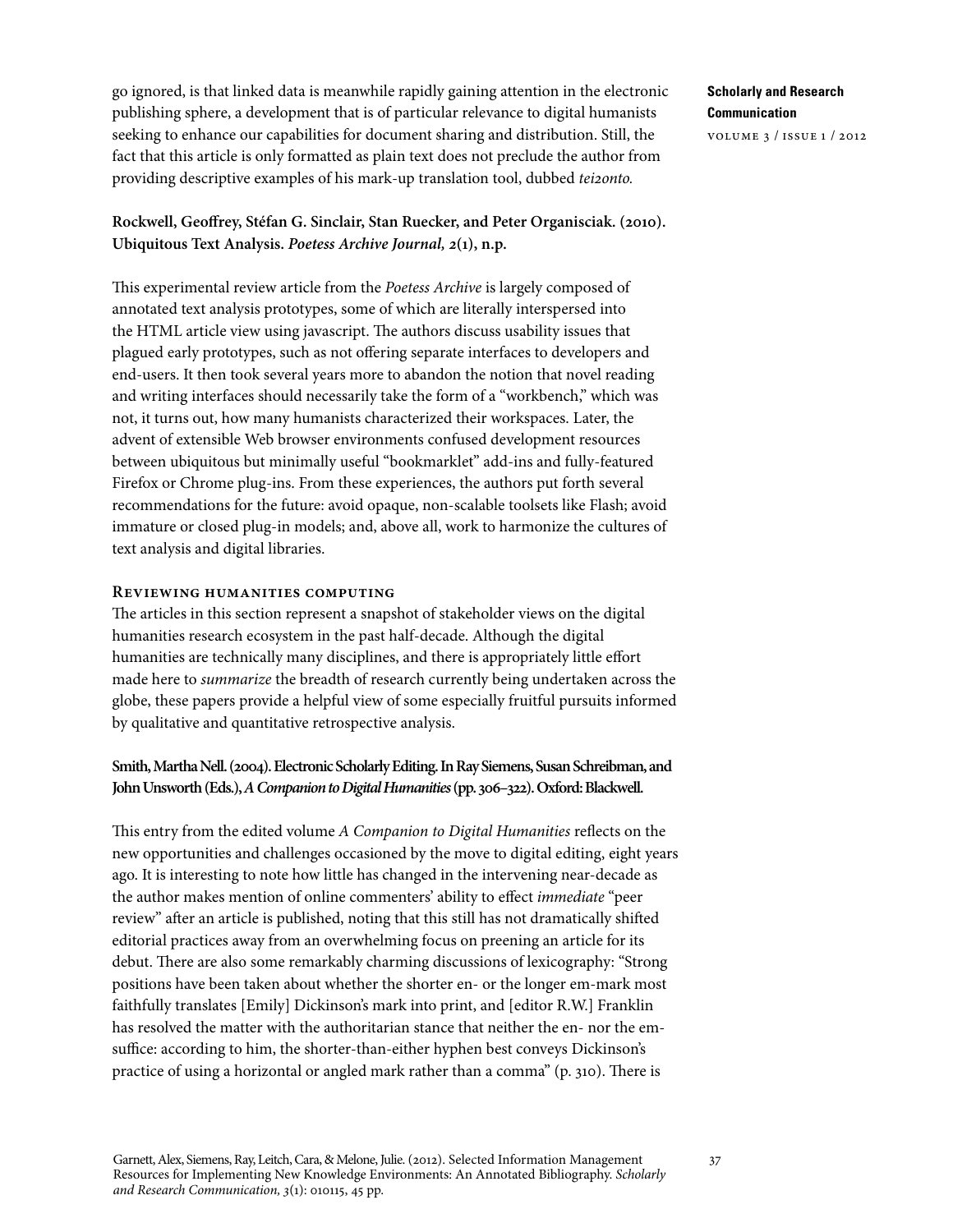go ignored, is that linked data is meanwhile rapidly gaining attention in the electronic publishing sphere, a development that is of particular relevance to digital humanists seeking to enhance our capabilities for document sharing and distribution. Still, the fact that this article is only formatted as plain text does not preclude the author from providing descriptive examples of his mark-up translation tool, dubbed *tei2onto.*

**Rockwell, Geoffrey, Stéfan G. Sinclair, Stan Ruecker, and Peter Organisciak. (2010). Ubiquitous Text Analysis. *Poetess Archive Journal, 2*(1), n.p.**

This experimental review article from the *Poetess Archive* is largely composed of annotated text analysis prototypes, some of which are literally interspersed into the HTML article view using javascript. The authors discuss usability issues that plagued early prototypes, such as not offering separate interfaces to developers and end-users. It then took several years more to abandon the notion that novel reading and writing interfaces should necessarily take the form of a "workbench," which was not, it turns out, how many humanists characterized their workspaces. Later, the advent of extensible Web browser environments confused development resources between ubiquitous but minimally useful "bookmarklet" add-ins and fully-featured Firefox or Chrome plug-ins. From these experiences, the authors put forth several recommendations for the future: avoid opaque, non-scalable toolsets like Flash; avoid immature or closed plug-in models; and, above all, work to harmonize the cultures of text analysis and digital libraries.

### Reviewing humanities computing

The articles in this section represent a snapshot of stakeholder views on the digital humanities research ecosystem in the past half-decade. Although the digital humanities are technically many disciplines, and there is appropriately little effort made here to *summarize* the breadth of research currently being undertaken across the globe, these papers provide a helpful view of some especially fruitful pursuits informed by qualitative and quantitative retrospective analysis.

**Smith, Martha Nell. (2004). Electronic Scholarly Editing. In Ray Siemens, Susan Schreibman, and John Unsworth (Eds.), *A Companion to Digital Humanities* (pp. 306–322). Oxford: Blackwell.**

This entry from the edited volume *A Companion to Digital Humanities* reflects on the new opportunities and challenges occasioned by the move to digital editing, eight years ago. It is interesting to note how little has changed in the intervening near-decade as the author makes mention of online commenters' ability to effect *immediate* "peer review" after an article is published, noting that this still has not dramatically shifted editorial practices away from an overwhelming focus on preening an article for its debut. There are also some remarkably charming discussions of lexicography: "Strong positions have been taken about whether the shorter en- or the longer em-mark most faithfully translates [Emily] Dickinson's mark into print, and [editor R.W.] Franklin has resolved the matter with the authoritarian stance that neither the en- nor the em-suffice: according to him, the shorter-than-either hyphen best conveys Dickinson's practice of using a horizontal or angled mark rather than a comma" (p. 310). There is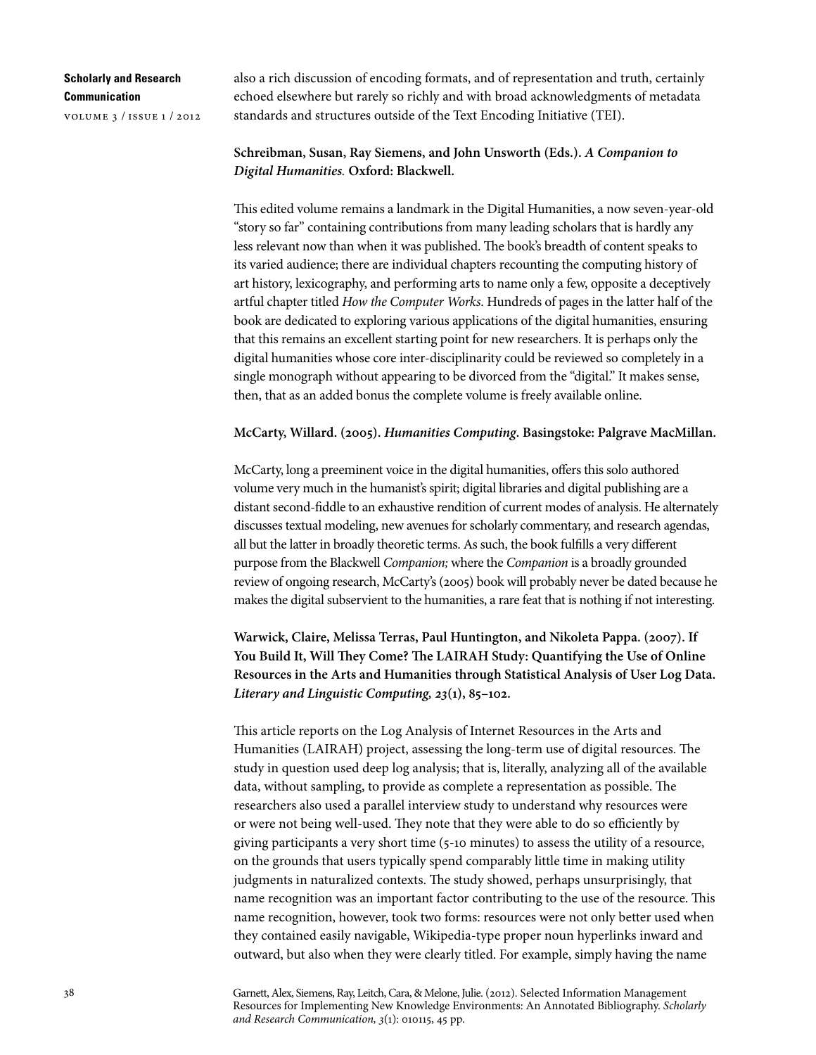also a rich discussion of encoding formats, and of representation and truth, certainly echoed elsewhere but rarely so richly and with broad acknowledgments of metadata standards and structures outside of the Text Encoding Initiative (TEI).

**Schreibman, Susan, Ray Siemens, and John Unsworth (Eds.).** ***A Companion to Digital Humanities.*** **Oxford: Blackwell.**

This edited volume remains a landmark in the Digital Humanities, a now seven-year-old "story so far" containing contributions from many leading scholars that is hardly any less relevant now than when it was published. The book's breadth of content speaks to its varied audience; there are individual chapters recounting the computing history of art history, lexicography, and performing arts to name only a few, opposite a deceptively artful chapter titled *How the Computer Works*. Hundreds of pages in the latter half of the book are dedicated to exploring various applications of the digital humanities, ensuring that this remains an excellent starting point for new researchers. It is perhaps only the digital humanities whose core inter-disciplinarity could be reviewed so completely in a single monograph without appearing to be divorced from the "digital." It makes sense, then, that as an added bonus the complete volume is freely available online.

**McCarty, Willard. (2005).** ***Humanities Computing*****. Basingstoke: Palgrave MacMillan.**

McCarty, long a preeminent voice in the digital humanities, offers this solo authored volume very much in the humanist's spirit; digital libraries and digital publishing are a distant second-fiddle to an exhaustive rendition of current modes of analysis. He alternately discusses textual modeling, new avenues for scholarly commentary, and research agendas, all but the latter in broadly theoretic terms. As such, the book fulfills a very different purpose from the Blackwell *Companion;* where the *Companion* is a broadly grounded review of ongoing research, McCarty's (2005) book will probably never be dated because he makes the digital subservient to the humanities, a rare feat that is nothing if not interesting.

**Warwick, Claire, Melissa Terras, Paul Huntington, and Nikoleta Pappa. (2007). If You Build It, Will They Come? The LAIRAH Study: Quantifying the Use of Online Resources in the Arts and Humanities through Statistical Analysis of User Log Data.** ***Literary and Linguistic Computing, 23*****(1), 85–102.**

This article reports on the Log Analysis of Internet Resources in the Arts and Humanities (LAIRAH) project, assessing the long-term use of digital resources. The study in question used deep log analysis; that is, literally, analyzing all of the available data, without sampling, to provide as complete a representation as possible. The researchers also used a parallel interview study to understand why resources were or were not being well-used. They note that they were able to do so efficiently by giving participants a very short time (5-10 minutes) to assess the utility of a resource, on the grounds that users typically spend comparably little time in making utility judgments in naturalized contexts. The study showed, perhaps unsurprisingly, that name recognition was an important factor contributing to the use of the resource. This name recognition, however, took two forms: resources were not only better used when they contained easily navigable, Wikipedia-type proper noun hyperlinks inward and outward, but also when they were clearly titled. For example, simply having the name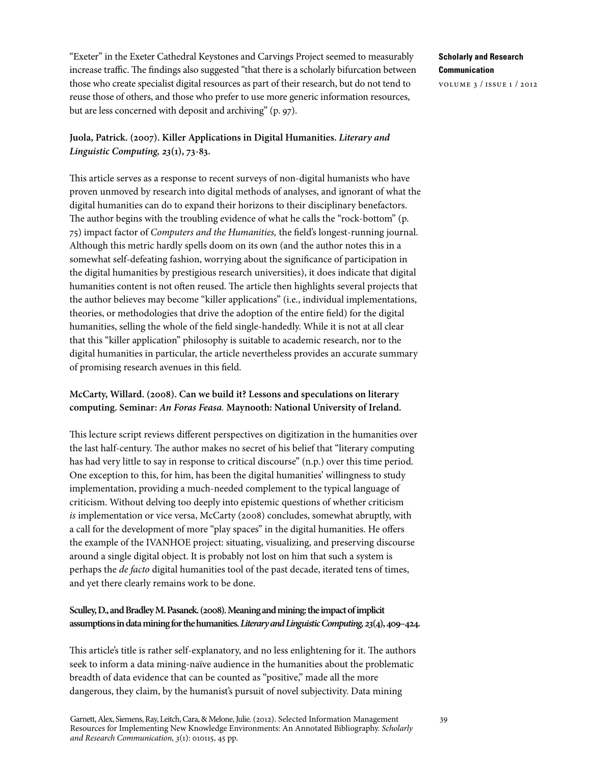"Exeter" in the Exeter Cathedral Keystones and Carvings Project seemed to measurably increase traffic. The findings also suggested "that there is a scholarly bifurcation between those who create specialist digital resources as part of their research, but do not tend to reuse those of others, and those who prefer to use more generic information resources, but are less concerned with deposit and archiving" (p. 97).

**Juola, Patrick. (2007). Killer Applications in Digital Humanities. *Literary and Linguistic Computing, 23*(1), 73-83.**

This article serves as a response to recent surveys of non-digital humanists who have proven unmoved by research into digital methods of analyses, and ignorant of what the digital humanities can do to expand their horizons to their disciplinary benefactors. The author begins with the troubling evidence of what he calls the "rock-bottom" (p. 75) impact factor of *Computers and the Humanities,* the field's longest-running journal. Although this metric hardly spells doom on its own (and the author notes this in a somewhat self-defeating fashion, worrying about the significance of participation in the digital humanities by prestigious research universities), it does indicate that digital humanities content is not often reused. The article then highlights several projects that the author believes may become "killer applications" (i.e., individual implementations, theories, or methodologies that drive the adoption of the entire field) for the digital humanities, selling the whole of the field single-handedly. While it is not at all clear that this "killer application" philosophy is suitable to academic research, nor to the digital humanities in particular, the article nevertheless provides an accurate summary of promising research avenues in this field.

**McCarty, Willard. (2008). Can we build it? Lessons and speculations on literary computing. Seminar: *An Foras Feasa.* Maynooth: National University of Ireland.**

This lecture script reviews different perspectives on digitization in the humanities over the last half-century. The author makes no secret of his belief that "literary computing has had very little to say in response to critical discourse" (n.p.) over this time period. One exception to this, for him, has been the digital humanities' willingness to study implementation, providing a much-needed complement to the typical language of criticism. Without delving too deeply into epistemic questions of whether criticism *is* implementation or vice versa, McCarty (2008) concludes, somewhat abruptly, with a call for the development of more "play spaces" in the digital humanities. He offers the example of the IVANHOE project: situating, visualizing, and preserving discourse around a single digital object. It is probably not lost on him that such a system is perhaps the *de facto* digital humanities tool of the past decade, iterated tens of times, and yet there clearly remains work to be done.

**Sculley, D., and Bradley M. Pasanek. (2008). Meaning and mining: the impact of implicit assumptions in data mining for the humanities. *Literary and Linguistic Computing, 23*(4), 409–424.**

This article's title is rather self-explanatory, and no less enlightening for it. The authors seek to inform a data mining-naïve audience in the humanities about the problematic breadth of data evidence that can be counted as "positive," made all the more dangerous, they claim, by the humanist's pursuit of novel subjectivity. Data mining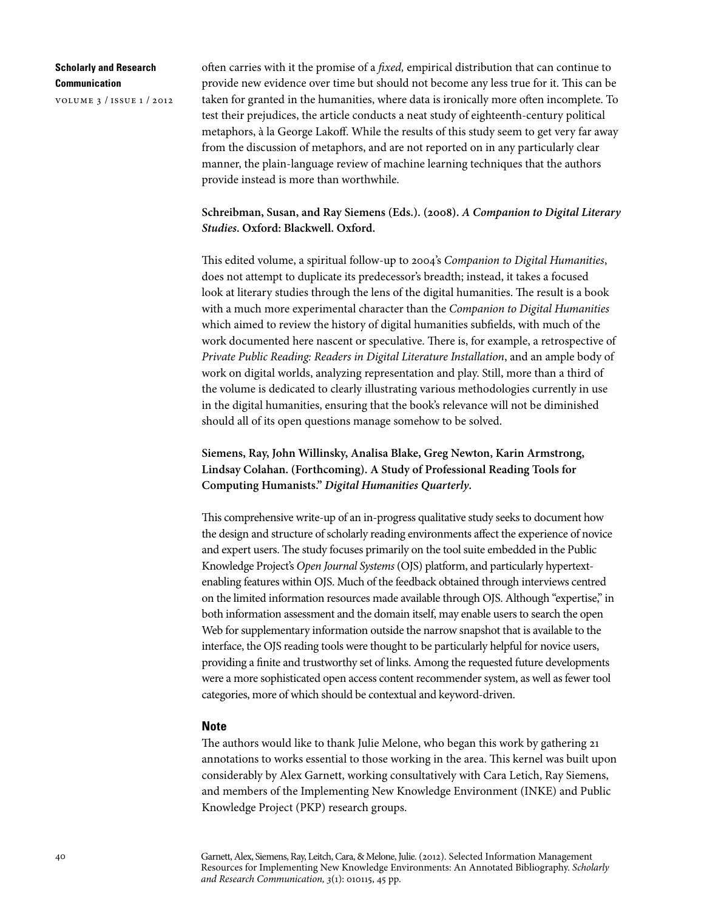often carries with it the promise of a *fixed,* empirical distribution that can continue to provide new evidence over time but should not become any less true for it. This can be taken for granted in the humanities, where data is ironically more often incomplete. To test their prejudices, the article conducts a neat study of eighteenth-century political metaphors, à la George Lakoff. While the results of this study seem to get very far away from the discussion of metaphors, and are not reported on in any particularly clear manner, the plain-language review of machine learning techniques that the authors provide instead is more than worthwhile.

**Schreibman, Susan, and Ray Siemens (Eds.). (2008).** ***A Companion to Digital Literary Studies*****. Oxford: Blackwell. Oxford.**

This edited volume, a spiritual follow-up to 2004's *Companion to Digital Humanities*, does not attempt to duplicate its predecessor's breadth; instead, it takes a focused look at literary studies through the lens of the digital humanities. The result is a book with a much more experimental character than the *Companion to Digital Humanities* which aimed to review the history of digital humanities subfields, with much of the work documented here nascent or speculative. There is, for example, a retrospective of *Private Public Reading: Readers in Digital Literature Installation*, and an ample body of work on digital worlds, analyzing representation and play. Still, more than a third of the volume is dedicated to clearly illustrating various methodologies currently in use in the digital humanities, ensuring that the book's relevance will not be diminished should all of its open questions manage somehow to be solved.

**Siemens, Ray, John Willinsky, Analisa Blake, Greg Newton, Karin Armstrong, Lindsay Colahan. (Forthcoming). A Study of Professional Reading Tools for Computing Humanists."** ***Digital Humanities Quarterly*****.**

This comprehensive write-up of an in-progress qualitative study seeks to document how the design and structure of scholarly reading environments affect the experience of novice and expert users. The study focuses primarily on the tool suite embedded in the Public Knowledge Project's *Open Journal Systems* (OJS) platform, and particularly hypertext-enabling features within OJS. Much of the feedback obtained through interviews centred on the limited information resources made available through OJS. Although "expertise," in both information assessment and the domain itself, may enable users to search the open Web for supplementary information outside the narrow snapshot that is available to the interface, the OJS reading tools were thought to be particularly helpful for novice users, providing a finite and trustworthy set of links. Among the requested future developments were a more sophisticated open access content recommender system, as well as fewer tool categories, more of which should be contextual and keyword-driven.

## Note

The authors would like to thank Julie Melone, who began this work by gathering 21 annotations to works essential to those working in the area. This kernel was built upon considerably by Alex Garnett, working consultatively with Cara Letich, Ray Siemens, and members of the Implementing New Knowledge Environment (INKE) and Public Knowledge Project (PKP) research groups.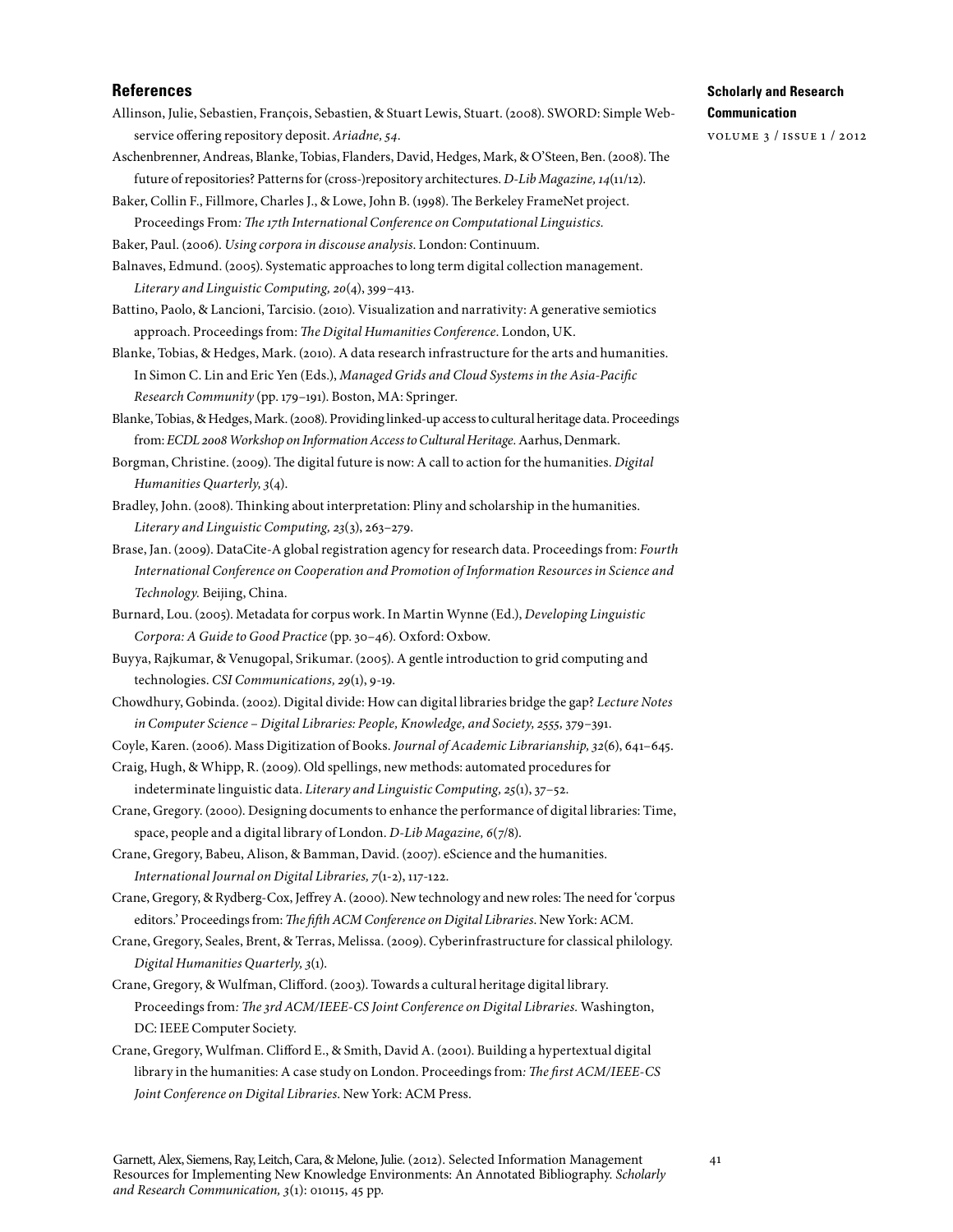## References

Allinson, Julie, Sebastien, François, Sebastien, & Stuart Lewis, Stuart. (2008). SWORD: Simple Web-service offering repository deposit. *Ariadne, 54*.

Aschenbrenner, Andreas, Blanke, Tobias, Flanders, David, Hedges, Mark, & O'Steen, Ben. (2008). The future of repositories? Patterns for (cross-)repository architectures. *D-Lib Magazine, 14*(11/12).

Baker, Collin F., Fillmore, Charles J., & Lowe, John B. (1998). The Berkeley FrameNet project. Proceedings From*: The 17th International Conference on Computational Linguistics.*

Baker, Paul. (2006). *Using corpora in discouse analysis*. London: Continuum.

Balnaves, Edmund. (2005). Systematic approaches to long term digital collection management. *Literary and Linguistic Computing, 20*(4), 399–413.

Battino, Paolo, & Lancioni, Tarcisio. (2010). Visualization and narrativity: A generative semiotics approach. Proceedings from: *The Digital Humanities Conference*. London, UK.

Blanke, Tobias, & Hedges, Mark. (2010). A data research infrastructure for the arts and humanities. In Simon C. Lin and Eric Yen (Eds.), *Managed Grids and Cloud Systems in the Asia-Pacific Research Community* (pp. 179–191). Boston, MA: Springer.

Blanke, Tobias, & Hedges, Mark. (2008). Providing linked-up access to cultural heritage data. Proceedings from: *ECDL 2008 Workshop on Information Access to Cultural Heritage.* Aarhus, Denmark.

Borgman, Christine. (2009). The digital future is now: A call to action for the humanities. *Digital Humanities Quarterly, 3*(4).

Bradley, John. (2008). Thinking about interpretation: Pliny and scholarship in the humanities. *Literary and Linguistic Computing, 23*(3), 263–279.

Brase, Jan. (2009). DataCite-A global registration agency for research data. Proceedings from: *Fourth International Conference on Cooperation and Promotion of Information Resources in Science and Technology.* Beijing, China.

Burnard, Lou. (2005). Metadata for corpus work. In Martin Wynne (Ed.), *Developing Linguistic Corpora: A Guide to Good Practice* (pp. 30–46). Oxford: Oxbow.

Buyya, Rajkumar, & Venugopal, Srikumar. (2005). A gentle introduction to grid computing and technologies. *CSI Communications, 29*(1), 9-19.

Chowdhury, Gobinda. (2002). Digital divide: How can digital libraries bridge the gap? *Lecture Notes in Computer Science – Digital Libraries: People, Knowledge, and Society, 2555,* 379–391.

Coyle, Karen. (2006). Mass Digitization of Books. *Journal of Academic Librarianship, 32*(6), 641–645.

Craig, Hugh, & Whipp, R. (2009). Old spellings, new methods: automated procedures for indeterminate linguistic data. *Literary and Linguistic Computing, 25*(1), 37–52.

Crane, Gregory. (2000). Designing documents to enhance the performance of digital libraries: Time, space, people and a digital library of London. *D-Lib Magazine, 6*(7/8).

Crane, Gregory, Babeu, Alison, & Bamman, David. (2007). eScience and the humanities. *International Journal on Digital Libraries, 7*(1-2), 117-122.

Crane, Gregory, & Rydberg-Cox, Jeffrey A. (2000). New technology and new roles: The need for 'corpus editors.' Proceedings from: *The fifth ACM Conference on Digital Libraries*. New York: ACM.

Crane, Gregory, Seales, Brent, & Terras, Melissa. (2009). Cyberinfrastructure for classical philology. *Digital Humanities Quarterly, 3*(1).

Crane, Gregory, & Wulfman, Clifford. (2003). Towards a cultural heritage digital library. Proceedings from*: The 3rd ACM/IEEE-CS Joint Conference on Digital Libraries.* Washington, DC: IEEE Computer Society.

Crane, Gregory, Wulfman. Clifford E., & Smith, David A. (2001). Building a hypertextual digital library in the humanities: A case study on London. Proceedings from*: The first ACM/IEEE-CS Joint Conference on Digital Libraries*. New York: ACM Press.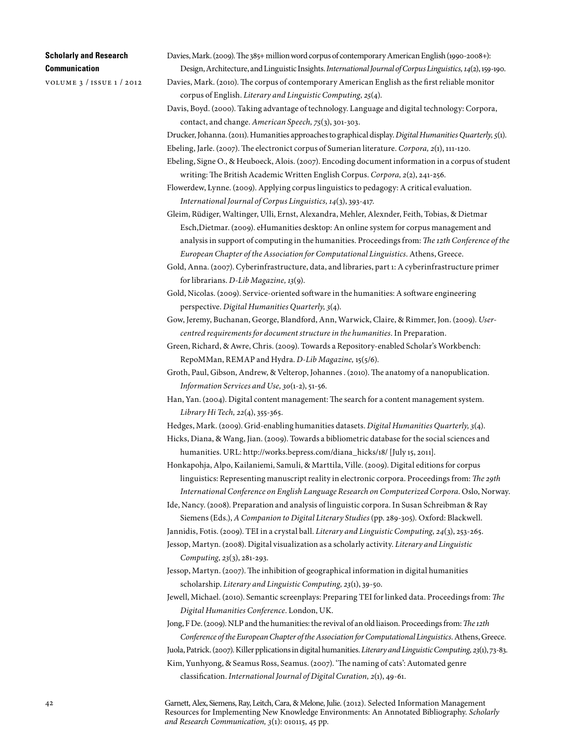Davies, Mark. (2009). The 385+ million word corpus of contemporary American English (1990-2008+): Design, Architecture, and Linguistic Insights. *International Journal of Corpus Linguistics, 14*(2), 159-190.

Davies, Mark. (2010). The corpus of contemporary American English as the first reliable monitor corpus of English. *Literary and Linguistic Computing, 25*(4).

Davis, Boyd. (2000). Taking advantage of technology. Language and digital technology: Corpora, contact, and change. *American Speech, 75*(3), 301-303.

Drucker, Johanna. (2011). Humanities approaches to graphical display. *Digital Humanities Quarterly, 5*(1).

Ebeling, Jarle. (2007). The electronict corpus of Sumerian literature. *Corpora, 2*(1), 111-120.

Ebeling, Signe O., & Heuboeck, Alois. (2007). Encoding document information in a corpus of student writing: The British Academic Written English Corpus. *Corpora, 2*(2), 241-256.

Flowerdew, Lynne. (2009). Applying corpus linguistics to pedagogy: A critical evaluation. *International Journal of Corpus Linguistics, 14*(3), 393-417.

Gleim, Rüdiger, Waltinger, Ulli, Ernst, Alexandra, Mehler, Alexnder, Feith, Tobias, & Dietmar Esch,Dietmar. (2009). eHumanities desktop: An online system for corpus management and analysis in support of computing in the humanities. Proceedings from: *The 12th Conference of the European Chapter of the Association for Computational Linguistics*. Athens, Greece.

Gold, Anna. (2007). Cyberinfrastructure, data, and libraries, part 1: A cyberinfrastructure primer for librarians. *D-Lib Magazine, 13*(9).

Gold, Nicolas. (2009). Service-oriented software in the humanities: A software engineering perspective. *Digital Humanities Quarterly, 3*(4).

Gow, Jeremy, Buchanan, George, Blandford, Ann, Warwick, Claire, & Rimmer, Jon. (2009). *User-centred requirements for document structure in the humanities*. In Preparation.

Green, Richard, & Awre, Chris. (2009). Towards a Repository-enabled Scholar's Workbench: RepoMMan, REMAP and Hydra. *D-Lib Magazine,* 15(5/6).

Groth, Paul, Gibson, Andrew, & Velterop, Johannes . (2010). The anatomy of a nanopublication. *Information Services and Use, 30*(1-2), 51-56.

Han, Yan. (2004). Digital content management: The search for a content management system. *Library Hi Tech, 22*(4), 355-365.

Hedges, Mark. (2009). Grid-enabling humanities datasets. *Digital Humanities Quarterly, 3*(4).

Hicks, Diana, & Wang, Jian. (2009). Towards a bibliometric database for the social sciences and humanities. URL: http://works.bepress.com/diana_hicks/18/ [July 15, 2011].

Honkapohja, Alpo, Kailaniemi, Samuli, & Marttila, Ville. (2009). Digital editions for corpus linguistics: Representing manuscript reality in electronic corpora. Proceedings from: *The 29th International Conference on English Language Research on Computerized Corpora*. Oslo, Norway.

Ide, Nancy. (2008). Preparation and analysis of linguistic corpora. In Susan Schreibman & Ray Siemens (Eds.), *A Companion to Digital Literary Studies* (pp. 289-305). Oxford: Blackwell.

Jannidis, Fotis. (2009). TEI in a crystal ball. *Literary and Linguistic Computing, 24*(3), 253-265.

Jessop, Martyn. (2008). Digital visualization as a scholarly activity. *Literary and Linguistic Computing, 23*(3), 281-293.

Jessop, Martyn. (2007). The inhibition of geographical information in digital humanities scholarship. *Literary and Linguistic Computing, 23*(1), 39-50.

Jewell, Michael. (2010). Semantic screenplays: Preparing TEI for linked data. Proceedings from: *The Digital Humanities Conference*. London, UK.

Jong, F De. (2009). NLP and the humanities: the revival of an old liaison. Proceedings from: *The 12th Conference of the European Chapter of the Association for Computational Linguistics*. Athens, Greece.

Juola, Patrick. (2007). Killer pplications in digital humanities. *Literary and Linguistic Computing, 23*(1), 73-83.

Kim, Yunhyong, & Seamus Ross, Seamus. (2007). 'The naming of cats': Automated genre classification. *International Journal of Digital Curation, 2*(1), 49-61.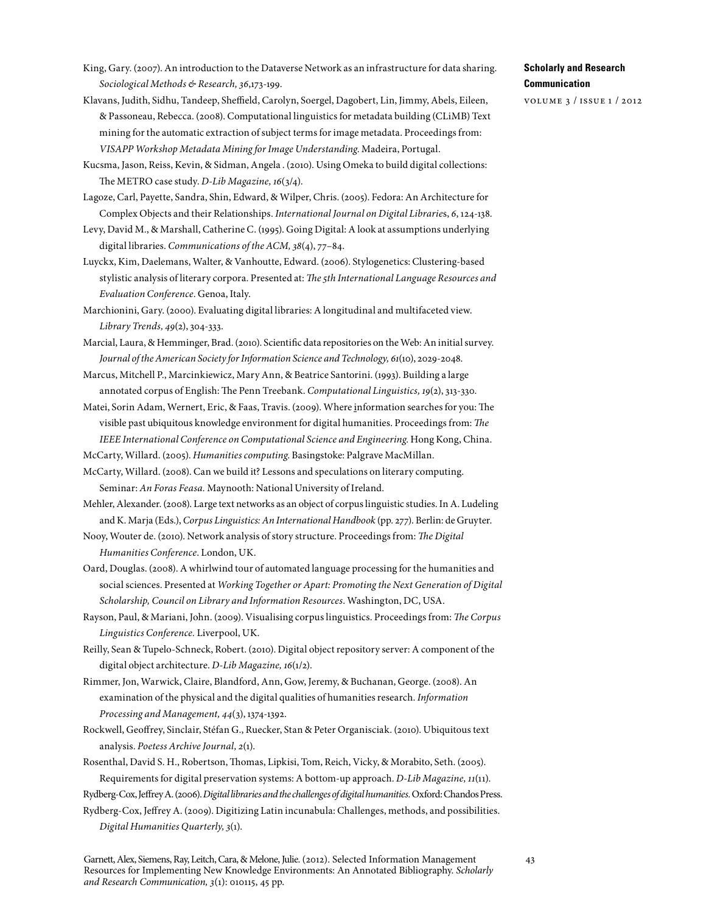King, Gary. (2007). An introduction to the Dataverse Network as an infrastructure for data sharing. *Sociological Methods & Research, 36*,173-199.

Klavans, Judith, Sidhu, Tandeep, Sheffield, Carolyn, Soergel, Dagobert, Lin, Jimmy, Abels, Eileen, & Passoneau, Rebecca. (2008). Computational linguistics for metadata building (CLiMB) Text mining for the automatic extraction of subject terms for image metadata. Proceedings from: *VISAPP Workshop Metadata Mining for Image Understanding.* Madeira, Portugal.

Kucsma, Jason, Reiss, Kevin, & Sidman, Angela . (2010). Using Omeka to build digital collections: The METRO case study. *D-Lib Magazine, 16*(3/4).

Lagoze, Carl, Payette, Sandra, Shin, Edward, & Wilper, Chris. (2005). Fedora: An Architecture for Complex Objects and their Relationships. *International Journal on Digital Libraries*, *6*, 124-138.

Levy, David M., & Marshall, Catherine C. (1995). Going Digital: A look at assumptions underlying digital libraries. *Communications of the ACM, 38*(4), 77–84.

Luyckx, Kim, Daelemans, Walter, & Vanhoutte, Edward. (2006). Stylogenetics: Clustering-based stylistic analysis of literary corpora. Presented at: *The 5th International Language Resources and Evaluation Conference.* Genoa, Italy.

Marchionini, Gary. (2000). Evaluating digital libraries: A longitudinal and multifaceted view. *Library Trends, 49*(2), 304-333.

Marcial, Laura, & Hemminger, Brad. (2010). Scientific data repositories on the Web: An initial survey. *Journal of the American Society for Information Science and Technology, 61*(10), 2029-2048.

Marcus, Mitchell P., Marcinkiewicz, Mary Ann, & Beatrice Santorini. (1993). Building a large annotated corpus of English: The Penn Treebank. *Computational Linguistics, 19*(2), 313-330.

Matei, Sorin Adam, Wernert, Eric, & Faas, Travis. (2009). Where information searches for you: The visible past ubiquitous knowledge environment for digital humanities. Proceedings from: *The IEEE International Conference on Computational Science and Engineering.* Hong Kong, China.

McCarty, Willard. (2005). *Humanities computing.* Basingstoke: Palgrave MacMillan.

McCarty, Willard. (2008). Can we build it? Lessons and speculations on literary computing. Seminar: *An Foras Feasa.* Maynooth: National University of Ireland.

Mehler, Alexander. (2008). Large text networks as an object of corpus linguistic studies. In A. Ludeling and K. Marja (Eds.), *Corpus Linguistics: An International Handbook* (pp. 277). Berlin: de Gruyter.

Nooy, Wouter de. (2010). Network analysis of story structure. Proceedings from: *The Digital Humanities Conference*. London, UK.

Oard, Douglas. (2008). A whirlwind tour of automated language processing for the humanities and social sciences. Presented at *Working Together or Apart: Promoting the Next Generation of Digital Scholarship, Council on Library and Information Resources.* Washington, DC, USA.

Rayson, Paul, & Mariani, John. (2009). Visualising corpus linguistics. Proceedings from: *The Corpus Linguistics Conference.* Liverpool, UK.

Reilly, Sean & Tupelo-Schneck, Robert. (2010). Digital object repository server: A component of the digital object architecture. *D-Lib Magazine, 16*(1/2).

Rimmer, Jon, Warwick, Claire, Blandford, Ann, Gow, Jeremy, & Buchanan, George. (2008). An examination of the physical and the digital qualities of humanities research. *Information Processing and Management, 44*(3), 1374-1392.

Rockwell, Geoffrey, Sinclair, Stéfan G., Ruecker, Stan & Peter Organisciak. (2010). Ubiquitous text analysis. *Poetess Archive Journal, 2*(1).

Rosenthal, David S. H., Robertson, Thomas, Lipkisi, Tom, Reich, Vicky, & Morabito, Seth. (2005). Requirements for digital preservation systems: A bottom-up approach. *D-Lib Magazine, 11*(11).

Rydberg-Cox, Jeffrey A. (2006). *Digital libraries and the challenges of digital humanities.* Oxford: Chandos Press.

Rydberg-Cox, Jeffrey A. (2009). Digitizing Latin incunabula: Challenges, methods, and possibilities. *Digital Humanities Quarterly, 3*(1).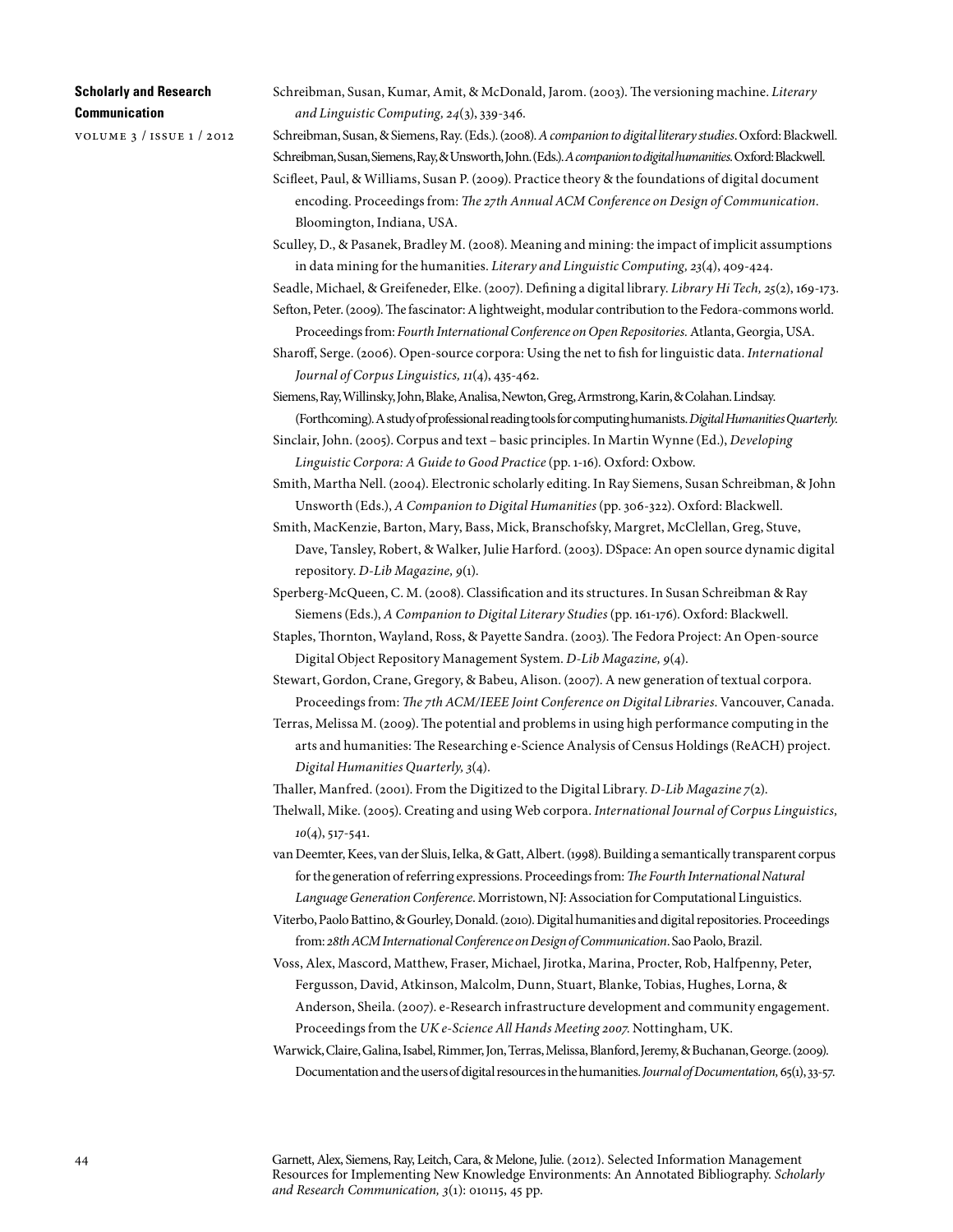Schreibman, Susan, Kumar, Amit, & McDonald, Jarom. (2003). The versioning machine. *Literary and Linguistic Computing, 24*(3), 339-346.

Schreibman, Susan, & Siemens, Ray. (Eds.). (2008). *A companion to digital literary studies*. Oxford: Blackwell.

Schreibman, Susan, Siemens, Ray, & Unsworth, John. (Eds.). *A companion to digital humanities*. Oxford: Blackwell.

Scifleet, Paul, & Williams, Susan P. (2009). Practice theory & the foundations of digital document encoding. Proceedings from: *The 27th Annual ACM Conference on Design of Communication*. Bloomington, Indiana, USA.

Sculley, D., & Pasanek, Bradley M. (2008). Meaning and mining: the impact of implicit assumptions in data mining for the humanities. *Literary and Linguistic Computing, 23*(4), 409-424.

Seadle, Michael, & Greifeneder, Elke. (2007). Defining a digital library. *Library Hi Tech, 25*(2), 169-173.

Sefton, Peter. (2009). The fascinator: A lightweight, modular contribution to the Fedora-commons world. Proceedings from: *Fourth International Conference on Open Repositories*. Atlanta, Georgia, USA.

Sharoff, Serge. (2006). Open-source corpora: Using the net to fish for linguistic data. *International Journal of Corpus Linguistics, 11*(4), 435-462.

Siemens, Ray, Willinsky, John, Blake, Analisa, Newton, Greg, Armstrong, Karin, & Colahan. Lindsay. (Forthcoming). A study of professional reading tools for computing humanists. *Digital Humanities Quarterly*.

Sinclair, John. (2005). Corpus and text – basic principles. In Martin Wynne (Ed.), *Developing Linguistic Corpora: A Guide to Good Practice* (pp. 1-16). Oxford: Oxbow.

Smith, Martha Nell. (2004). Electronic scholarly editing. In Ray Siemens, Susan Schreibman, & John Unsworth (Eds.), *A Companion to Digital Humanities* (pp. 306-322). Oxford: Blackwell.

Smith, MacKenzie, Barton, Mary, Bass, Mick, Branschofsky, Margret, McClellan, Greg, Stuve, Dave, Tansley, Robert, & Walker, Julie Harford. (2003). DSpace: An open source dynamic digital repository. *D-Lib Magazine, 9*(1).

Sperberg-McQueen, C. M. (2008). Classification and its structures. In Susan Schreibman & Ray Siemens (Eds.), *A Companion to Digital Literary Studies* (pp. 161-176). Oxford: Blackwell.

Staples, Thornton, Wayland, Ross, & Payette Sandra. (2003). The Fedora Project: An Open-source Digital Object Repository Management System. *D-Lib Magazine, 9*(4).

Stewart, Gordon, Crane, Gregory, & Babeu, Alison. (2007). A new generation of textual corpora. Proceedings from: *The 7th ACM/IEEE Joint Conference on Digital Libraries*. Vancouver, Canada.

Terras, Melissa M. (2009). The potential and problems in using high performance computing in the arts and humanities: The Researching e-Science Analysis of Census Holdings (ReACH) project. *Digital Humanities Quarterly, 3*(4).

Thaller, Manfred. (2001). From the Digitized to the Digital Library. *D-Lib Magazine 7*(2).

Thelwall, Mike. (2005). Creating and using Web corpora. *International Journal of Corpus Linguistics, 10*(4), 517-541.

van Deemter, Kees, van der Sluis, Ielka, & Gatt, Albert. (1998). Building a semantically transparent corpus for the generation of referring expressions. Proceedings from: *The Fourth International Natural Language Generation Conference*. Morristown, NJ: Association for Computational Linguistics.

Viterbo, Paolo Battino, & Gourley, Donald. (2010). Digital humanities and digital repositories. Proceedings from: *28th ACM International Conference on Design of Communication*. Sao Paolo, Brazil.

Voss, Alex, Mascord, Matthew, Fraser, Michael, Jirotka, Marina, Procter, Rob, Halfpenny, Peter, Fergusson, David, Atkinson, Malcolm, Dunn, Stuart, Blanke, Tobias, Hughes, Lorna, & Anderson, Sheila. (2007). e-Research infrastructure development and community engagement. Proceedings from the *UK e-Science All Hands Meeting 2007*. Nottingham, UK.

Warwick, Claire, Galina, Isabel, Rimmer, Jon, Terras, Melissa, Blanford, Jeremy, & Buchanan, George. (2009). Documentation and the users of digital resources in the humanities. *Journal of Documentation*, 65(1), 33-57.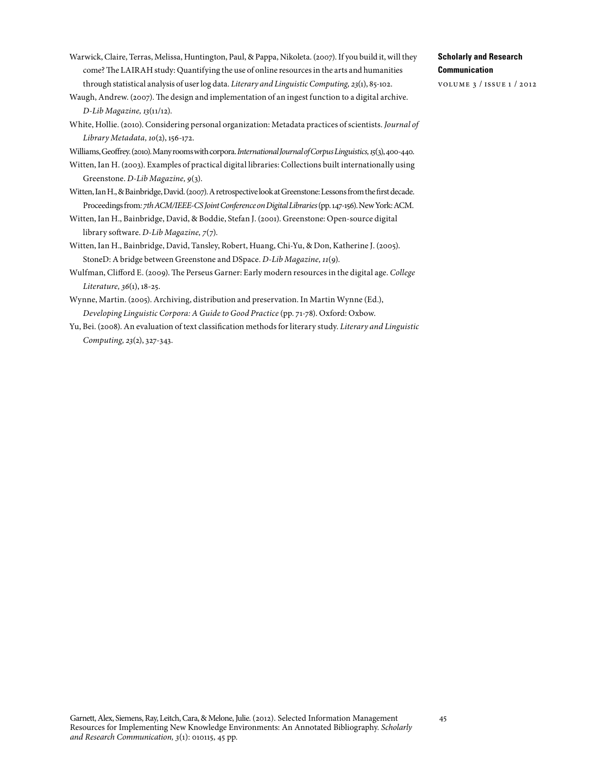Warwick, Claire, Terras, Melissa, Huntington, Paul, & Pappa, Nikoleta. (2007). If you build it, will they come? The LAIRAH study: Quantifying the use of online resources in the arts and humanities through statistical analysis of user log data. *Literary and Linguistic Computing, 23*(1), 85-102.

Waugh, Andrew. (2007). The design and implementation of an ingest function to a digital archive. *D-Lib Magazine, 13*(11/12).

White, Hollie. (2010). Considering personal organization: Metadata practices of scientists. *Journal of Library Metadata, 10*(2), 156-172.

Williams, Geoffrey. (2010). Many rooms with corpora. *International Journal of Corpus Linguistics, 15*(3), 400-440.

Witten, Ian H. (2003). Examples of practical digital libraries: Collections built internationally using Greenstone. *D-Lib Magazine, 9*(3).

Witten, Ian H., & Bainbridge, David. (2007). A retrospective look at Greenstone: Lessons from the first decade. Proceedings from: *7th ACM/IEEE-CS Joint Conference on Digital Libraries* (pp. 147-156). New York: ACM.

Witten, Ian H., Bainbridge, David, & Boddie, Stefan J. (2001). Greenstone: Open-source digital library software. *D-Lib Magazine, 7*(7).

Witten, Ian H., Bainbridge, David, Tansley, Robert, Huang, Chi-Yu, & Don, Katherine J. (2005). StoneD: A bridge between Greenstone and DSpace. *D-Lib Magazine, 11*(9).

Wulfman, Clifford E. (2009). The Perseus Garner: Early modern resources in the digital age. *College Literature, 36*(1), 18-25.

Wynne, Martin. (2005). Archiving, distribution and preservation. In Martin Wynne (Ed.), *Developing Linguistic Corpora: A Guide to Good Practice* (pp. 71-78). Oxford: Oxbow.

Yu, Bei. (2008). An evaluation of text classification methods for literary study. *Literary and Linguistic Computing, 23*(2), 327-343.